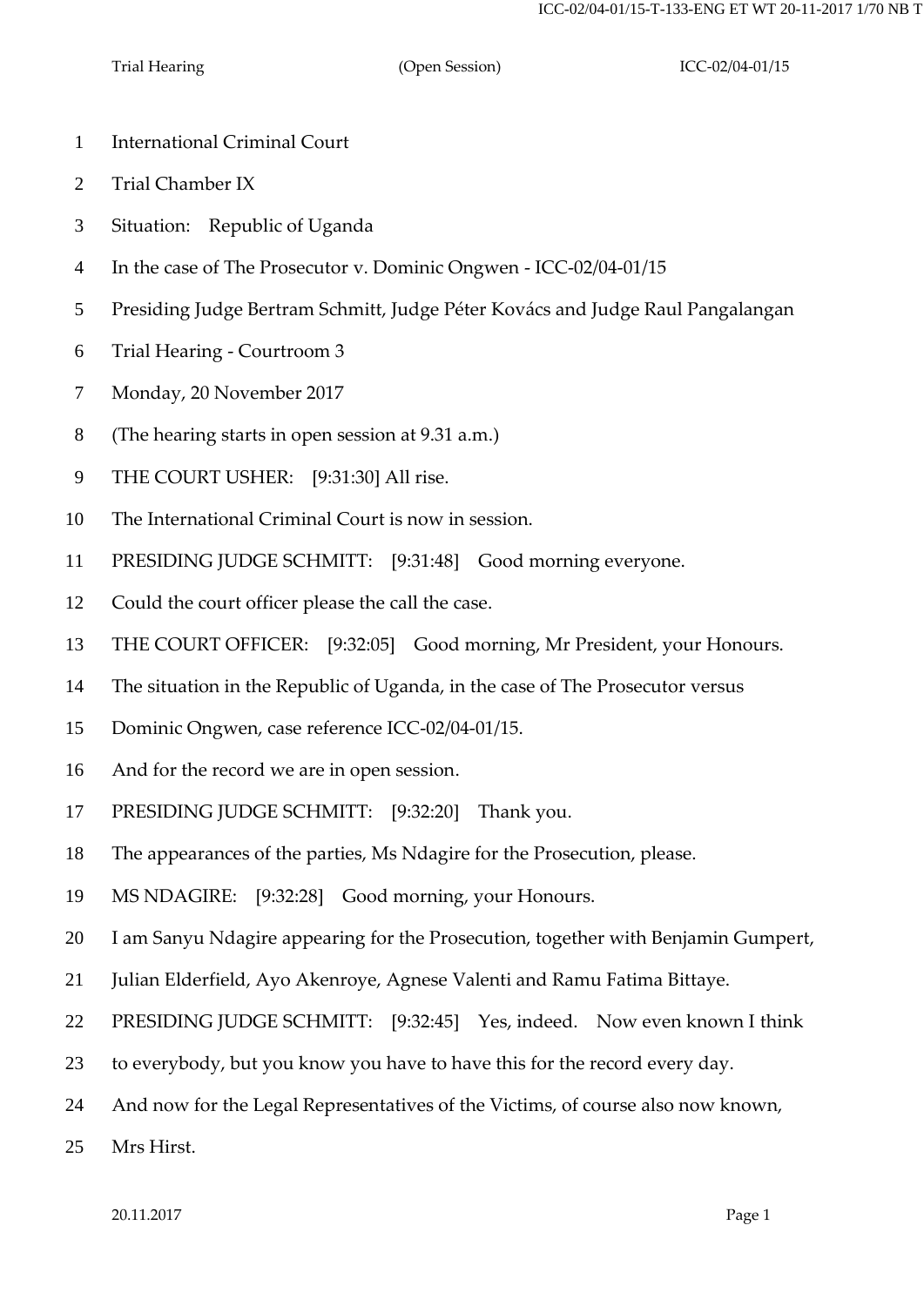International Criminal Court

Trial Chamber IX

Situation: Republic of Uganda

In the case of The Prosecutor v. Dominic Ongwen - ICC-02/04-01/15

Presiding Judge Bertram Schmitt, Judge Péter Kovács and Judge Raul Pangalangan

Trial Hearing - Courtroom 3

Monday, 20 November 2017

(The hearing starts in open session at 9.31 a.m.)

THE COURT USHER: [9:31:30] All rise.

The International Criminal Court is now in session.

PRESIDING JUDGE SCHMITT: [9:31:48] Good morning everyone.

Could the court officer please the call the case.

THE COURT OFFICER: [9:32:05] Good morning, Mr President, your Honours.

The situation in the Republic of Uganda, in the case of The Prosecutor versus Dominic Ongwen, case reference ICC-02/04-01/15.

And for the record we are in open session.

PRESIDING JUDGE SCHMITT: [9:32:20] Thank you.

The appearances of the parties, Ms Ndagire for the Prosecution, please.

MS NDAGIRE: [9:32:28] Good morning, your Honours.

I am Sanyu Ndagire appearing for the Prosecution, together with Benjamin Gumpert, Julian Elderfield, Ayo Akenroye, Agnese Valenti and Ramu Fatima Bittaye.

PRESIDING JUDGE SCHMITT: [9:32:45] Yes, indeed. Now even known I think to everybody, but you know you have to have this for the record every day.

And now for the Legal Representatives of the Victims, of course also now known, Mrs Hirst.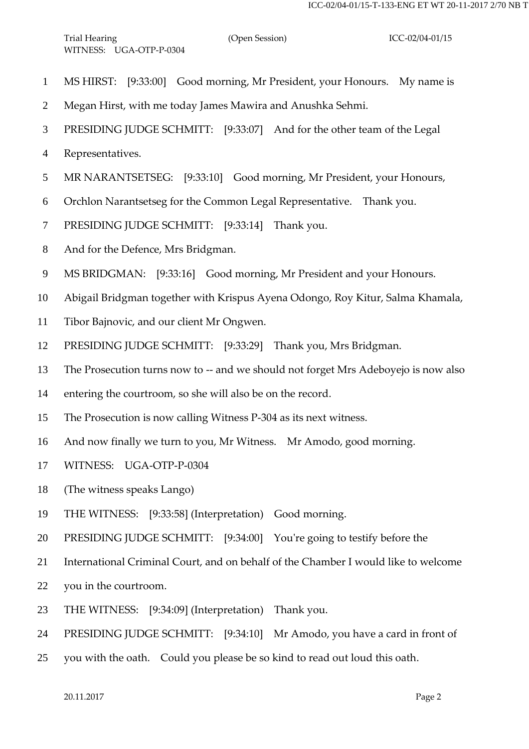MS HIRST: [9:33:00] Good morning, Mr President, your Honours. My name is Megan Hirst, with me today James Mawira and Anushka Sehmi.

PRESIDING JUDGE SCHMITT: [9:33:07] And for the other team of the Legal Representatives.

MR NARANTSETSEG: [9:33:10] Good morning, Mr President, your Honours, Orchlon Narantsetseg for the Common Legal Representative. Thank you.

PRESIDING JUDGE SCHMITT: [9:33:14] Thank you.

And for the Defence, Mrs Bridgman.

MS BRIDGMAN: [9:33:16] Good morning, Mr President and your Honours. Abigail Bridgman together with Krispus Ayena Odongo, Roy Kitur, Salma Khamala, Tibor Bajnovic, and our client Mr Ongwen.

PRESIDING JUDGE SCHMITT: [9:33:29] Thank you, Mrs Bridgman.

The Prosecution turns now to -- and we should not forget Mrs Adeboyejo is now also entering the courtroom, so she will also be on the record.

The Prosecution is now calling Witness P-304 as its next witness.

And now finally we turn to you, Mr Witness. Mr Amodo, good morning.

WITNESS: UGA-OTP-P-0304

(The witness speaks Lango)

THE WITNESS: [9:33:58] (Interpretation) Good morning.

PRESIDING JUDGE SCHMITT: [9:34:00] You're going to testify before the International Criminal Court, and on behalf of the Chamber I would like to welcome you in the courtroom.

THE WITNESS: [9:34:09] (Interpretation) Thank you.

PRESIDING JUDGE SCHMITT: [9:34:10] Mr Amodo, you have a card in front of you with the oath. Could you please be so kind to read out loud this oath.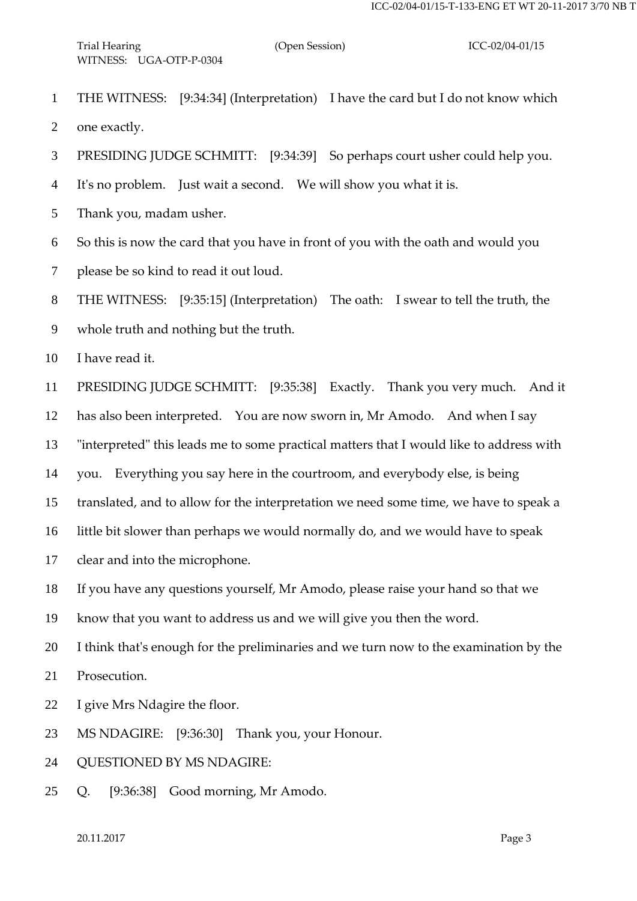THE WITNESS: [9:34:34] (Interpretation) I have the card but I do not know which one exactly.

PRESIDING JUDGE SCHMITT: [9:34:39] So perhaps court usher could help you. It's no problem. Just wait a second. We will show you what it is.

Thank you, madam usher.

So this is now the card that you have in front of you with the oath and would you please be so kind to read it out loud.

THE WITNESS: [9:35:15] (Interpretation) The oath: I swear to tell the truth, the whole truth and nothing but the truth.

I have read it.

PRESIDING JUDGE SCHMITT: [9:35:38] Exactly. Thank you very much. And it has also been interpreted. You are now sworn in, Mr Amodo. And when I say "interpreted" this leads me to some practical matters that I would like to address with you. Everything you say here in the courtroom, and everybody else, is being translated, and to allow for the interpretation we need some time, we have to speak a little bit slower than perhaps we would normally do, and we would have to speak clear and into the microphone.

If you have any questions yourself, Mr Amodo, please raise your hand so that we know that you want to address us and we will give you then the word.

I think that's enough for the preliminaries and we turn now to the examination by the Prosecution.

I give Mrs Ndagire the floor.

MS NDAGIRE: [9:36:30] Thank you, your Honour.

QUESTIONED BY MS NDAGIRE:

Q. [9:36:38] Good morning, Mr Amodo.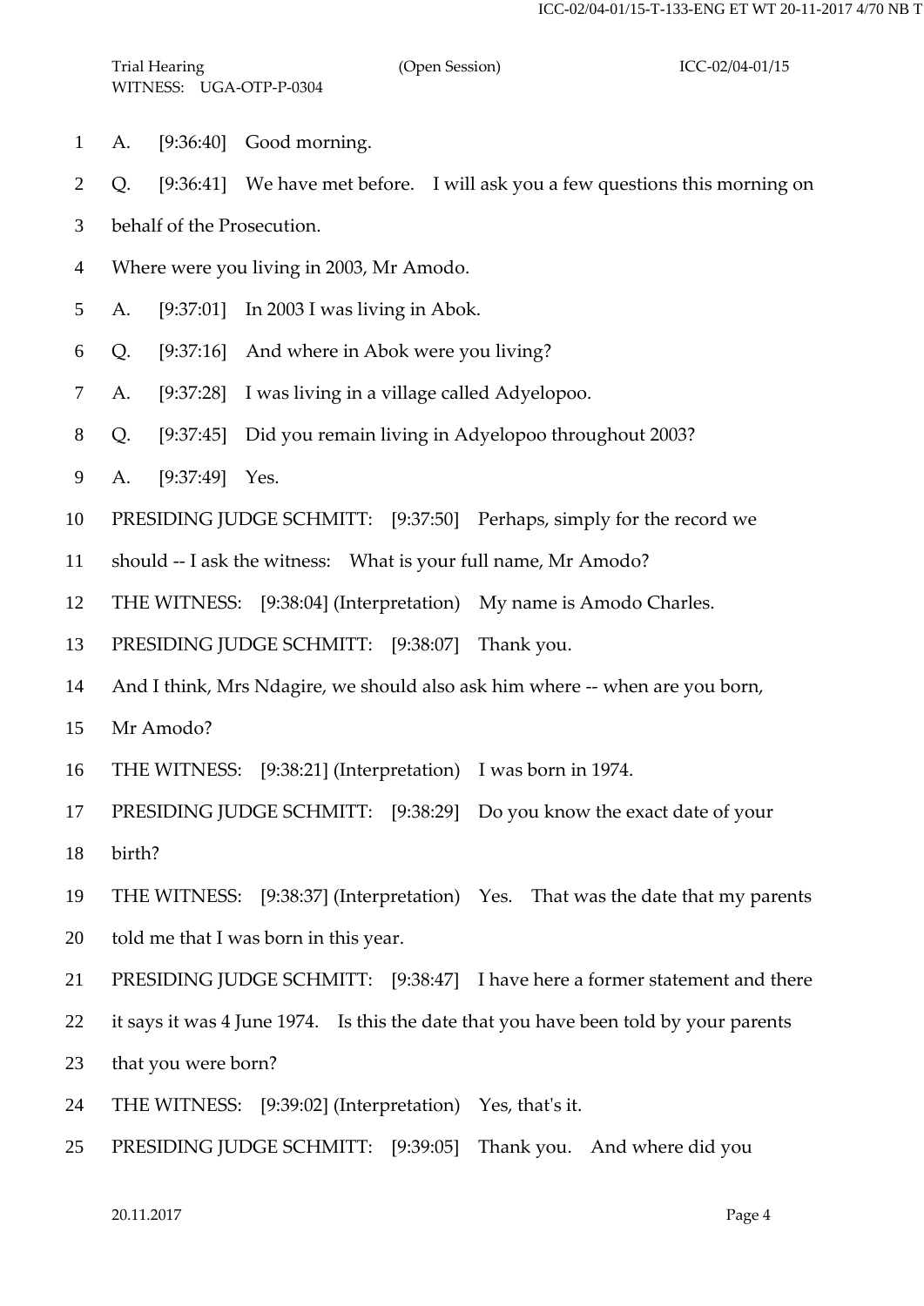Trial Hearing (Open Session) ICC-02/04-01/15
WITNESS: UGA-OTP-P-0304

1 A. [9:36:40] Good morning.

2 Q. [9:36:41] We have met before. I will ask you a few questions this morning on

3 behalf of the Prosecution.

4 Where were you living in 2003, Mr Amodo.

5 A. [9:37:01] In 2003 I was living in Abok.

6 Q. [9:37:16] And where in Abok were you living?

7 A. [9:37:28] I was living in a village called Adyelopoo.

8 Q. [9:37:45] Did you remain living in Adyelopoo throughout 2003?

9 A. [9:37:49] Yes.

10 PRESIDING JUDGE SCHMITT: [9:37:50] Perhaps, simply for the record we

11 should -- I ask the witness: What is your full name, Mr Amodo?

12 THE WITNESS: [9:38:04] (Interpretation) My name is Amodo Charles.

13 PRESIDING JUDGE SCHMITT: [9:38:07] Thank you.

14 And I think, Mrs Ndagire, we should also ask him where -- when are you born,

15 Mr Amodo?

16 THE WITNESS: [9:38:21] (Interpretation) I was born in 1974.

17 PRESIDING JUDGE SCHMITT: [9:38:29] Do you know the exact date of your

18 birth?

19 THE WITNESS: [9:38:37] (Interpretation) Yes. That was the date that my parents

20 told me that I was born in this year.

21 PRESIDING JUDGE SCHMITT: [9:38:47] I have here a former statement and there

22 it says it was 4 June 1974. Is this the date that you have been told by your parents

23 that you were born?

24 THE WITNESS: [9:39:02] (Interpretation) Yes, that's it.

25 PRESIDING JUDGE SCHMITT: [9:39:05] Thank you. And where did you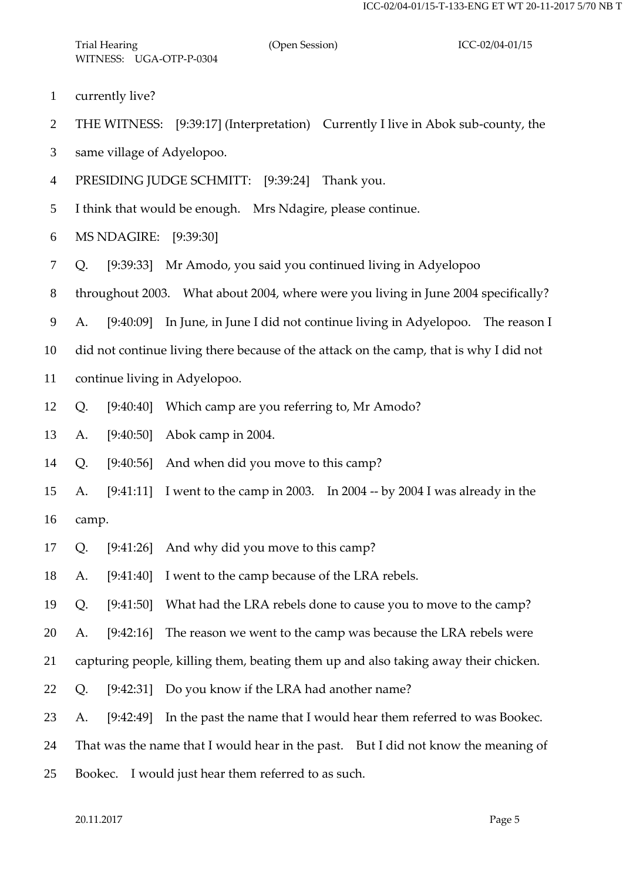1 currently live?

2 THE WITNESS: [9:39:17] (Interpretation) Currently I live in Abok sub-county, the

3 same village of Adyelopoo.

4 PRESIDING JUDGE SCHMITT: [9:39:24] Thank you.

5 I think that would be enough. Mrs Ndagire, please continue.

6 MS NDAGIRE: [9:39:30]

7 Q. [9:39:33] Mr Amodo, you said you continued living in Adyelopoo

8 throughout 2003. What about 2004, where were you living in June 2004 specifically?

9 A. [9:40:09] In June, in June I did not continue living in Adyelopoo. The reason I

10 did not continue living there because of the attack on the camp, that is why I did not

11 continue living in Adyelopoo.

12 Q. [9:40:40] Which camp are you referring to, Mr Amodo?

13 A. [9:40:50] Abok camp in 2004.

14 Q. [9:40:56] And when did you move to this camp?

15 A. [9:41:11] I went to the camp in 2003. In 2004 -- by 2004 I was already in the

16 camp.

17 Q. [9:41:26] And why did you move to this camp?

18 A. [9:41:40] I went to the camp because of the LRA rebels.

19 Q. [9:41:50] What had the LRA rebels done to cause you to move to the camp?

20 A. [9:42:16] The reason we went to the camp was because the LRA rebels were

21 capturing people, killing them, beating them up and also taking away their chicken.

22 Q. [9:42:31] Do you know if the LRA had another name?

23 A. [9:42:49] In the past the name that I would hear them referred to was Bookec.

24 That was the name that I would hear in the past. But I did not know the meaning of

25 Bookec. I would just hear them referred to as such.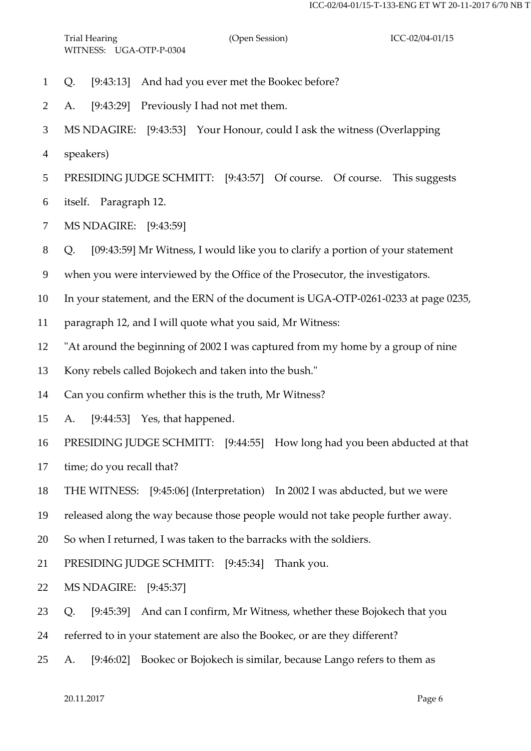Q. [9:43:13] And had you ever met the Bookec before?

A. [9:43:29] Previously I had not met them.

MS NDAGIRE: [9:43:53] Your Honour, could I ask the witness (Overlapping speakers)

PRESIDING JUDGE SCHMITT: [9:43:57] Of course. Of course. This suggests itself. Paragraph 12.

MS NDAGIRE: [9:43:59]

Q. [09:43:59] Mr Witness, I would like you to clarify a portion of your statement when you were interviewed by the Office of the Prosecutor, the investigators. In your statement, and the ERN of the document is UGA-OTP-0261-0233 at page 0235, paragraph 12, and I will quote what you said, Mr Witness:

"At around the beginning of 2002 I was captured from my home by a group of nine Kony rebels called Bojokech and taken into the bush."

Can you confirm whether this is the truth, Mr Witness?

A. [9:44:53] Yes, that happened.

PRESIDING JUDGE SCHMITT: [9:44:55] How long had you been abducted at that time; do you recall that?

THE WITNESS: [9:45:06] (Interpretation) In 2002 I was abducted, but we were released along the way because those people would not take people further away. So when I returned, I was taken to the barracks with the soldiers.

PRESIDING JUDGE SCHMITT: [9:45:34] Thank you.

MS NDAGIRE: [9:45:37]

Q. [9:45:39] And can I confirm, Mr Witness, whether these Bojokech that you referred to in your statement are also the Bookec, or are they different?

A. [9:46:02] Bookec or Bojokech is similar, because Lango refers to them as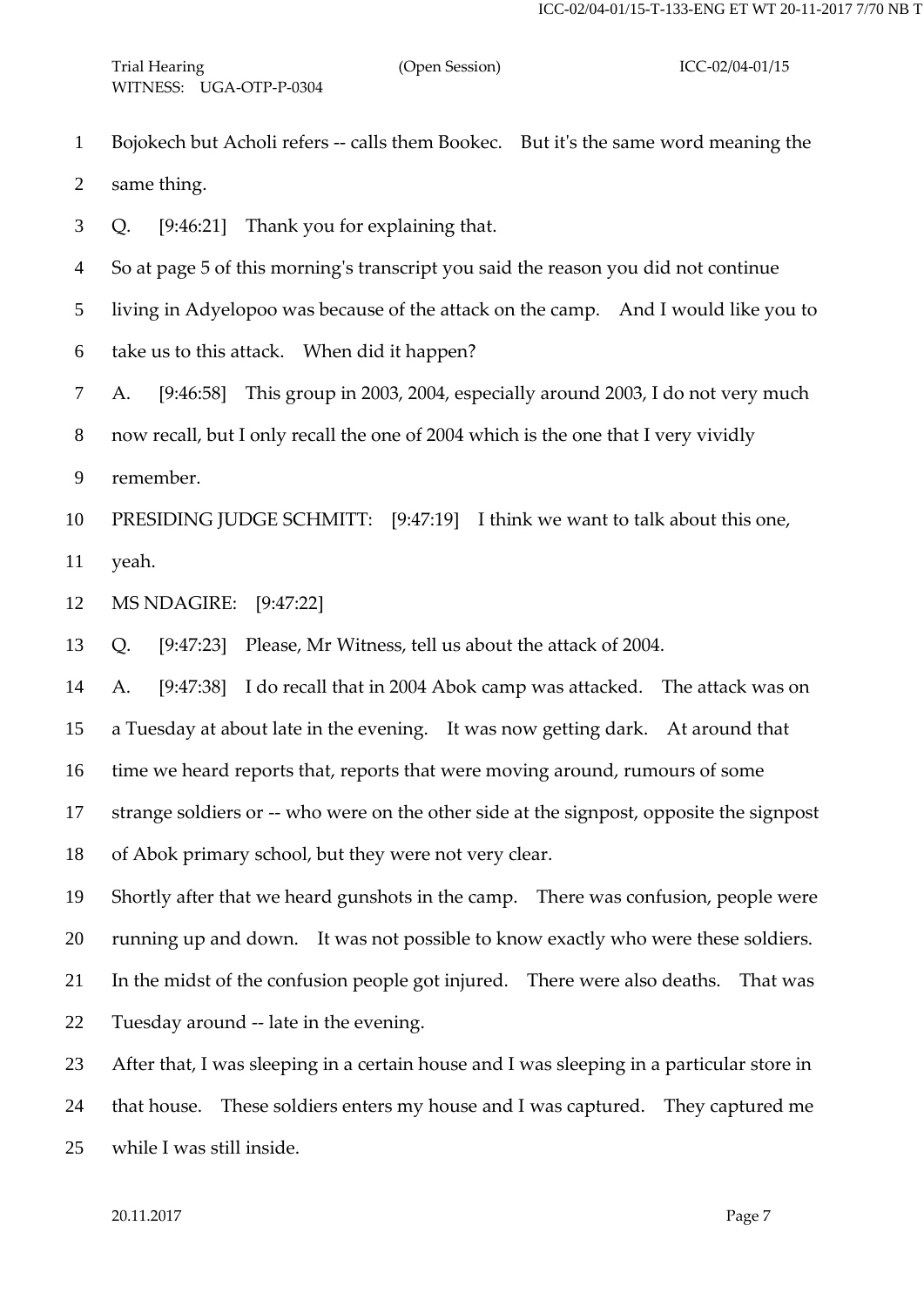Bojokech but Acholi refers -- calls them Bookec. But it's the same word meaning the same thing.

Q. [9:46:21] Thank you for explaining that.

So at page 5 of this morning's transcript you said the reason you did not continue living in Adyelopoo was because of the attack on the camp. And I would like you to take us to this attack. When did it happen?

A. [9:46:58] This group in 2003, 2004, especially around 2003, I do not very much now recall, but I only recall the one of 2004 which is the one that I very vividly remember.

PRESIDING JUDGE SCHMITT: [9:47:19] I think we want to talk about this one, yeah.

MS NDAGIRE: [9:47:22]

Q. [9:47:23] Please, Mr Witness, tell us about the attack of 2004.

A. [9:47:38] I do recall that in 2004 Abok camp was attacked. The attack was on a Tuesday at about late in the evening. It was now getting dark. At around that time we heard reports that, reports that were moving around, rumours of some strange soldiers or -- who were on the other side at the signpost, opposite the signpost of Abok primary school, but they were not very clear.

Shortly after that we heard gunshots in the camp. There was confusion, people were running up and down. It was not possible to know exactly who were these soldiers. In the midst of the confusion people got injured. There were also deaths. That was Tuesday around -- late in the evening.

After that, I was sleeping in a certain house and I was sleeping in a particular store in that house. These soldiers enters my house and I was captured. They captured me while I was still inside.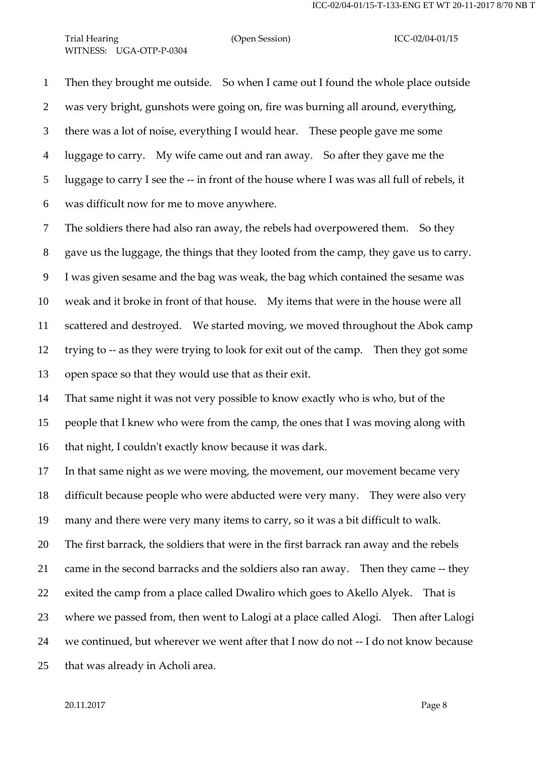Then they brought me outside. So when I came out I found the whole place outside was very bright, gunshots were going on, fire was burning all around, everything, there was a lot of noise, everything I would hear. These people gave me some luggage to carry. My wife came out and ran away. So after they gave me the luggage to carry I see the -- in front of the house where I was was all full of rebels, it was difficult now for me to move anywhere.

The soldiers there had also ran away, the rebels had overpowered them. So they gave us the luggage, the things that they looted from the camp, they gave us to carry. I was given sesame and the bag was weak, the bag which contained the sesame was weak and it broke in front of that house. My items that were in the house were all scattered and destroyed. We started moving, we moved throughout the Abok camp trying to -- as they were trying to look for exit out of the camp. Then they got some open space so that they would use that as their exit.

That same night it was not very possible to know exactly who is who, but of the people that I knew who were from the camp, the ones that I was moving along with that night, I couldn't exactly know because it was dark.

In that same night as we were moving, the movement, our movement became very difficult because people who were abducted were very many. They were also very many and there were very many items to carry, so it was a bit difficult to walk.

The first barrack, the soldiers that were in the first barrack ran away and the rebels came in the second barracks and the soldiers also ran away. Then they came -- they exited the camp from a place called Dwaliro which goes to Akello Alyek. That is where we passed from, then went to Lalogi at a place called Alogi. Then after Lalogi we continued, but wherever we went after that I now do not -- I do not know because that was already in Acholi area.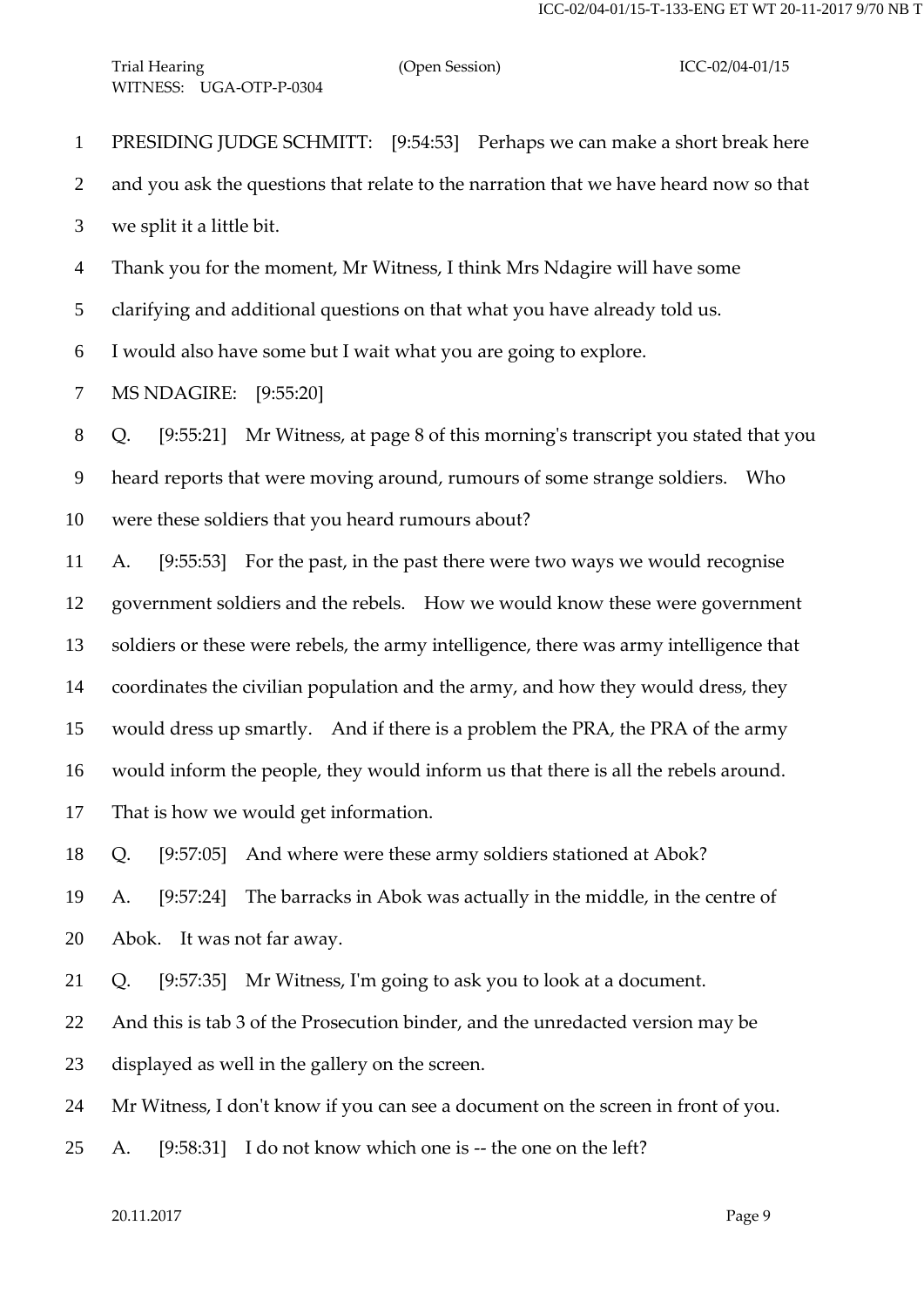PRESIDING JUDGE SCHMITT: [9:54:53] Perhaps we can make a short break here and you ask the questions that relate to the narration that we have heard now so that we split it a little bit.

Thank you for the moment, Mr Witness, I think Mrs Ndagire will have some clarifying and additional questions on that what you have already told us.

I would also have some but I wait what you are going to explore.

MS NDAGIRE: [9:55:20]

Q. [9:55:21] Mr Witness, at page 8 of this morning's transcript you stated that you heard reports that were moving around, rumours of some strange soldiers. Who were these soldiers that you heard rumours about?

A. [9:55:53] For the past, in the past there were two ways we would recognise government soldiers and the rebels. How we would know these were government soldiers or these were rebels, the army intelligence, there was army intelligence that coordinates the civilian population and the army, and how they would dress, they would dress up smartly. And if there is a problem the PRA, the PRA of the army would inform the people, they would inform us that there is all the rebels around. That is how we would get information.

Q. [9:57:05] And where were these army soldiers stationed at Abok?

A. [9:57:24] The barracks in Abok was actually in the middle, in the centre of Abok. It was not far away.

Q. [9:57:35] Mr Witness, I'm going to ask you to look at a document.

And this is tab 3 of the Prosecution binder, and the unredacted version may be displayed as well in the gallery on the screen.

Mr Witness, I don't know if you can see a document on the screen in front of you.

A. [9:58:31] I do not know which one is -- the one on the left?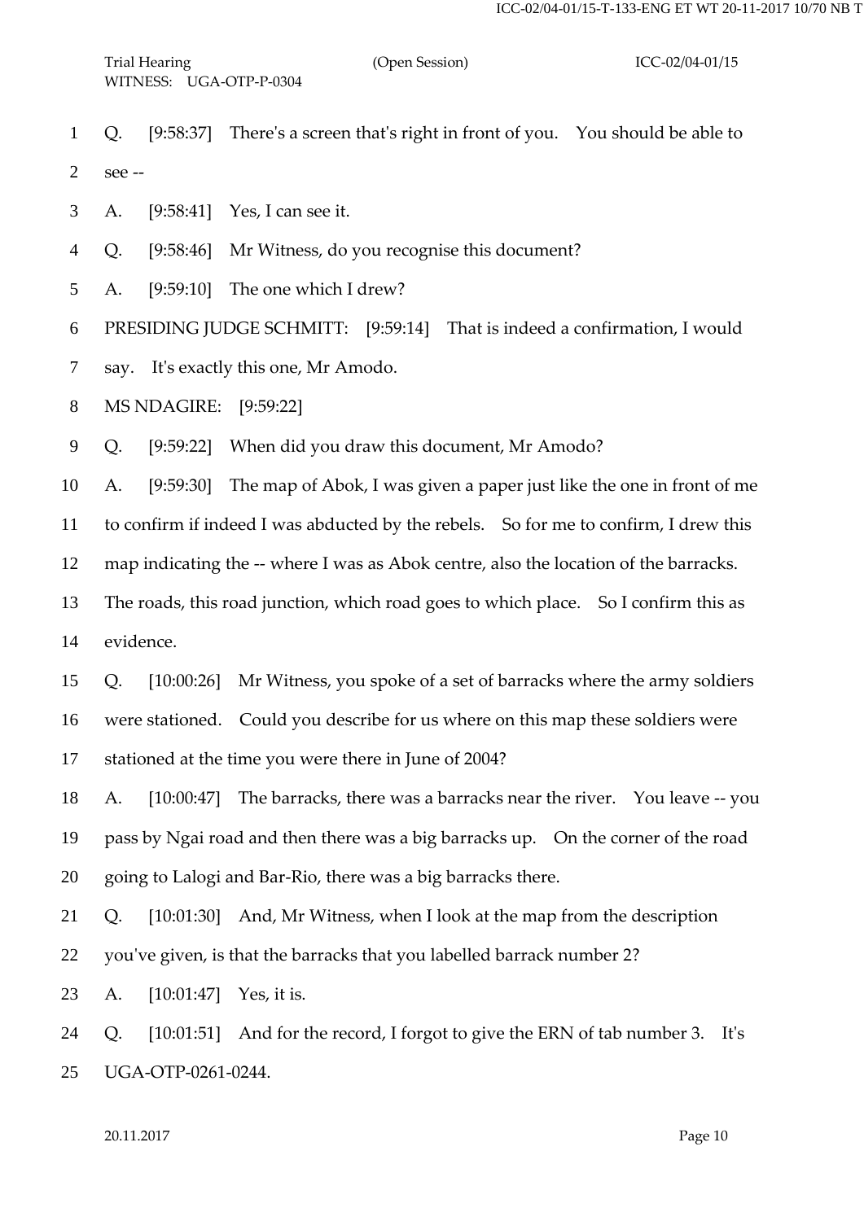Q. [9:58:37] There's a screen that's right in front of you. You should be able to see --

A. [9:58:41] Yes, I can see it.

Q. [9:58:46] Mr Witness, do you recognise this document?

A. [9:59:10] The one which I drew?

PRESIDING JUDGE SCHMITT: [9:59:14] That is indeed a confirmation, I would say. It's exactly this one, Mr Amodo.

MS NDAGIRE: [9:59:22]

Q. [9:59:22] When did you draw this document, Mr Amodo?

A. [9:59:30] The map of Abok, I was given a paper just like the one in front of me to confirm if indeed I was abducted by the rebels. So for me to confirm, I drew this map indicating the -- where I was as Abok centre, also the location of the barracks. The roads, this road junction, which road goes to which place. So I confirm this as evidence.

Q. [10:00:26] Mr Witness, you spoke of a set of barracks where the army soldiers were stationed. Could you describe for us where on this map these soldiers were stationed at the time you were there in June of 2004?

A. [10:00:47] The barracks, there was a barracks near the river. You leave -- you pass by Ngai road and then there was a big barracks up. On the corner of the road going to Lalogi and Bar-Rio, there was a big barracks there.

Q. [10:01:30] And, Mr Witness, when I look at the map from the description you've given, is that the barracks that you labelled barrack number 2?

A. [10:01:47] Yes, it is.

Q. [10:01:51] And for the record, I forgot to give the ERN of tab number 3. It's UGA-OTP-0261-0244.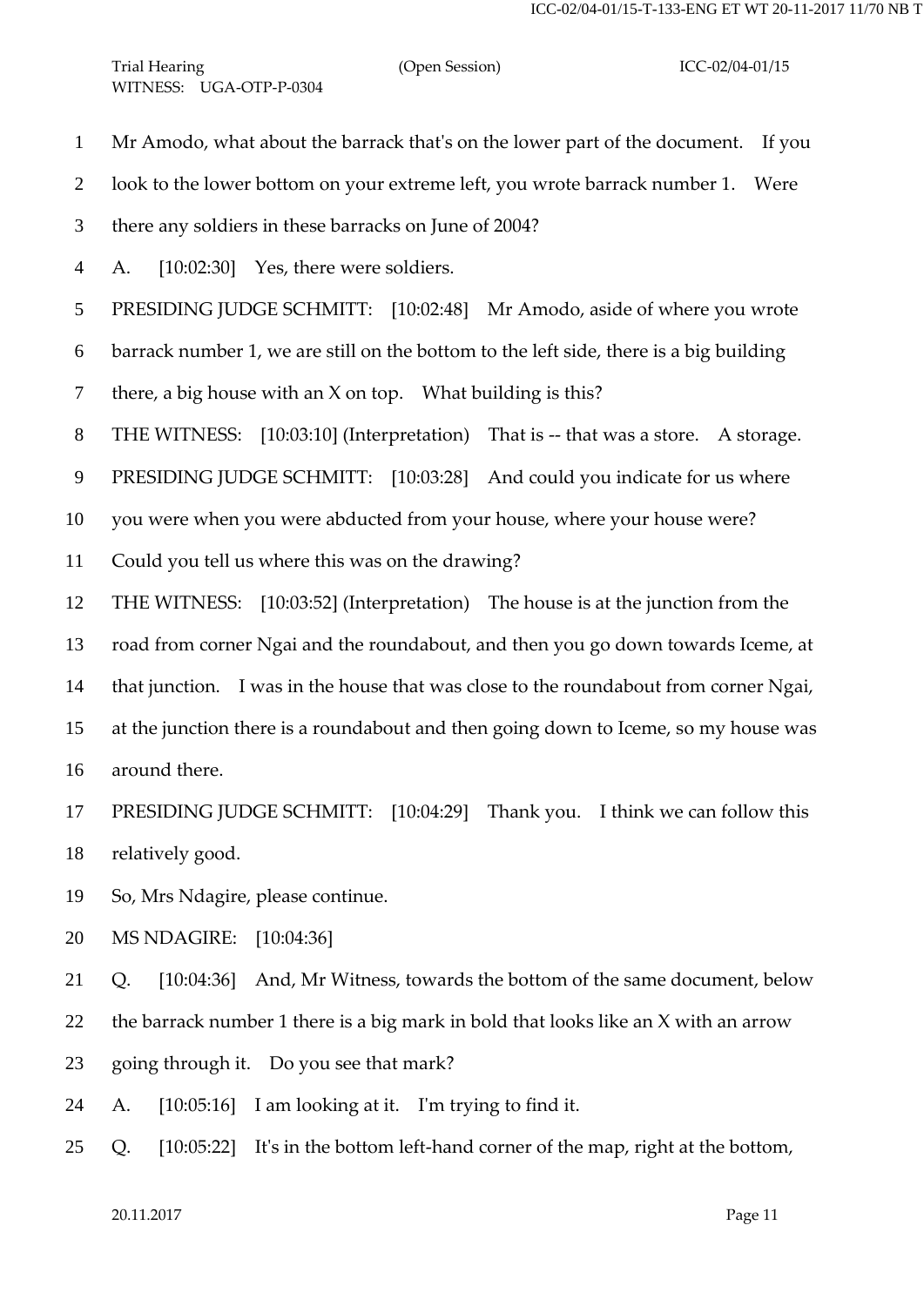Mr Amodo, what about the barrack that's on the lower part of the document. If you look to the lower bottom on your extreme left, you wrote barrack number 1. Were there any soldiers in these barracks on June of 2004?

A. [10:02:30] Yes, there were soldiers.

PRESIDING JUDGE SCHMITT: [10:02:48] Mr Amodo, aside of where you wrote barrack number 1, we are still on the bottom to the left side, there is a big building there, a big house with an X on top. What building is this?

THE WITNESS: [10:03:10] (Interpretation) That is -- that was a store. A storage.

PRESIDING JUDGE SCHMITT: [10:03:28] And could you indicate for us where you were when you were abducted from your house, where your house were? Could you tell us where this was on the drawing?

THE WITNESS: [10:03:52] (Interpretation) The house is at the junction from the road from corner Ngai and the roundabout, and then you go down towards Iceme, at that junction. I was in the house that was close to the roundabout from corner Ngai, at the junction there is a roundabout and then going down to Iceme, so my house was around there.

PRESIDING JUDGE SCHMITT: [10:04:29] Thank you. I think we can follow this relatively good.

So, Mrs Ndagire, please continue.

MS NDAGIRE: [10:04:36]

Q. [10:04:36] And, Mr Witness, towards the bottom of the same document, below the barrack number 1 there is a big mark in bold that looks like an X with an arrow going through it. Do you see that mark?

A. [10:05:16] I am looking at it. I'm trying to find it.

Q. [10:05:22] It's in the bottom left-hand corner of the map, right at the bottom,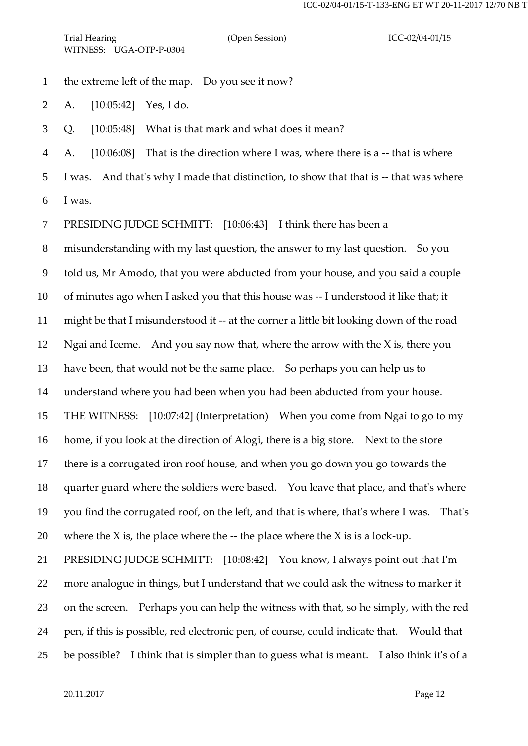the extreme left of the map. Do you see it now?

A. [10:05:42] Yes, I do.

Q. [10:05:48] What is that mark and what does it mean?

A. [10:06:08] That is the direction where I was, where there is a -- that is where I was. And that's why I made that distinction, to show that that is -- that was where I was.

PRESIDING JUDGE SCHMITT: [10:06:43] I think there has been a misunderstanding with my last question, the answer to my last question. So you told us, Mr Amodo, that you were abducted from your house, and you said a couple of minutes ago when I asked you that this house was -- I understood it like that; it might be that I misunderstood it -- at the corner a little bit looking down of the road Ngai and Iceme. And you say now that, where the arrow with the X is, there you have been, that would not be the same place. So perhaps you can help us to understand where you had been when you had been abducted from your house.

THE WITNESS: [10:07:42] (Interpretation) When you come from Ngai to go to my home, if you look at the direction of Alogi, there is a big store. Next to the store there is a corrugated iron roof house, and when you go down you go towards the quarter guard where the soldiers were based. You leave that place, and that's where you find the corrugated roof, on the left, and that is where, that's where I was. That's where the X is, the place where the -- the place where the X is is a lock-up.

PRESIDING JUDGE SCHMITT: [10:08:42] You know, I always point out that I'm more analogue in things, but I understand that we could ask the witness to marker it on the screen. Perhaps you can help the witness with that, so he simply, with the red pen, if this is possible, red electronic pen, of course, could indicate that. Would that be possible? I think that is simpler than to guess what is meant. I also think it's of a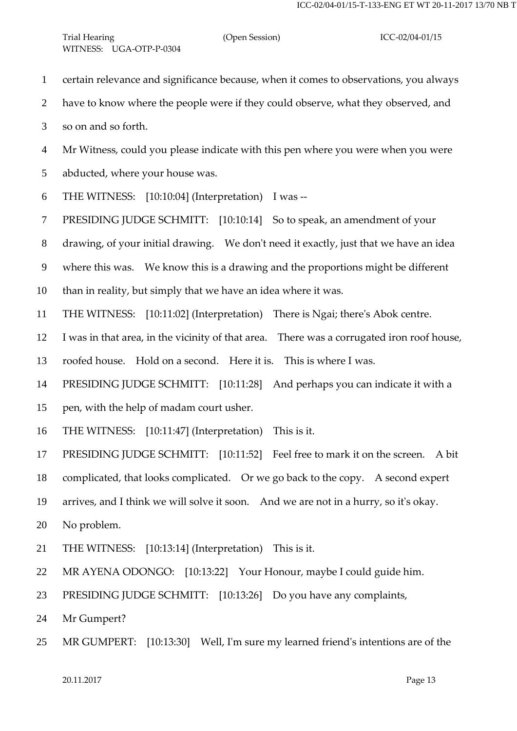certain relevance and significance because, when it comes to observations, you always have to know where the people were if they could observe, what they observed, and so on and so forth.

Mr Witness, could you please indicate with this pen where you were when you were abducted, where your house was.

THE WITNESS: [10:10:04] (Interpretation) I was --

PRESIDING JUDGE SCHMITT: [10:10:14] So to speak, an amendment of your drawing, of your initial drawing. We don't need it exactly, just that we have an idea where this was. We know this is a drawing and the proportions might be different than in reality, but simply that we have an idea where it was.

THE WITNESS: [10:11:02] (Interpretation) There is Ngai; there's Abok centre. I was in that area, in the vicinity of that area. There was a corrugated iron roof house, roofed house. Hold on a second. Here it is. This is where I was.

PRESIDING JUDGE SCHMITT: [10:11:28] And perhaps you can indicate it with a pen, with the help of madam court usher.

THE WITNESS: [10:11:47] (Interpretation) This is it.

PRESIDING JUDGE SCHMITT: [10:11:52] Feel free to mark it on the screen. A bit complicated, that looks complicated. Or we go back to the copy. A second expert arrives, and I think we will solve it soon. And we are not in a hurry, so it's okay. No problem.

THE WITNESS: [10:13:14] (Interpretation) This is it.

MR AYENA ODONGO: [10:13:22] Your Honour, maybe I could guide him.

PRESIDING JUDGE SCHMITT: [10:13:26] Do you have any complaints, Mr Gumpert?

MR GUMPERT: [10:13:30] Well, I'm sure my learned friend's intentions are of the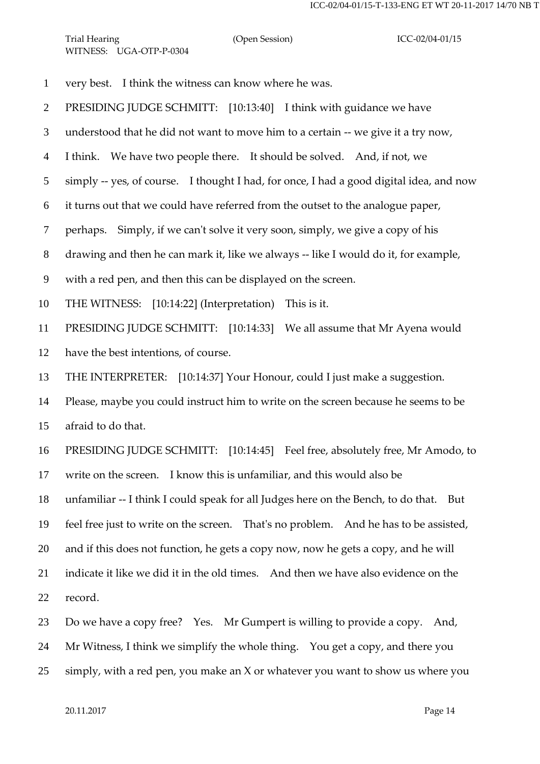1 very best. I think the witness can know where he was.

2 PRESIDING JUDGE SCHMITT: [10:13:40] I think with guidance we have

3 understood that he did not want to move him to a certain -- we give it a try now,

4 I think. We have two people there. It should be solved. And, if not, we

5 simply -- yes, of course. I thought I had, for once, I had a good digital idea, and now

6 it turns out that we could have referred from the outset to the analogue paper,

7 perhaps. Simply, if we can't solve it very soon, simply, we give a copy of his

8 drawing and then he can mark it, like we always -- like I would do it, for example,

9 with a red pen, and then this can be displayed on the screen.

10 THE WITNESS: [10:14:22] (Interpretation) This is it.

11 PRESIDING JUDGE SCHMITT: [10:14:33] We all assume that Mr Ayena would

12 have the best intentions, of course.

13 THE INTERPRETER: [10:14:37] Your Honour, could I just make a suggestion.

14 Please, maybe you could instruct him to write on the screen because he seems to be

15 afraid to do that.

16 PRESIDING JUDGE SCHMITT: [10:14:45] Feel free, absolutely free, Mr Amodo, to

17 write on the screen. I know this is unfamiliar, and this would also be

18 unfamiliar -- I think I could speak for all Judges here on the Bench, to do that. But

19 feel free just to write on the screen. That's no problem. And he has to be assisted,

20 and if this does not function, he gets a copy now, now he gets a copy, and he will

21 indicate it like we did it in the old times. And then we have also evidence on the

22 record.

23 Do we have a copy free? Yes. Mr Gumpert is willing to provide a copy. And,

24 Mr Witness, I think we simplify the whole thing. You get a copy, and there you

25 simply, with a red pen, you make an X or whatever you want to show us where you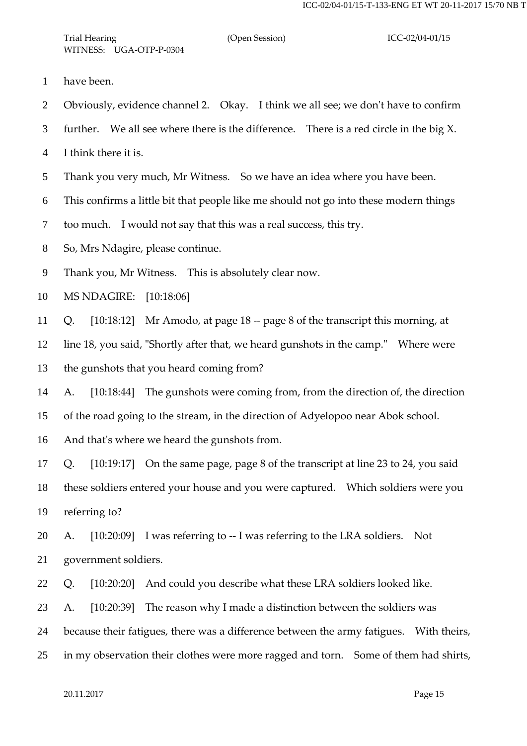have been.

Obviously, evidence channel 2. Okay. I think we all see; we don't have to confirm further. We all see where there is the difference. There is a red circle in the big X. I think there it is.

Thank you very much, Mr Witness. So we have an idea where you have been. This confirms a little bit that people like me should not go into these modern things too much. I would not say that this was a real success, this try.

So, Mrs Ndagire, please continue.

Thank you, Mr Witness. This is absolutely clear now.

MS NDAGIRE: [10:18:06]

Q. [10:18:12] Mr Amodo, at page 18 -- page 8 of the transcript this morning, at line 18, you said, "Shortly after that, we heard gunshots in the camp." Where were the gunshots that you heard coming from?

A. [10:18:44] The gunshots were coming from, from the direction of, the direction of the road going to the stream, in the direction of Adyelopoo near Abok school. And that's where we heard the gunshots from.

Q. [10:19:17] On the same page, page 8 of the transcript at line 23 to 24, you said these soldiers entered your house and you were captured. Which soldiers were you referring to?

A. [10:20:09] I was referring to -- I was referring to the LRA soldiers. Not government soldiers.

Q. [10:20:20] And could you describe what these LRA soldiers looked like.

A. [10:20:39] The reason why I made a distinction between the soldiers was because their fatigues, there was a difference between the army fatigues. With theirs, in my observation their clothes were more ragged and torn. Some of them had shirts,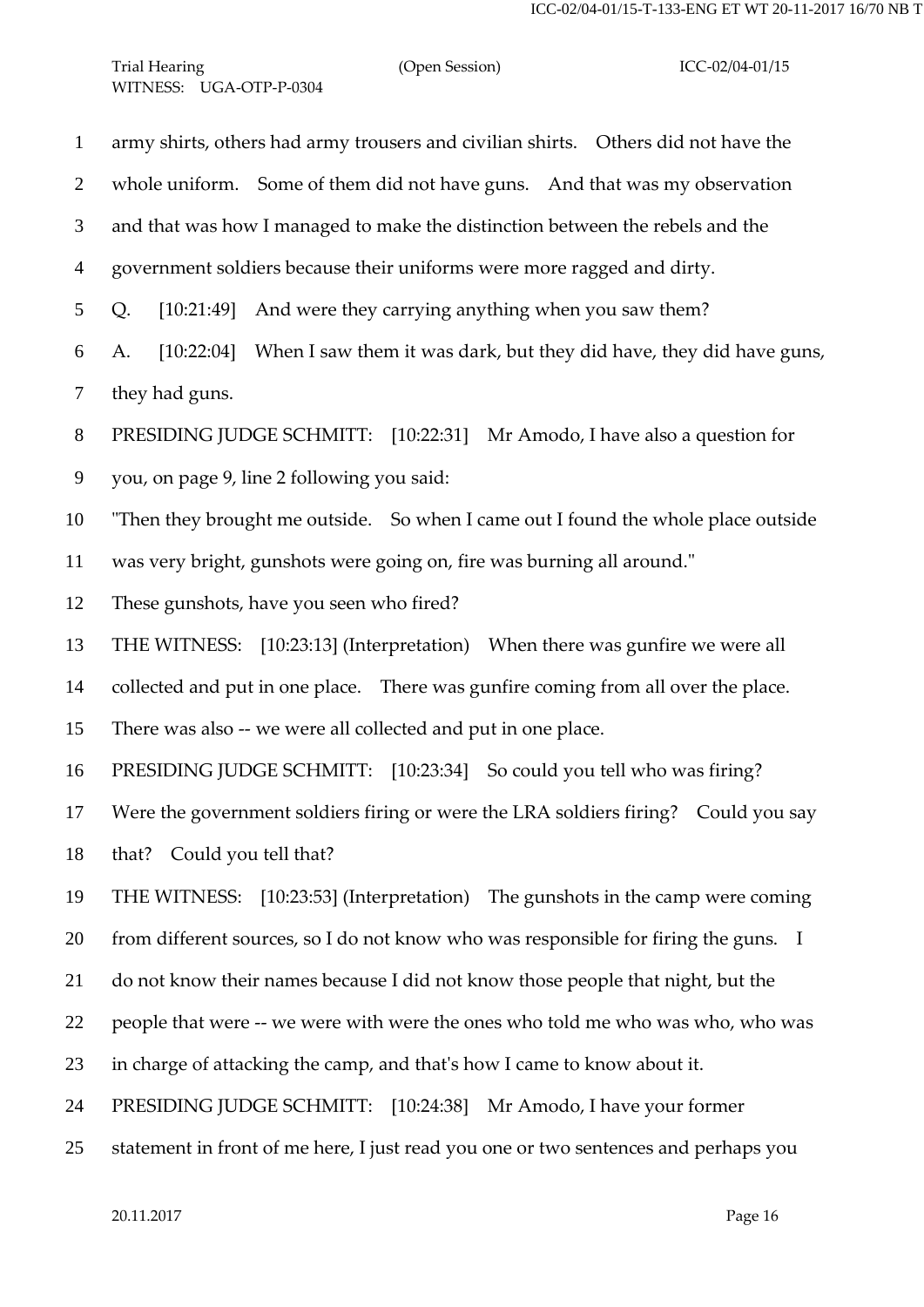army shirts, others had army trousers and civilian shirts. Others did not have the whole uniform. Some of them did not have guns. And that was my observation and that was how I managed to make the distinction between the rebels and the government soldiers because their uniforms were more ragged and dirty.

Q. [10:21:49] And were they carrying anything when you saw them?

A. [10:22:04] When I saw them it was dark, but they did have, they did have guns, they had guns.

PRESIDING JUDGE SCHMITT: [10:22:31] Mr Amodo, I have also a question for you, on page 9, line 2 following you said:

"Then they brought me outside. So when I came out I found the whole place outside was very bright, gunshots were going on, fire was burning all around."

These gunshots, have you seen who fired?

THE WITNESS: [10:23:13] (Interpretation) When there was gunfire we were all collected and put in one place. There was gunfire coming from all over the place. There was also -- we were all collected and put in one place.

PRESIDING JUDGE SCHMITT: [10:23:34] So could you tell who was firing? Were the government soldiers firing or were the LRA soldiers firing? Could you say that? Could you tell that?

THE WITNESS: [10:23:53] (Interpretation) The gunshots in the camp were coming from different sources, so I do not know who was responsible for firing the guns. I do not know their names because I did not know those people that night, but the people that were -- we were with were the ones who told me who was who, who was in charge of attacking the camp, and that's how I came to know about it.

PRESIDING JUDGE SCHMITT: [10:24:38] Mr Amodo, I have your former statement in front of me here, I just read you one or two sentences and perhaps you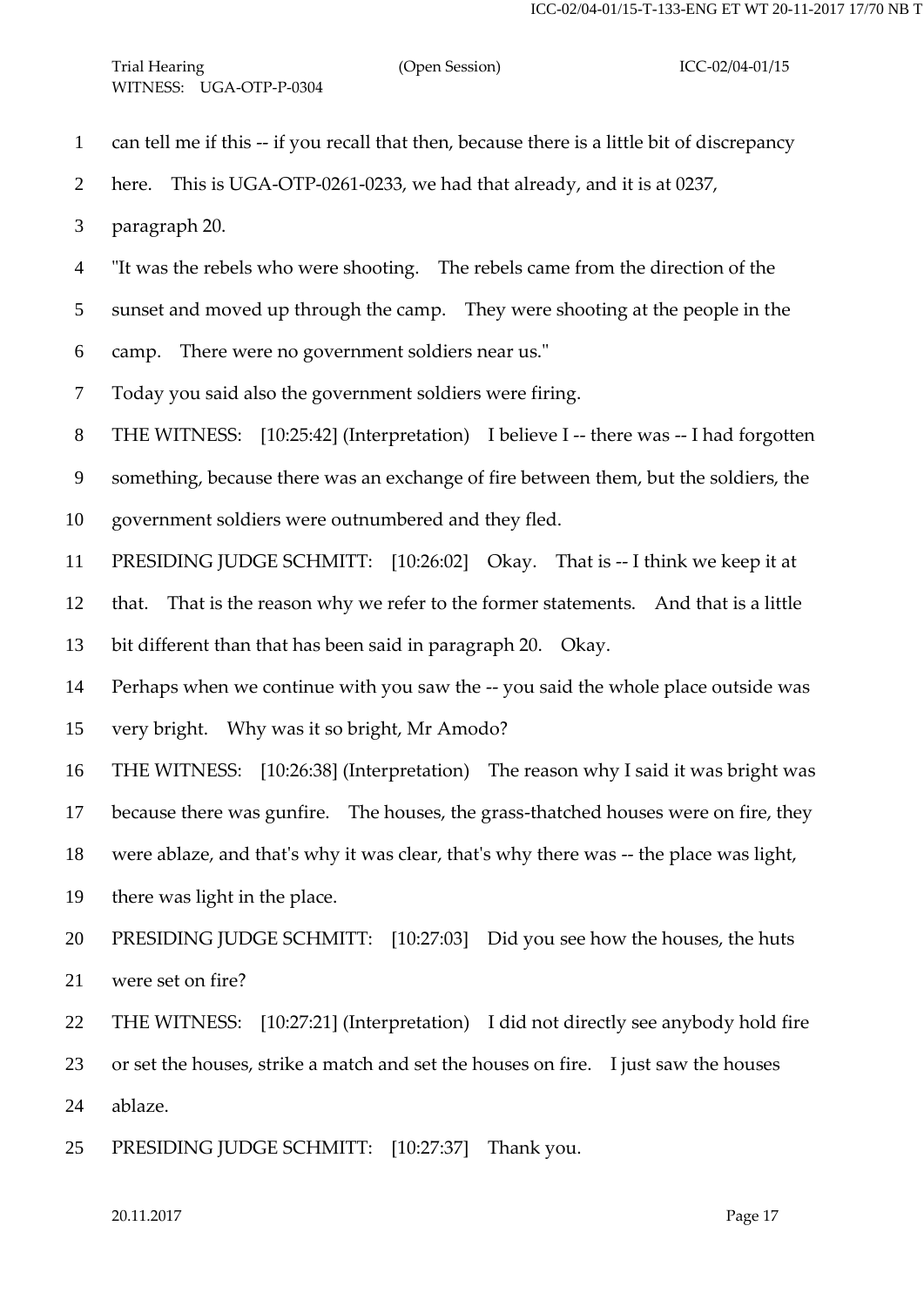can tell me if this -- if you recall that then, because there is a little bit of discrepancy here. This is UGA-OTP-0261-0233, we had that already, and it is at 0237, paragraph 20.

"It was the rebels who were shooting. The rebels came from the direction of the sunset and moved up through the camp. They were shooting at the people in the camp. There were no government soldiers near us."

Today you said also the government soldiers were firing.

THE WITNESS: [10:25:42] (Interpretation) I believe I -- there was -- I had forgotten something, because there was an exchange of fire between them, but the soldiers, the government soldiers were outnumbered and they fled.

PRESIDING JUDGE SCHMITT: [10:26:02] Okay. That is -- I think we keep it at that. That is the reason why we refer to the former statements. And that is a little bit different than that has been said in paragraph 20. Okay.

Perhaps when we continue with you saw the -- you said the whole place outside was very bright. Why was it so bright, Mr Amodo?

THE WITNESS: [10:26:38] (Interpretation) The reason why I said it was bright was because there was gunfire. The houses, the grass-thatched houses were on fire, they were ablaze, and that's why it was clear, that's why there was -- the place was light, there was light in the place.

PRESIDING JUDGE SCHMITT: [10:27:03] Did you see how the houses, the huts were set on fire?

THE WITNESS: [10:27:21] (Interpretation) I did not directly see anybody hold fire or set the houses, strike a match and set the houses on fire. I just saw the houses ablaze.

PRESIDING JUDGE SCHMITT: [10:27:37] Thank you.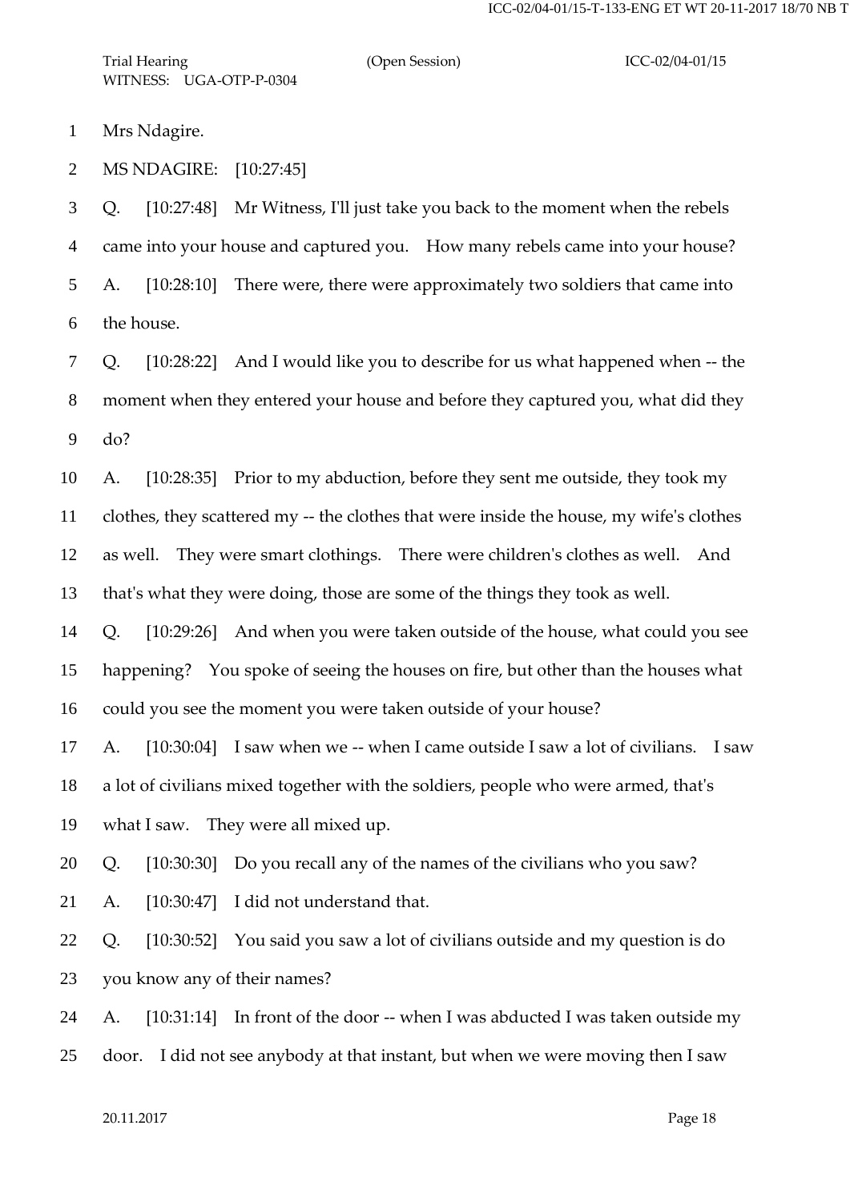Mrs Ndagire.

MS NDAGIRE: [10:27:45]

Q. [10:27:48] Mr Witness, I'll just take you back to the moment when the rebels came into your house and captured you. How many rebels came into your house?

A. [10:28:10] There were, there were approximately two soldiers that came into the house.

Q. [10:28:22] And I would like you to describe for us what happened when -- the moment when they entered your house and before they captured you, what did they do?

A. [10:28:35] Prior to my abduction, before they sent me outside, they took my clothes, they scattered my -- the clothes that were inside the house, my wife's clothes as well. They were smart clothings. There were children's clothes as well. And that's what they were doing, those are some of the things they took as well.

Q. [10:29:26] And when you were taken outside of the house, what could you see happening? You spoke of seeing the houses on fire, but other than the houses what could you see the moment you were taken outside of your house?

A. [10:30:04] I saw when we -- when I came outside I saw a lot of civilians. I saw a lot of civilians mixed together with the soldiers, people who were armed, that's what I saw. They were all mixed up.

Q. [10:30:30] Do you recall any of the names of the civilians who you saw?

A. [10:30:47] I did not understand that.

Q. [10:30:52] You said you saw a lot of civilians outside and my question is do you know any of their names?

A. [10:31:14] In front of the door -- when I was abducted I was taken outside my door. I did not see anybody at that instant, but when we were moving then I saw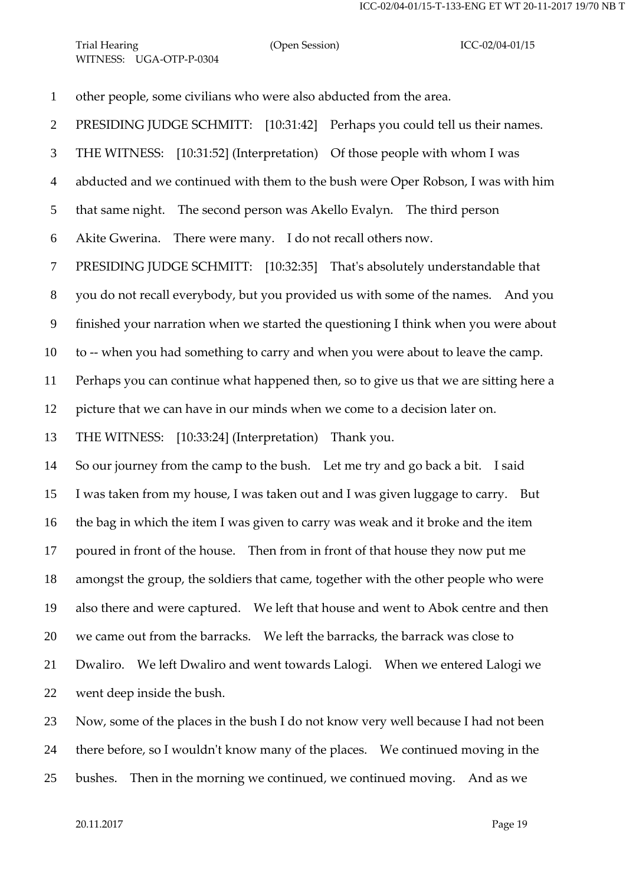other people, some civilians who were also abducted from the area.

PRESIDING JUDGE SCHMITT: [10:31:42] Perhaps you could tell us their names.

THE WITNESS: [10:31:52] (Interpretation) Of those people with whom I was abducted and we continued with them to the bush were Oper Robson, I was with him that same night. The second person was Akello Evalyn. The third person Akite Gwerina. There were many. I do not recall others now.

PRESIDING JUDGE SCHMITT: [10:32:35] That's absolutely understandable that you do not recall everybody, but you provided us with some of the names. And you finished your narration when we started the questioning I think when you were about to -- when you had something to carry and when you were about to leave the camp. Perhaps you can continue what happened then, so to give us that we are sitting here a picture that we can have in our minds when we come to a decision later on.

THE WITNESS: [10:33:24] (Interpretation) Thank you.

So our journey from the camp to the bush. Let me try and go back a bit. I said I was taken from my house, I was taken out and I was given luggage to carry. But the bag in which the item I was given to carry was weak and it broke and the item poured in front of the house. Then from in front of that house they now put me amongst the group, the soldiers that came, together with the other people who were also there and were captured. We left that house and went to Abok centre and then we came out from the barracks. We left the barracks, the barrack was close to Dwaliro. We left Dwaliro and went towards Lalogi. When we entered Lalogi we went deep inside the bush.

Now, some of the places in the bush I do not know very well because I had not been there before, so I wouldn't know many of the places. We continued moving in the bushes. Then in the morning we continued, we continued moving. And as we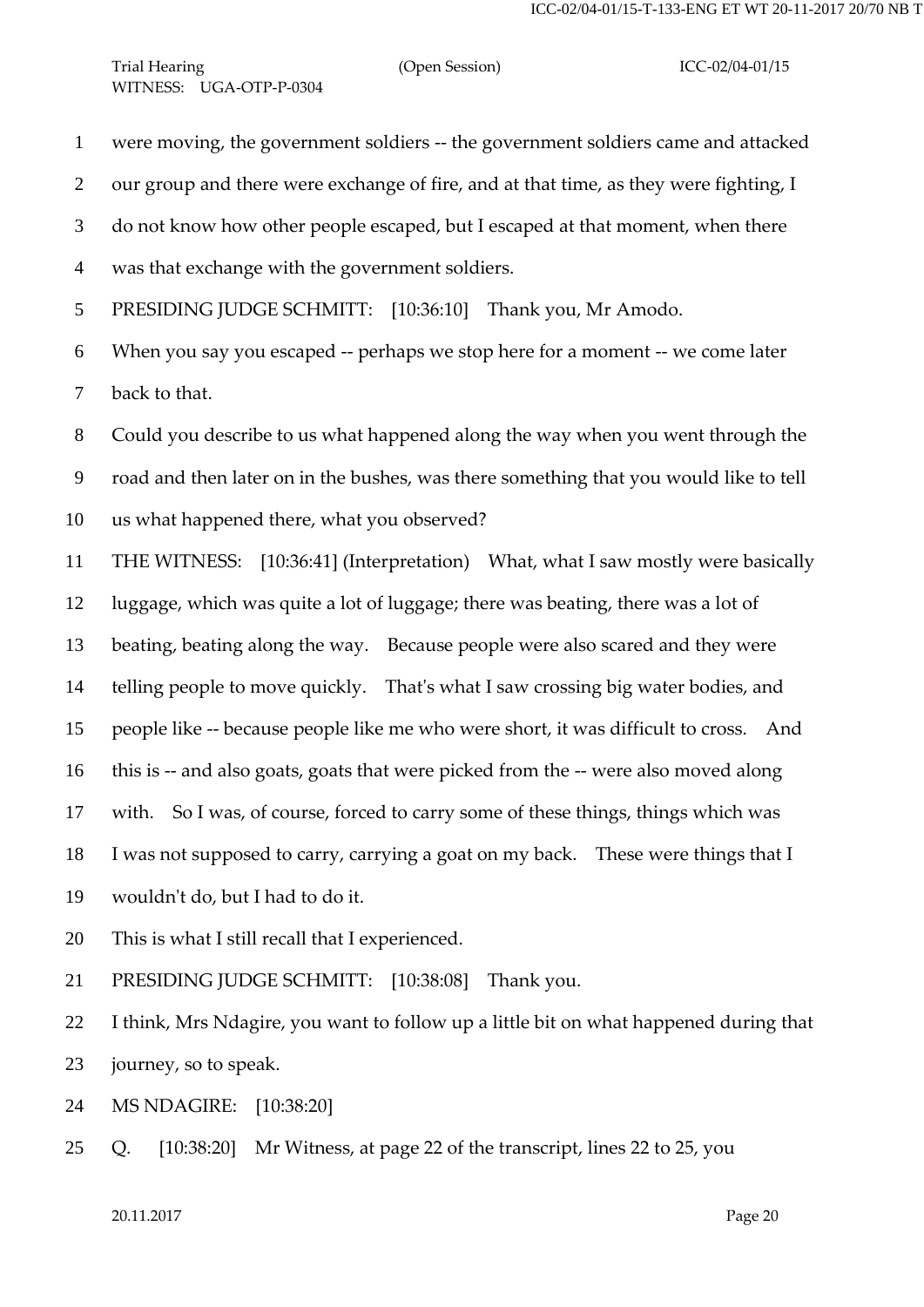1 were moving, the government soldiers -- the government soldiers came and attacked

2 our group and there were exchange of fire, and at that time, as they were fighting, I

3 do not know how other people escaped, but I escaped at that moment, when there

4 was that exchange with the government soldiers.

5 PRESIDING JUDGE SCHMITT: [10:36:10] Thank you, Mr Amodo.

6 When you say you escaped -- perhaps we stop here for a moment -- we come later

7 back to that.

8 Could you describe to us what happened along the way when you went through the

9 road and then later on in the bushes, was there something that you would like to tell

10 us what happened there, what you observed?

11 THE WITNESS: [10:36:41] (Interpretation) What, what I saw mostly were basically

12 luggage, which was quite a lot of luggage; there was beating, there was a lot of

13 beating, beating along the way. Because people were also scared and they were

14 telling people to move quickly. That's what I saw crossing big water bodies, and

15 people like -- because people like me who were short, it was difficult to cross. And

16 this is -- and also goats, goats that were picked from the -- were also moved along

17 with. So I was, of course, forced to carry some of these things, things which was

18 I was not supposed to carry, carrying a goat on my back. These were things that I

19 wouldn't do, but I had to do it.

20 This is what I still recall that I experienced.

21 PRESIDING JUDGE SCHMITT: [10:38:08] Thank you.

22 I think, Mrs Ndagire, you want to follow up a little bit on what happened during that

23 journey, so to speak.

24 MS NDAGIRE: [10:38:20]

25 Q. [10:38:20] Mr Witness, at page 22 of the transcript, lines 22 to 25, you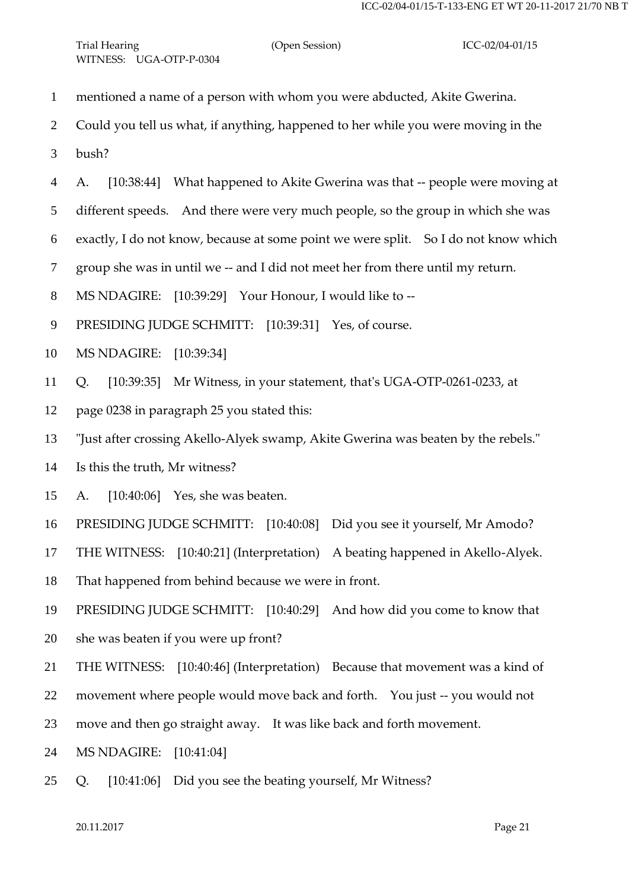mentioned a name of a person with whom you were abducted, Akite Gwerina.
Could you tell us what, if anything, happened to her while you were moving in the bush?

A. [10:38:44] What happened to Akite Gwerina was that -- people were moving at different speeds. And there were very much people, so the group in which she was exactly, I do not know, because at some point we were split. So I do not know which group she was in until we -- and I did not meet her from there until my return.

MS NDAGIRE: [10:39:29] Your Honour, I would like to --

PRESIDING JUDGE SCHMITT: [10:39:31] Yes, of course.

MS NDAGIRE: [10:39:34]

Q. [10:39:35] Mr Witness, in your statement, that's UGA-OTP-0261-0233, at page 0238 in paragraph 25 you stated this:

"Just after crossing Akello-Alyek swamp, Akite Gwerina was beaten by the rebels."

Is this the truth, Mr witness?

A. [10:40:06] Yes, she was beaten.

PRESIDING JUDGE SCHMITT: [10:40:08] Did you see it yourself, Mr Amodo?

THE WITNESS: [10:40:21] (Interpretation) A beating happened in Akello-Alyek. That happened from behind because we were in front.

PRESIDING JUDGE SCHMITT: [10:40:29] And how did you come to know that she was beaten if you were up front?

THE WITNESS: [10:40:46] (Interpretation) Because that movement was a kind of movement where people would move back and forth. You just -- you would not move and then go straight away. It was like back and forth movement.

MS NDAGIRE: [10:41:04]

Q. [10:41:06] Did you see the beating yourself, Mr Witness?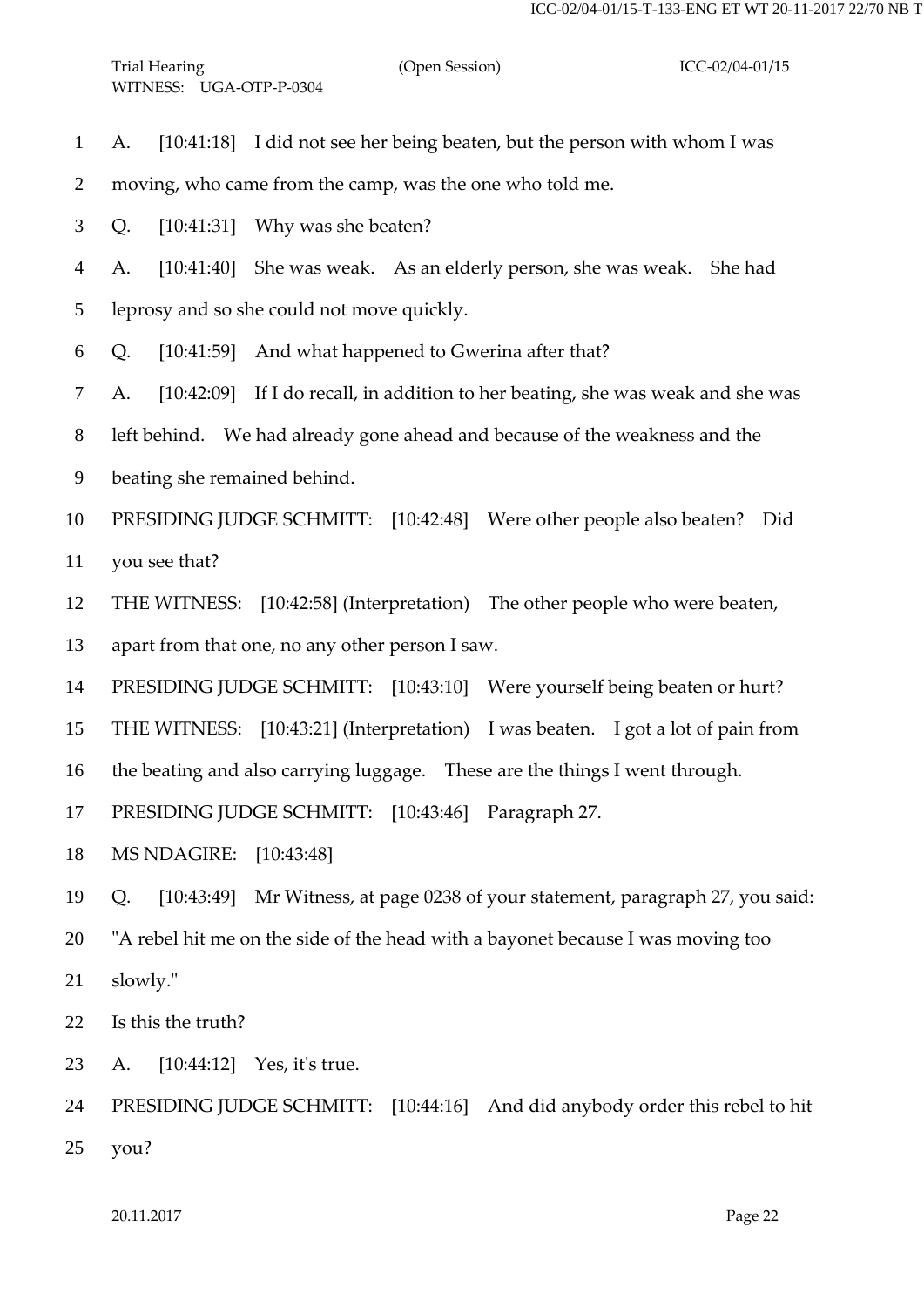1 A. [10:41:18] I did not see her being beaten, but the person with whom I was
2 moving, who came from the camp, was the one who told me.
3 Q. [10:41:31] Why was she beaten?
4 A. [10:41:40] She was weak. As an elderly person, she was weak. She had
5 leprosy and so she could not move quickly.
6 Q. [10:41:59] And what happened to Gwerina after that?
7 A. [10:42:09] If I do recall, in addition to her beating, she was weak and she was
8 left behind. We had already gone ahead and because of the weakness and the
9 beating she remained behind.
10 PRESIDING JUDGE SCHMITT: [10:42:48] Were other people also beaten? Did
11 you see that?
12 THE WITNESS: [10:42:58] (Interpretation) The other people who were beaten,
13 apart from that one, no any other person I saw.
14 PRESIDING JUDGE SCHMITT: [10:43:10] Were yourself being beaten or hurt?
15 THE WITNESS: [10:43:21] (Interpretation) I was beaten. I got a lot of pain from
16 the beating and also carrying luggage. These are the things I went through.
17 PRESIDING JUDGE SCHMITT: [10:43:46] Paragraph 27.
18 MS NDAGIRE: [10:43:48]
19 Q. [10:43:49] Mr Witness, at page 0238 of your statement, paragraph 27, you said:
20 "A rebel hit me on the side of the head with a bayonet because I was moving too
21 slowly."
22 Is this the truth?
23 A. [10:44:12] Yes, it's true.
24 PRESIDING JUDGE SCHMITT: [10:44:16] And did anybody order this rebel to hit
25 you?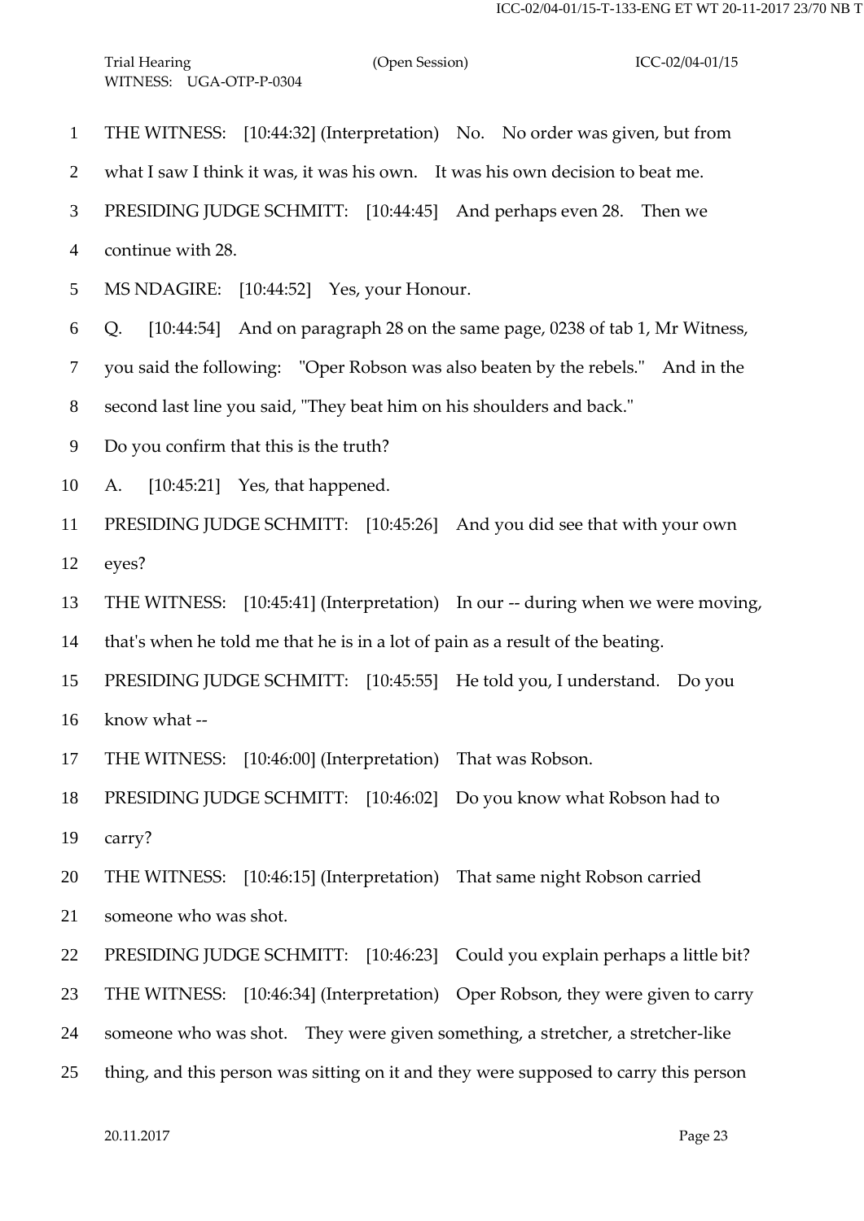THE WITNESS: [10:44:32] (Interpretation) No. No order was given, but from what I saw I think it was, it was his own. It was his own decision to beat me.

PRESIDING JUDGE SCHMITT: [10:44:45] And perhaps even 28. Then we continue with 28.

MS NDAGIRE: [10:44:52] Yes, your Honour.

Q. [10:44:54] And on paragraph 28 on the same page, 0238 of tab 1, Mr Witness, you said the following: "Oper Robson was also beaten by the rebels." And in the second last line you said, "They beat him on his shoulders and back." Do you confirm that this is the truth?

A. [10:45:21] Yes, that happened.

PRESIDING JUDGE SCHMITT: [10:45:26] And you did see that with your own eyes?

THE WITNESS: [10:45:41] (Interpretation) In our -- during when we were moving, that's when he told me that he is in a lot of pain as a result of the beating.

PRESIDING JUDGE SCHMITT: [10:45:55] He told you, I understand. Do you know what --

THE WITNESS: [10:46:00] (Interpretation) That was Robson.

PRESIDING JUDGE SCHMITT: [10:46:02] Do you know what Robson had to carry?

THE WITNESS: [10:46:15] (Interpretation) That same night Robson carried someone who was shot.

PRESIDING JUDGE SCHMITT: [10:46:23] Could you explain perhaps a little bit?

THE WITNESS: [10:46:34] (Interpretation) Oper Robson, they were given to carry someone who was shot. They were given something, a stretcher, a stretcher-like thing, and this person was sitting on it and they were supposed to carry this person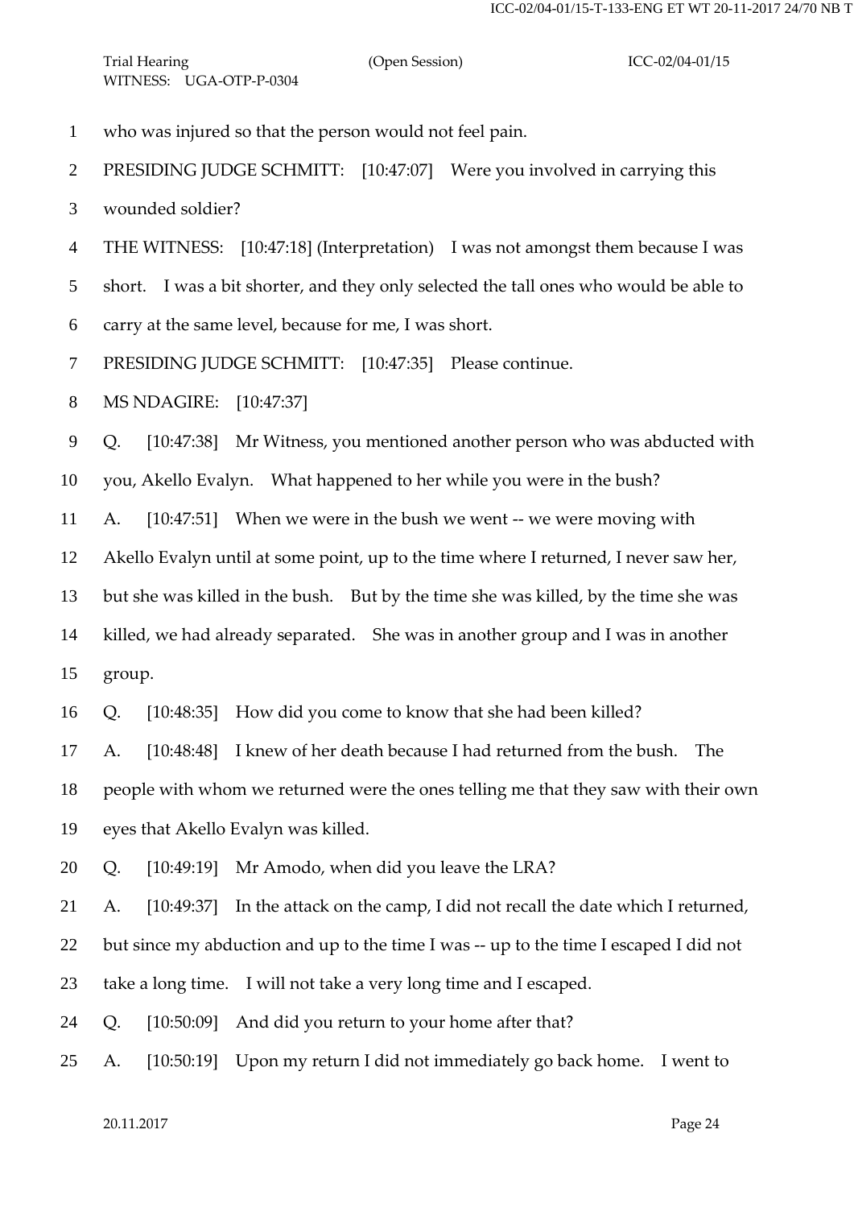who was injured so that the person would not feel pain.

PRESIDING JUDGE SCHMITT: [10:47:07] Were you involved in carrying this wounded soldier?

THE WITNESS: [10:47:18] (Interpretation) I was not amongst them because I was short. I was a bit shorter, and they only selected the tall ones who would be able to carry at the same level, because for me, I was short.

PRESIDING JUDGE SCHMITT: [10:47:35] Please continue.

MS NDAGIRE: [10:47:37]

Q. [10:47:38] Mr Witness, you mentioned another person who was abducted with you, Akello Evalyn. What happened to her while you were in the bush?

A. [10:47:51] When we were in the bush we went -- we were moving with Akello Evalyn until at some point, up to the time where I returned, I never saw her, but she was killed in the bush. But by the time she was killed, by the time she was killed, we had already separated. She was in another group and I was in another group.

Q. [10:48:35] How did you come to know that she had been killed?

A. [10:48:48] I knew of her death because I had returned from the bush. The people with whom we returned were the ones telling me that they saw with their own eyes that Akello Evalyn was killed.

Q. [10:49:19] Mr Amodo, when did you leave the LRA?

A. [10:49:37] In the attack on the camp, I did not recall the date which I returned, but since my abduction and up to the time I was -- up to the time I escaped I did not take a long time. I will not take a very long time and I escaped.

Q. [10:50:09] And did you return to your home after that?

A. [10:50:19] Upon my return I did not immediately go back home. I went to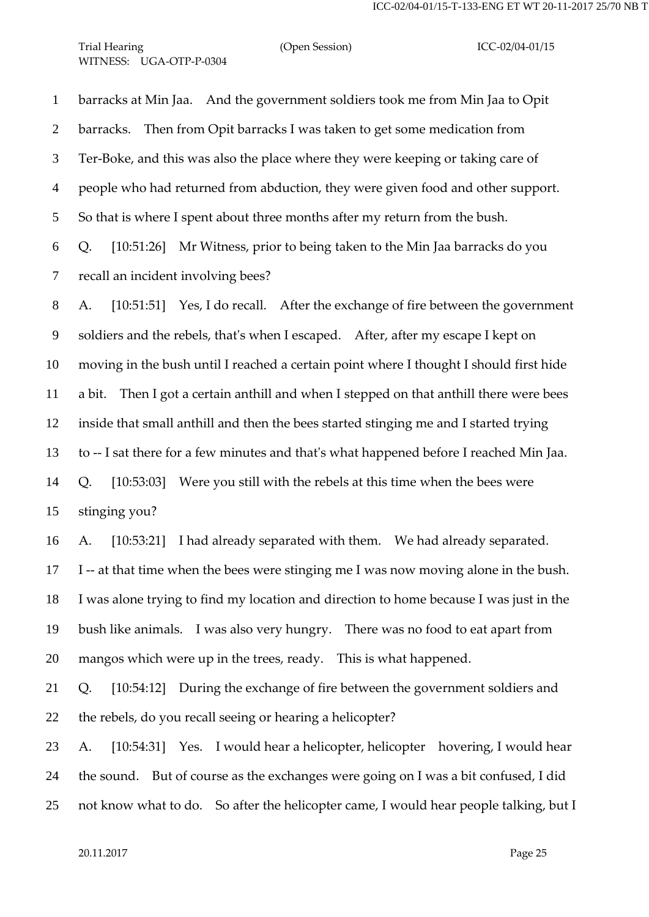1 barracks at Min Jaa. And the government soldiers took me from Min Jaa to Opit
2 barracks. Then from Opit barracks I was taken to get some medication from
3 Ter-Boke, and this was also the place where they were keeping or taking care of
4 people who had returned from abduction, they were given food and other support.
5 So that is where I spent about three months after my return from the bush.
6 Q. [10:51:26] Mr Witness, prior to being taken to the Min Jaa barracks do you
7 recall an incident involving bees?
8 A. [10:51:51] Yes, I do recall. After the exchange of fire between the government
9 soldiers and the rebels, that's when I escaped. After, after my escape I kept on
10 moving in the bush until I reached a certain point where I thought I should first hide
11 a bit. Then I got a certain anthill and when I stepped on that anthill there were bees
12 inside that small anthill and then the bees started stinging me and I started trying
13 to -- I sat there for a few minutes and that's what happened before I reached Min Jaa.
14 Q. [10:53:03] Were you still with the rebels at this time when the bees were
15 stinging you?
16 A. [10:53:21] I had already separated with them. We had already separated.
17 I -- at that time when the bees were stinging me I was now moving alone in the bush.
18 I was alone trying to find my location and direction to home because I was just in the
19 bush like animals. I was also very hungry. There was no food to eat apart from
20 mangos which were up in the trees, ready. This is what happened.
21 Q. [10:54:12] During the exchange of fire between the government soldiers and
22 the rebels, do you recall seeing or hearing a helicopter?
23 A. [10:54:31] Yes. I would hear a helicopter, helicopter hovering, I would hear
24 the sound. But of course as the exchanges were going on I was a bit confused, I did
25 not know what to do. So after the helicopter came, I would hear people talking, but I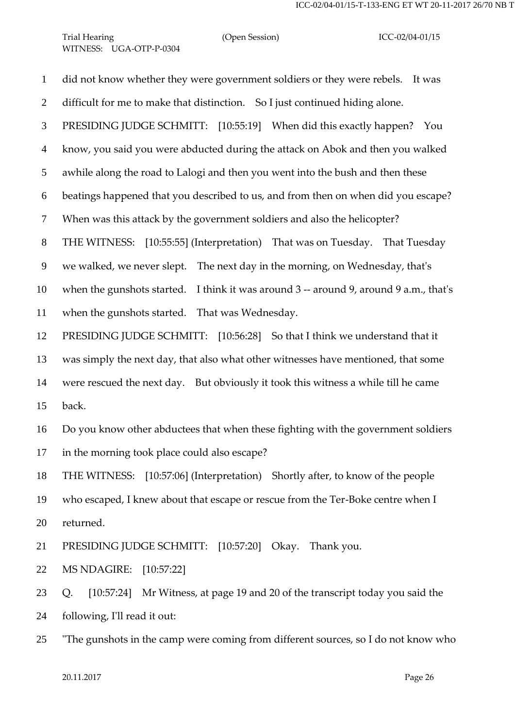did not know whether they were government soldiers or they were rebels. It was difficult for me to make that distinction. So I just continued hiding alone.

PRESIDING JUDGE SCHMITT: [10:55:19] When did this exactly happen? You know, you said you were abducted during the attack on Abok and then you walked awhile along the road to Lalogi and then you went into the bush and then these beatings happened that you described to us, and from then on when did you escape? When was this attack by the government soldiers and also the helicopter?

THE WITNESS: [10:55:55] (Interpretation) That was on Tuesday. That Tuesday we walked, we never slept. The next day in the morning, on Wednesday, that's when the gunshots started. I think it was around 3 -- around 9, around 9 a.m., that's when the gunshots started. That was Wednesday.

PRESIDING JUDGE SCHMITT: [10:56:28] So that I think we understand that it was simply the next day, that also what other witnesses have mentioned, that some were rescued the next day. But obviously it took this witness a while till he came back.

Do you know other abductees that when these fighting with the government soldiers in the morning took place could also escape?

THE WITNESS: [10:57:06] (Interpretation) Shortly after, to know of the people who escaped, I knew about that escape or rescue from the Ter-Boke centre when I returned.

PRESIDING JUDGE SCHMITT: [10:57:20] Okay. Thank you.

MS NDAGIRE: [10:57:22]

Q. [10:57:24] Mr Witness, at page 19 and 20 of the transcript today you said the following, I'll read it out:

"The gunshots in the camp were coming from different sources, so I do not know who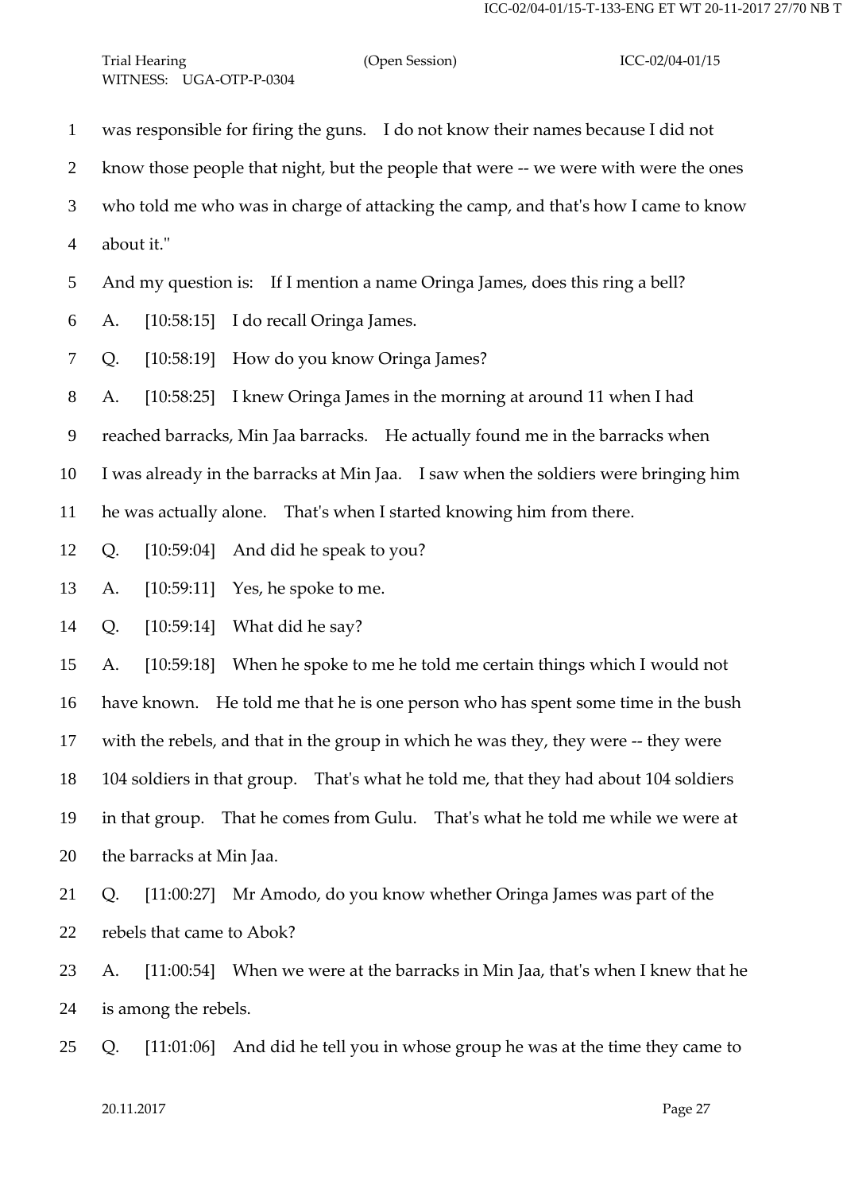was responsible for firing the guns. I do not know their names because I did not know those people that night, but the people that were -- we were with were the ones who told me who was in charge of attacking the camp, and that's how I came to know about it."

And my question is: If I mention a name Oringa James, does this ring a bell?

A. [10:58:15] I do recall Oringa James.

Q. [10:58:19] How do you know Oringa James?

A. [10:58:25] I knew Oringa James in the morning at around 11 when I had reached barracks, Min Jaa barracks. He actually found me in the barracks when I was already in the barracks at Min Jaa. I saw when the soldiers were bringing him he was actually alone. That's when I started knowing him from there.

Q. [10:59:04] And did he speak to you?

A. [10:59:11] Yes, he spoke to me.

Q. [10:59:14] What did he say?

A. [10:59:18] When he spoke to me he told me certain things which I would not have known. He told me that he is one person who has spent some time in the bush with the rebels, and that in the group in which he was they, they were -- they were 104 soldiers in that group. That's what he told me, that they had about 104 soldiers in that group. That he comes from Gulu. That's what he told me while we were at the barracks at Min Jaa.

Q. [11:00:27] Mr Amodo, do you know whether Oringa James was part of the rebels that came to Abok?

A. [11:00:54] When we were at the barracks in Min Jaa, that's when I knew that he is among the rebels.

Q. [11:01:06] And did he tell you in whose group he was at the time they came to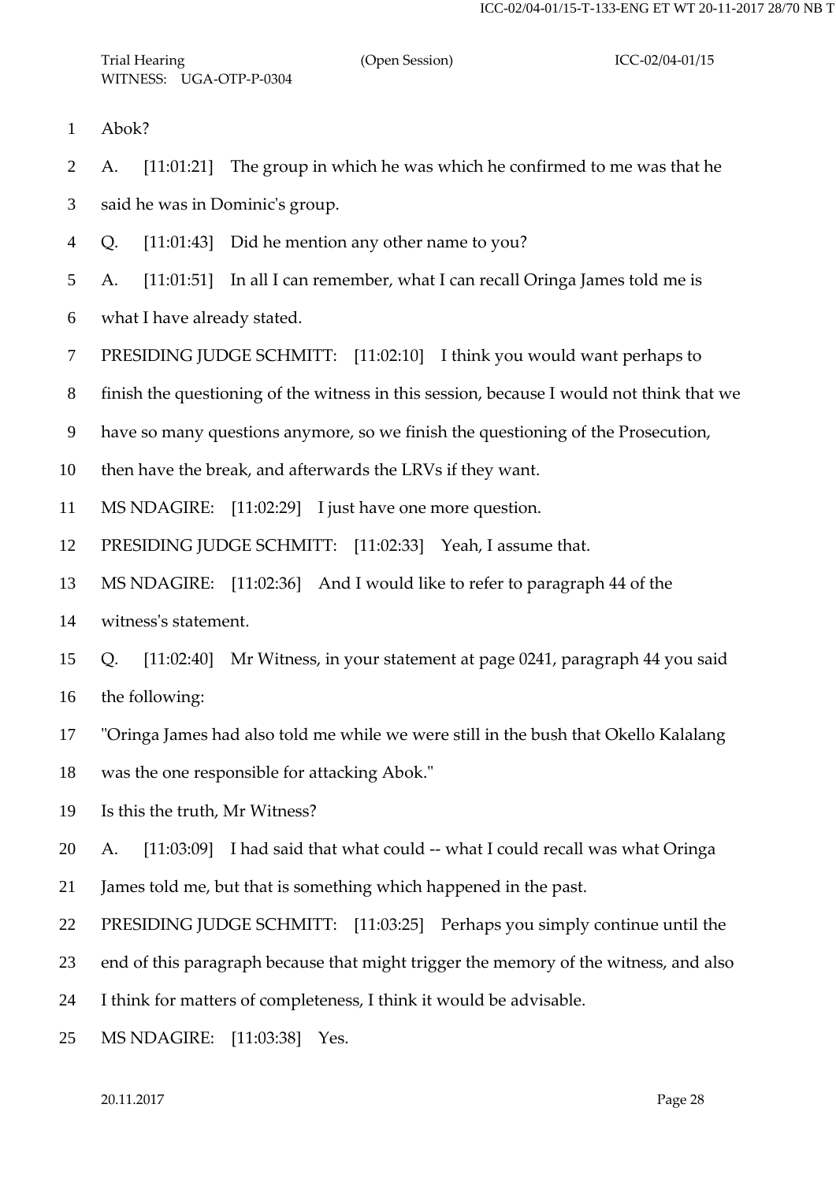Abok?

A. [11:01:21] The group in which he was which he confirmed to me was that he said he was in Dominic's group.

Q. [11:01:43] Did he mention any other name to you?

A. [11:01:51] In all I can remember, what I can recall Oringa James told me is what I have already stated.

PRESIDING JUDGE SCHMITT: [11:02:10] I think you would want perhaps to finish the questioning of the witness in this session, because I would not think that we have so many questions anymore, so we finish the questioning of the Prosecution, then have the break, and afterwards the LRVs if they want.

MS NDAGIRE: [11:02:29] I just have one more question.

PRESIDING JUDGE SCHMITT: [11:02:33] Yeah, I assume that.

MS NDAGIRE: [11:02:36] And I would like to refer to paragraph 44 of the witness's statement.

Q. [11:02:40] Mr Witness, in your statement at page 0241, paragraph 44 you said the following:

"Oringa James had also told me while we were still in the bush that Okello Kalalang was the one responsible for attacking Abok."

Is this the truth, Mr Witness?

A. [11:03:09] I had said that what could -- what I could recall was what Oringa James told me, but that is something which happened in the past.

PRESIDING JUDGE SCHMITT: [11:03:25] Perhaps you simply continue until the end of this paragraph because that might trigger the memory of the witness, and also I think for matters of completeness, I think it would be advisable.

MS NDAGIRE: [11:03:38] Yes.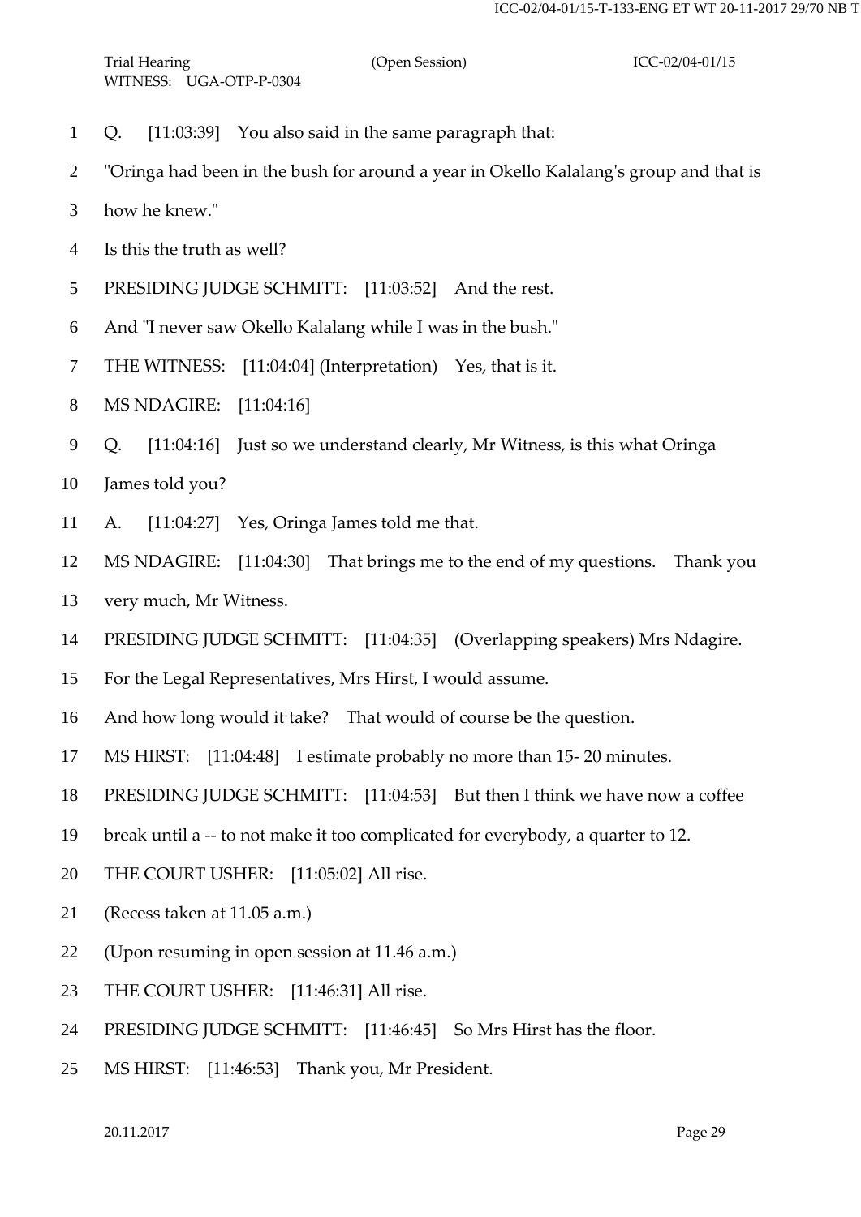1 Q. [11:03:39] You also said in the same paragraph that:

2 "Oringa had been in the bush for around a year in Okello Kalalang's group and that is

3 how he knew."

4 Is this the truth as well?

5 PRESIDING JUDGE SCHMITT: [11:03:52] And the rest.

6 And "I never saw Okello Kalalang while I was in the bush."

7 THE WITNESS: [11:04:04] (Interpretation) Yes, that is it.

8 MS NDAGIRE: [11:04:16]

9 Q. [11:04:16] Just so we understand clearly, Mr Witness, is this what Oringa

10 James told you?

11 A. [11:04:27] Yes, Oringa James told me that.

12 MS NDAGIRE: [11:04:30] That brings me to the end of my questions. Thank you

13 very much, Mr Witness.

14 PRESIDING JUDGE SCHMITT: [11:04:35] (Overlapping speakers) Mrs Ndagire.

15 For the Legal Representatives, Mrs Hirst, I would assume.

16 And how long would it take? That would of course be the question.

17 MS HIRST: [11:04:48] I estimate probably no more than 15- 20 minutes.

18 PRESIDING JUDGE SCHMITT: [11:04:53] But then I think we have now a coffee

19 break until a -- to not make it too complicated for everybody, a quarter to 12.

20 THE COURT USHER: [11:05:02] All rise.

21 (Recess taken at 11.05 a.m.)

22 (Upon resuming in open session at 11.46 a.m.)

23 THE COURT USHER: [11:46:31] All rise.

24 PRESIDING JUDGE SCHMITT: [11:46:45] So Mrs Hirst has the floor.

25 MS HIRST: [11:46:53] Thank you, Mr President.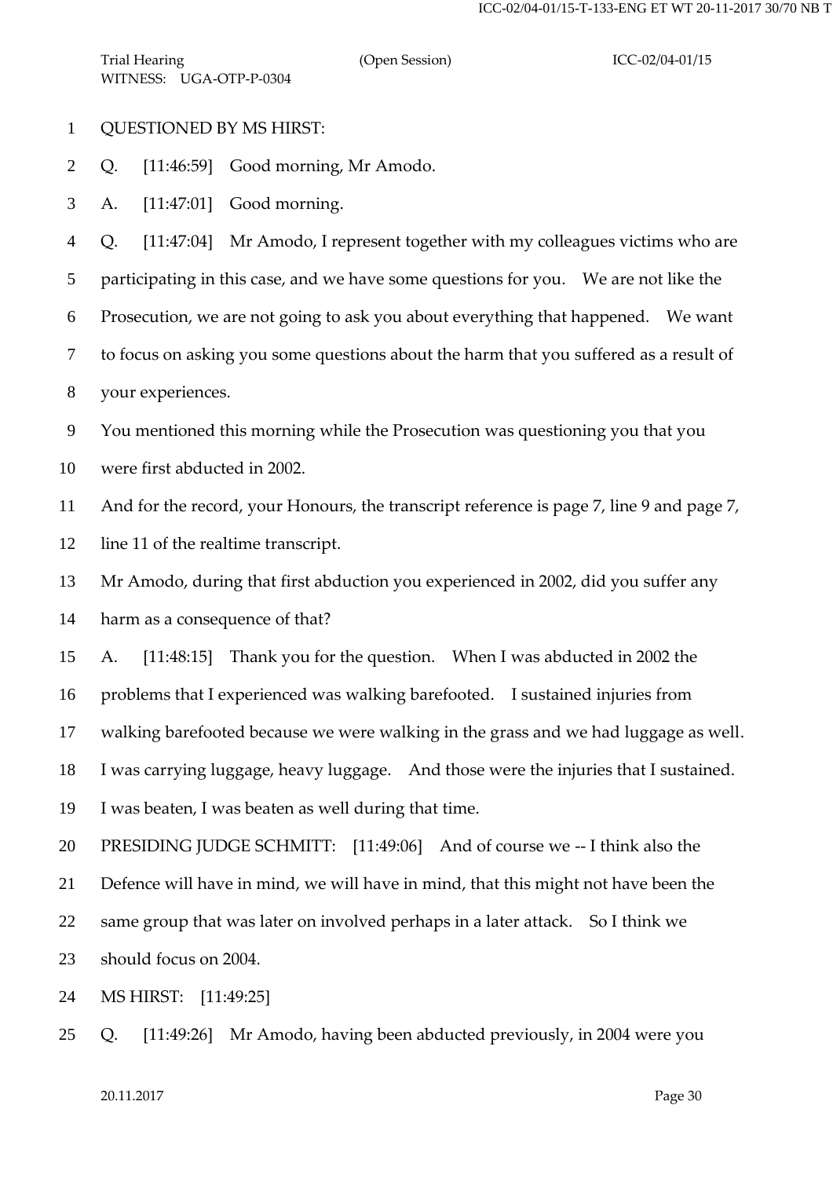QUESTIONED BY MS HIRST:

Q. [11:46:59] Good morning, Mr Amodo.

A. [11:47:01] Good morning.

Q. [11:47:04] Mr Amodo, I represent together with my colleagues victims who are participating in this case, and we have some questions for you. We are not like the Prosecution, we are not going to ask you about everything that happened. We want to focus on asking you some questions about the harm that you suffered as a result of your experiences.

You mentioned this morning while the Prosecution was questioning you that you were first abducted in 2002.

And for the record, your Honours, the transcript reference is page 7, line 9 and page 7, line 11 of the realtime transcript.

Mr Amodo, during that first abduction you experienced in 2002, did you suffer any harm as a consequence of that?

A. [11:48:15] Thank you for the question. When I was abducted in 2002 the problems that I experienced was walking barefooted. I sustained injuries from walking barefooted because we were walking in the grass and we had luggage as well. I was carrying luggage, heavy luggage. And those were the injuries that I sustained. I was beaten, I was beaten as well during that time.

PRESIDING JUDGE SCHMITT: [11:49:06] And of course we -- I think also the Defence will have in mind, we will have in mind, that this might not have been the same group that was later on involved perhaps in a later attack. So I think we should focus on 2004.

MS HIRST: [11:49:25]

Q. [11:49:26] Mr Amodo, having been abducted previously, in 2004 were you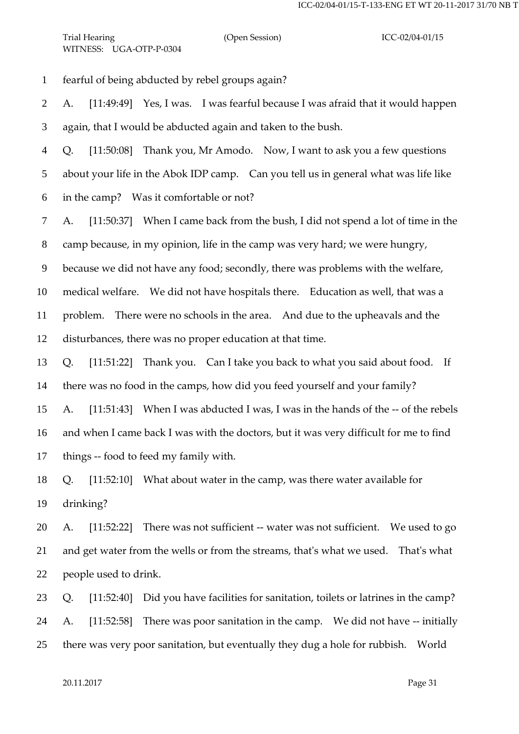1 fearful of being abducted by rebel groups again?

2 A. [11:49:49] Yes, I was. I was fearful because I was afraid that it would happen

3 again, that I would be abducted again and taken to the bush.

4 Q. [11:50:08] Thank you, Mr Amodo. Now, I want to ask you a few questions

5 about your life in the Abok IDP camp. Can you tell us in general what was life like

6 in the camp? Was it comfortable or not?

7 A. [11:50:37] When I came back from the bush, I did not spend a lot of time in the

8 camp because, in my opinion, life in the camp was very hard; we were hungry,

9 because we did not have any food; secondly, there was problems with the welfare,

10 medical welfare. We did not have hospitals there. Education as well, that was a

11 problem. There were no schools in the area. And due to the upheavals and the

12 disturbances, there was no proper education at that time.

13 Q. [11:51:22] Thank you. Can I take you back to what you said about food. If

14 there was no food in the camps, how did you feed yourself and your family?

15 A. [11:51:43] When I was abducted I was, I was in the hands of the -- of the rebels

16 and when I came back I was with the doctors, but it was very difficult for me to find

17 things -- food to feed my family with.

18 Q. [11:52:10] What about water in the camp, was there water available for

19 drinking?

20 A. [11:52:22] There was not sufficient -- water was not sufficient. We used to go

21 and get water from the wells or from the streams, that's what we used. That's what

22 people used to drink.

23 Q. [11:52:40] Did you have facilities for sanitation, toilets or latrines in the camp?

24 A. [11:52:58] There was poor sanitation in the camp. We did not have -- initially

25 there was very poor sanitation, but eventually they dug a hole for rubbish. World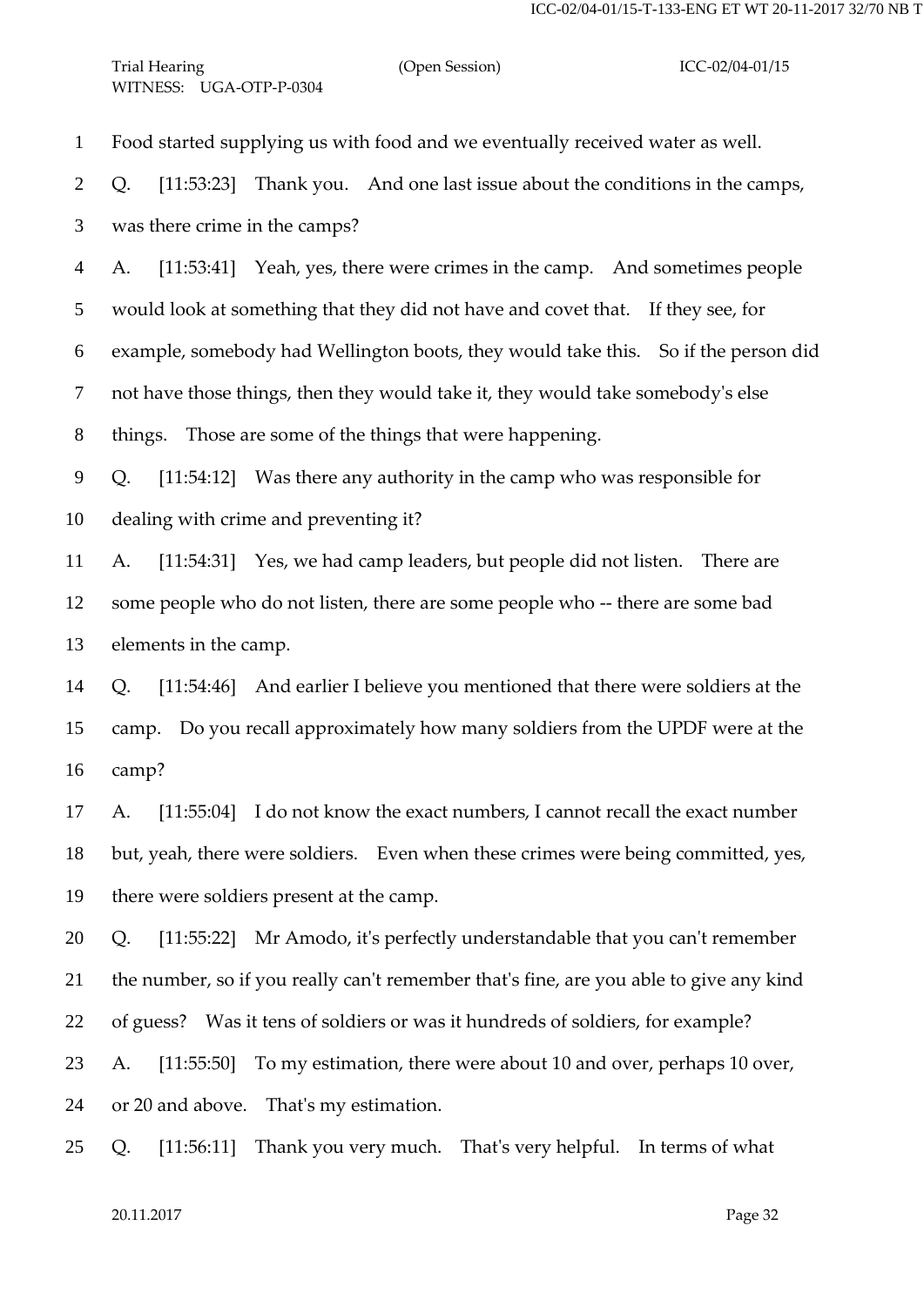Food started supplying us with food and we eventually received water as well.

Q. [11:53:23] Thank you. And one last issue about the conditions in the camps, was there crime in the camps?

A. [11:53:41] Yeah, yes, there were crimes in the camp. And sometimes people would look at something that they did not have and covet that. If they see, for example, somebody had Wellington boots, they would take this. So if the person did not have those things, then they would take it, they would take somebody's else things. Those are some of the things that were happening.

Q. [11:54:12] Was there any authority in the camp who was responsible for dealing with crime and preventing it?

A. [11:54:31] Yes, we had camp leaders, but people did not listen. There are some people who do not listen, there are some people who -- there are some bad elements in the camp.

Q. [11:54:46] And earlier I believe you mentioned that there were soldiers at the camp. Do you recall approximately how many soldiers from the UPDF were at the camp?

A. [11:55:04] I do not know the exact numbers, I cannot recall the exact number but, yeah, there were soldiers. Even when these crimes were being committed, yes, there were soldiers present at the camp.

Q. [11:55:22] Mr Amodo, it's perfectly understandable that you can't remember the number, so if you really can't remember that's fine, are you able to give any kind of guess? Was it tens of soldiers or was it hundreds of soldiers, for example?

A. [11:55:50] To my estimation, there were about 10 and over, perhaps 10 over, or 20 and above. That's my estimation.

Q. [11:56:11] Thank you very much. That's very helpful. In terms of what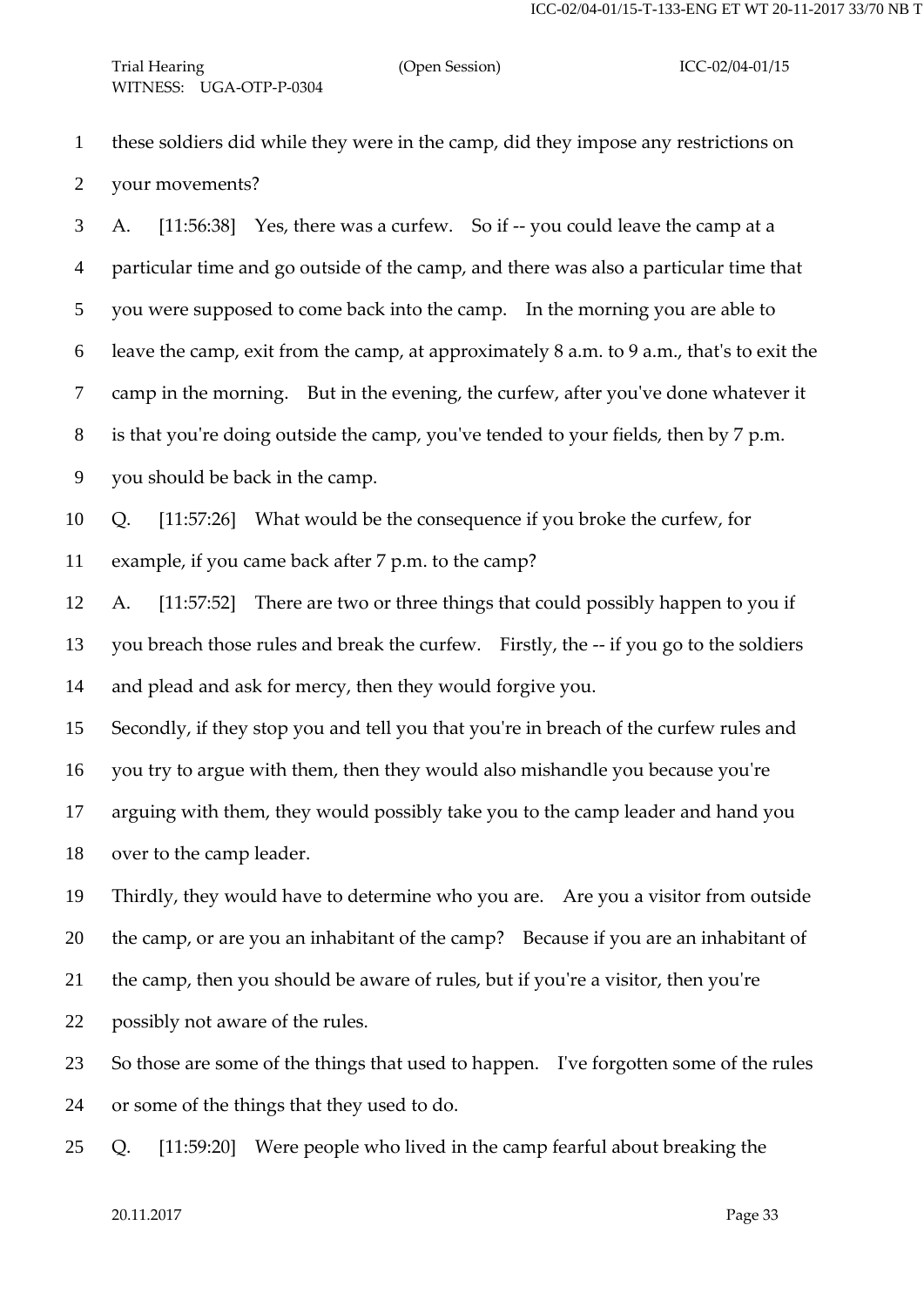these soldiers did while they were in the camp, did they impose any restrictions on your movements?

A. [11:56:38] Yes, there was a curfew. So if -- you could leave the camp at a particular time and go outside of the camp, and there was also a particular time that you were supposed to come back into the camp. In the morning you are able to leave the camp, exit from the camp, at approximately 8 a.m. to 9 a.m., that's to exit the camp in the morning. But in the evening, the curfew, after you've done whatever it is that you're doing outside the camp, you've tended to your fields, then by 7 p.m. you should be back in the camp.

Q. [11:57:26] What would be the consequence if you broke the curfew, for example, if you came back after 7 p.m. to the camp?

A. [11:57:52] There are two or three things that could possibly happen to you if you breach those rules and break the curfew. Firstly, the -- if you go to the soldiers and plead and ask for mercy, then they would forgive you.

Secondly, if they stop you and tell you that you're in breach of the curfew rules and you try to argue with them, then they would also mishandle you because you're arguing with them, they would possibly take you to the camp leader and hand you over to the camp leader.

Thirdly, they would have to determine who you are. Are you a visitor from outside the camp, or are you an inhabitant of the camp? Because if you are an inhabitant of the camp, then you should be aware of rules, but if you're a visitor, then you're possibly not aware of the rules.

So those are some of the things that used to happen. I've forgotten some of the rules or some of the things that they used to do.

Q. [11:59:20] Were people who lived in the camp fearful about breaking the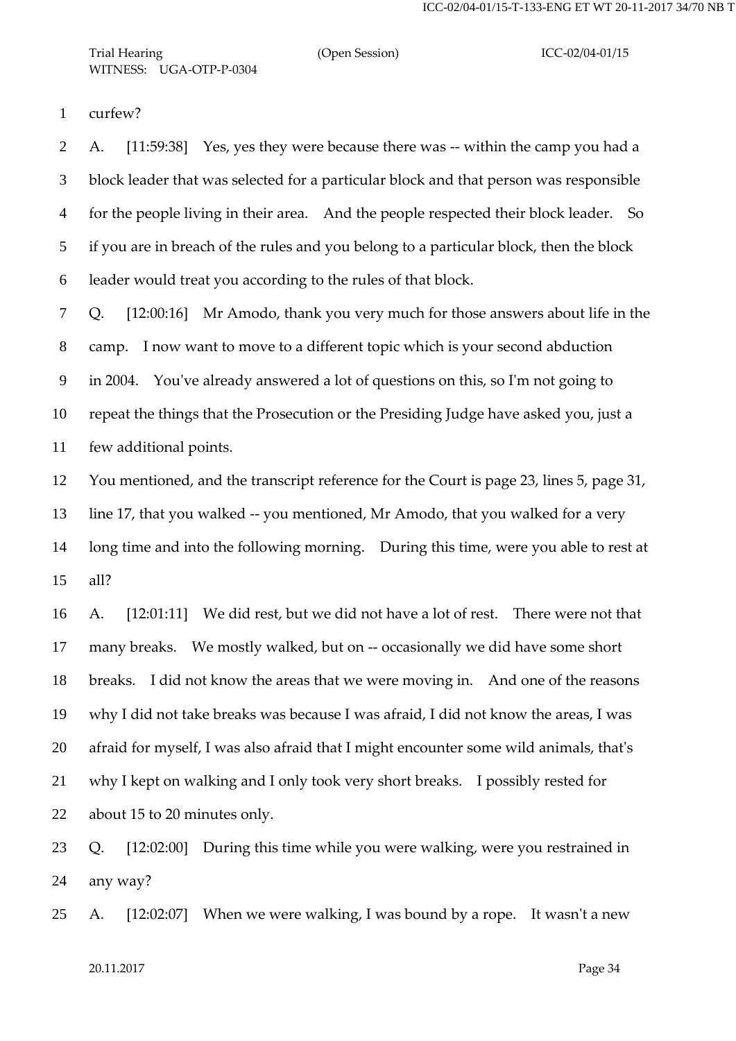curfew?

A. [11:59:38] Yes, yes they were because there was -- within the camp you had a block leader that was selected for a particular block and that person was responsible for the people living in their area. And the people respected their block leader. So if you are in breach of the rules and you belong to a particular block, then the block leader would treat you according to the rules of that block.

Q. [12:00:16] Mr Amodo, thank you very much for those answers about life in the camp. I now want to move to a different topic which is your second abduction in 2004. You've already answered a lot of questions on this, so I'm not going to repeat the things that the Prosecution or the Presiding Judge have asked you, just a few additional points.

You mentioned, and the transcript reference for the Court is page 23, lines 5, page 31, line 17, that you walked -- you mentioned, Mr Amodo, that you walked for a very long time and into the following morning. During this time, were you able to rest at all?

A. [12:01:11] We did rest, but we did not have a lot of rest. There were not that many breaks. We mostly walked, but on -- occasionally we did have some short breaks. I did not know the areas that we were moving in. And one of the reasons why I did not take breaks was because I was afraid, I did not know the areas, I was afraid for myself, I was also afraid that I might encounter some wild animals, that's why I kept on walking and I only took very short breaks. I possibly rested for about 15 to 20 minutes only.

Q. [12:02:00] During this time while you were walking, were you restrained in any way?

A. [12:02:07] When we were walking, I was bound by a rope. It wasn't a new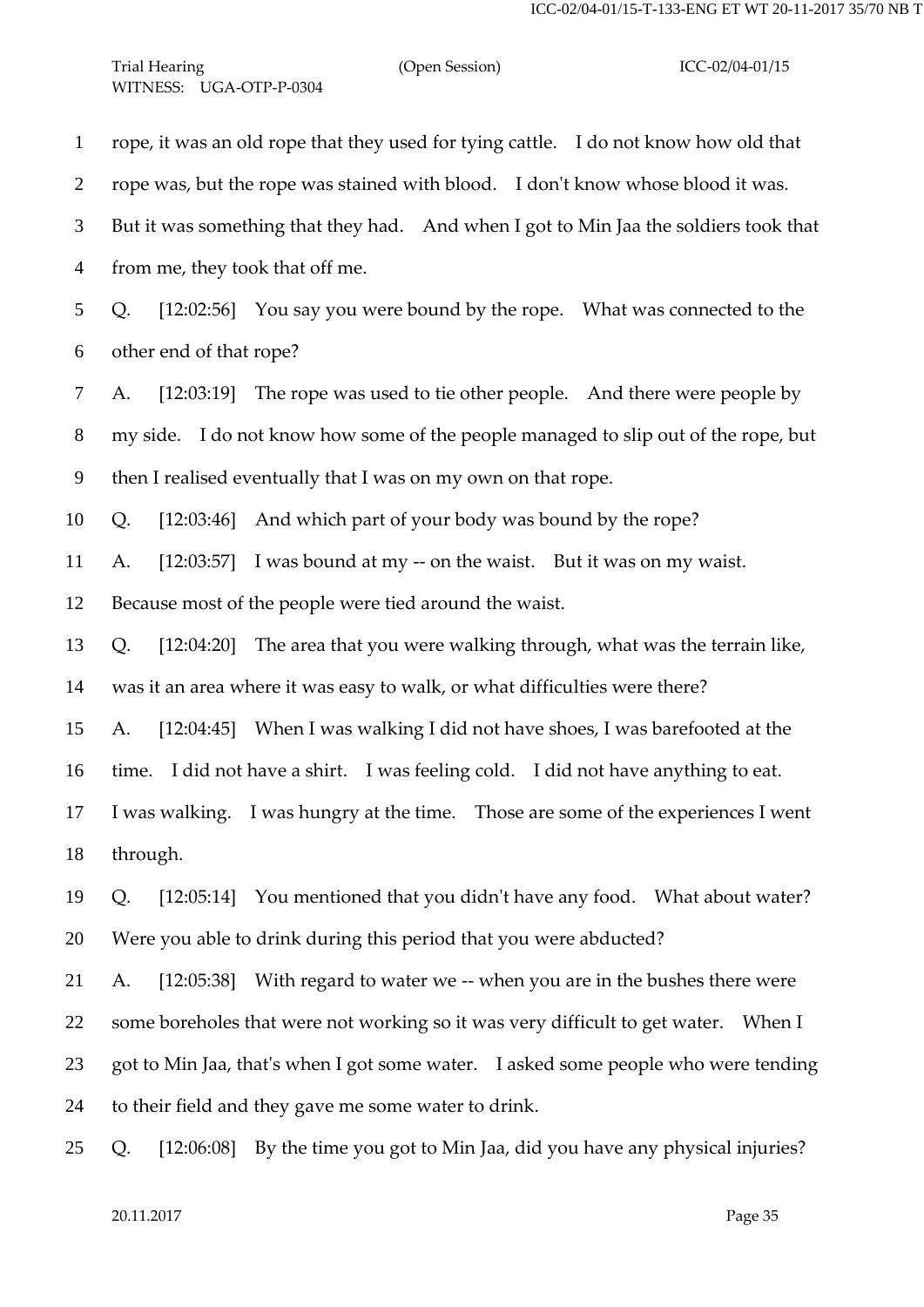rope, it was an old rope that they used for tying cattle. I do not know how old that rope was, but the rope was stained with blood. I don't know whose blood it was. But it was something that they had. And when I got to Min Jaa the soldiers took that from me, they took that off me.

Q. [12:02:56] You say you were bound by the rope. What was connected to the other end of that rope?

A. [12:03:19] The rope was used to tie other people. And there were people by my side. I do not know how some of the people managed to slip out of the rope, but then I realised eventually that I was on my own on that rope.

Q. [12:03:46] And which part of your body was bound by the rope?

A. [12:03:57] I was bound at my -- on the waist. But it was on my waist. Because most of the people were tied around the waist.

Q. [12:04:20] The area that you were walking through, what was the terrain like, was it an area where it was easy to walk, or what difficulties were there?

A. [12:04:45] When I was walking I did not have shoes, I was barefooted at the time. I did not have a shirt. I was feeling cold. I did not have anything to eat. I was walking. I was hungry at the time. Those are some of the experiences I went through.

Q. [12:05:14] You mentioned that you didn't have any food. What about water? Were you able to drink during this period that you were abducted?

A. [12:05:38] With regard to water we -- when you are in the bushes there were some boreholes that were not working so it was very difficult to get water. When I got to Min Jaa, that's when I got some water. I asked some people who were tending to their field and they gave me some water to drink.

Q. [12:06:08] By the time you got to Min Jaa, did you have any physical injuries?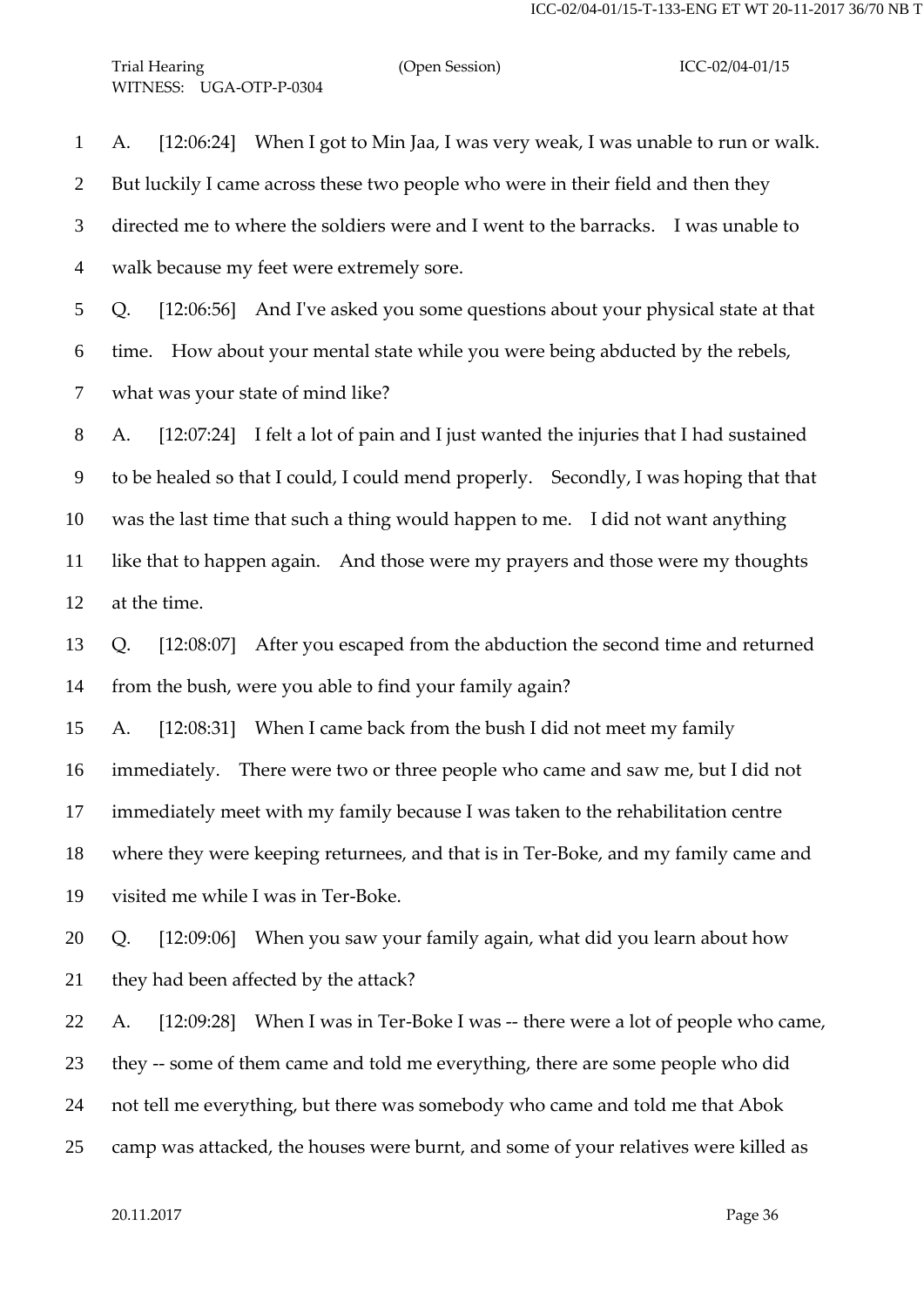A. [12:06:24] When I got to Min Jaa, I was very weak, I was unable to run or walk. But luckily I came across these two people who were in their field and then they directed me to where the soldiers were and I went to the barracks. I was unable to walk because my feet were extremely sore.

Q. [12:06:56] And I've asked you some questions about your physical state at that time. How about your mental state while you were being abducted by the rebels, what was your state of mind like?

A. [12:07:24] I felt a lot of pain and I just wanted the injuries that I had sustained to be healed so that I could, I could mend properly. Secondly, I was hoping that that was the last time that such a thing would happen to me. I did not want anything like that to happen again. And those were my prayers and those were my thoughts at the time.

Q. [12:08:07] After you escaped from the abduction the second time and returned from the bush, were you able to find your family again?

A. [12:08:31] When I came back from the bush I did not meet my family immediately. There were two or three people who came and saw me, but I did not immediately meet with my family because I was taken to the rehabilitation centre where they were keeping returnees, and that is in Ter-Boke, and my family came and visited me while I was in Ter-Boke.

Q. [12:09:06] When you saw your family again, what did you learn about how they had been affected by the attack?

A. [12:09:28] When I was in Ter-Boke I was -- there were a lot of people who came, they -- some of them came and told me everything, there are some people who did not tell me everything, but there was somebody who came and told me that Abok camp was attacked, the houses were burnt, and some of your relatives were killed as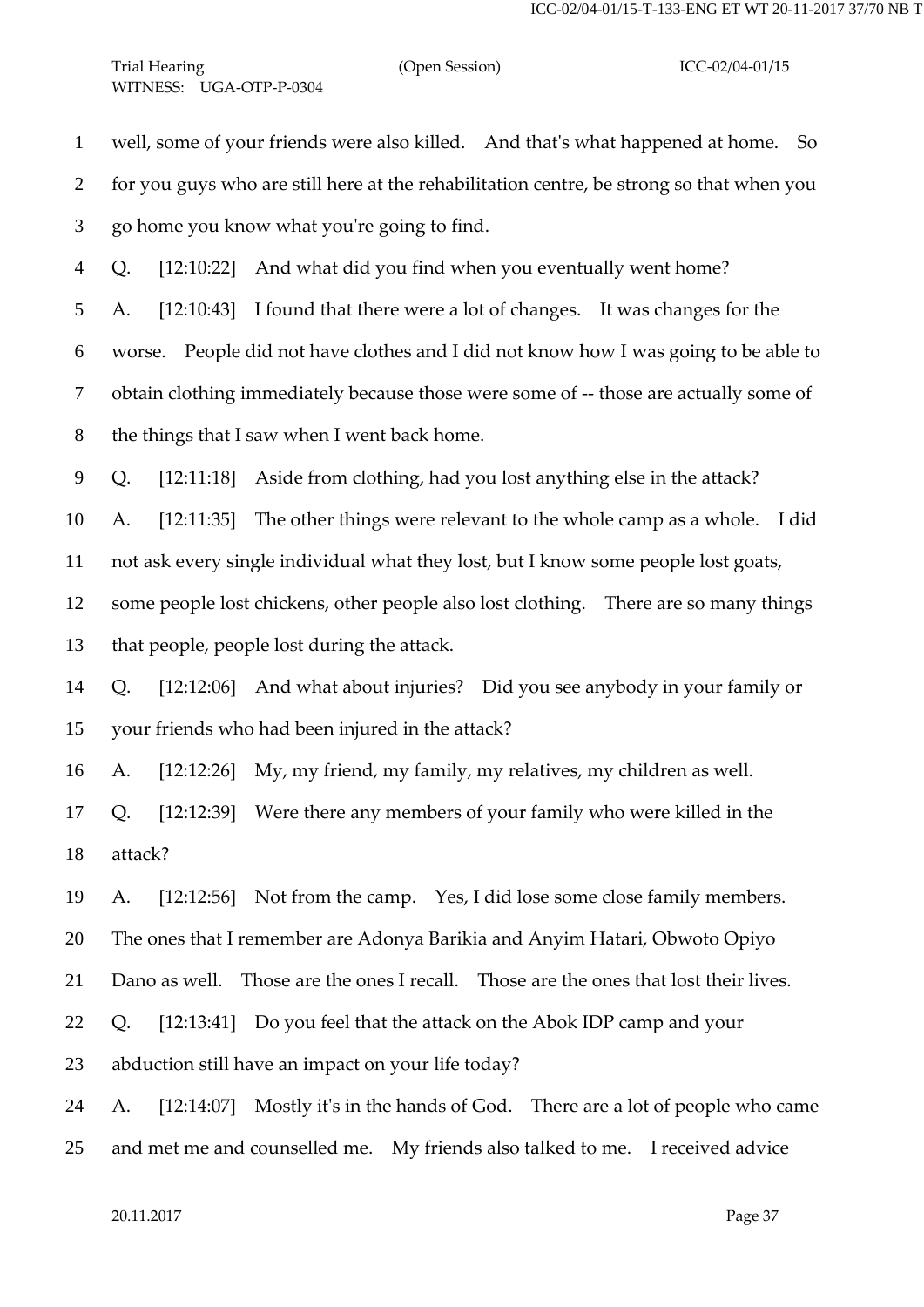1 well, some of your friends were also killed. And that's what happened at home. So

2 for you guys who are still here at the rehabilitation centre, be strong so that when you

3 go home you know what you're going to find.

4 Q. [12:10:22] And what did you find when you eventually went home?

5 A. [12:10:43] I found that there were a lot of changes. It was changes for the

6 worse. People did not have clothes and I did not know how I was going to be able to

7 obtain clothing immediately because those were some of -- those are actually some of

8 the things that I saw when I went back home.

9 Q. [12:11:18] Aside from clothing, had you lost anything else in the attack?

10 A. [12:11:35] The other things were relevant to the whole camp as a whole. I did

11 not ask every single individual what they lost, but I know some people lost goats,

12 some people lost chickens, other people also lost clothing. There are so many things

13 that people, people lost during the attack.

14 Q. [12:12:06] And what about injuries? Did you see anybody in your family or

15 your friends who had been injured in the attack?

16 A. [12:12:26] My, my friend, my family, my relatives, my children as well.

17 Q. [12:12:39] Were there any members of your family who were killed in the

18 attack?

19 A. [12:12:56] Not from the camp. Yes, I did lose some close family members.

20 The ones that I remember are Adonya Barikia and Anyim Hatari, Obwoto Opiyo

21 Dano as well. Those are the ones I recall. Those are the ones that lost their lives.

22 Q. [12:13:41] Do you feel that the attack on the Abok IDP camp and your

23 abduction still have an impact on your life today?

24 A. [12:14:07] Mostly it's in the hands of God. There are a lot of people who came

25 and met me and counselled me. My friends also talked to me. I received advice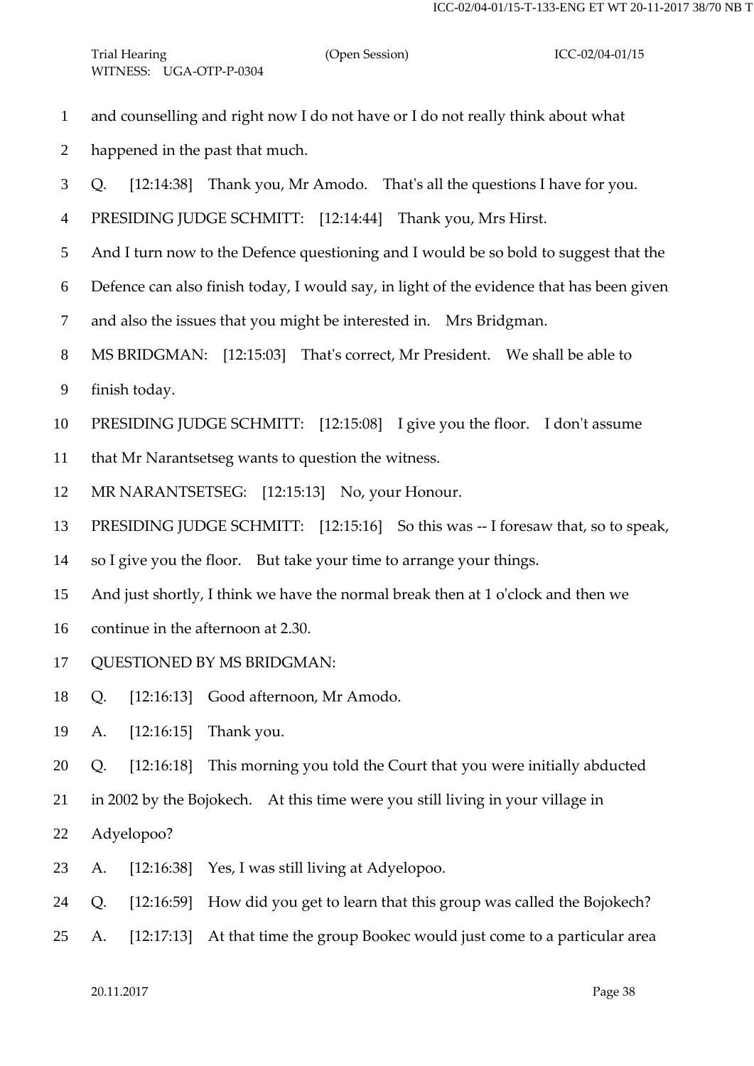1 and counselling and right now I do not have or I do not really think about what

2 happened in the past that much.

3 Q. [12:14:38] Thank you, Mr Amodo. That's all the questions I have for you.

4 PRESIDING JUDGE SCHMITT: [12:14:44] Thank you, Mrs Hirst.

5 And I turn now to the Defence questioning and I would be so bold to suggest that the

6 Defence can also finish today, I would say, in light of the evidence that has been given

7 and also the issues that you might be interested in. Mrs Bridgman.

8 MS BRIDGMAN: [12:15:03] That's correct, Mr President. We shall be able to

9 finish today.

10 PRESIDING JUDGE SCHMITT: [12:15:08] I give you the floor. I don't assume

11 that Mr Narantsetseg wants to question the witness.

12 MR NARANTSETSEG: [12:15:13] No, your Honour.

13 PRESIDING JUDGE SCHMITT: [12:15:16] So this was -- I foresaw that, so to speak,

14 so I give you the floor. But take your time to arrange your things.

15 And just shortly, I think we have the normal break then at 1 o'clock and then we

16 continue in the afternoon at 2.30.

17 QUESTIONED BY MS BRIDGMAN:

18 Q. [12:16:13] Good afternoon, Mr Amodo.

19 A. [12:16:15] Thank you.

20 Q. [12:16:18] This morning you told the Court that you were initially abducted

21 in 2002 by the Bojokech. At this time were you still living in your village in

22 Adyelopoo?

23 A. [12:16:38] Yes, I was still living at Adyelopoo.

24 Q. [12:16:59] How did you get to learn that this group was called the Bojokech?

25 A. [12:17:13] At that time the group Bookec would just come to a particular area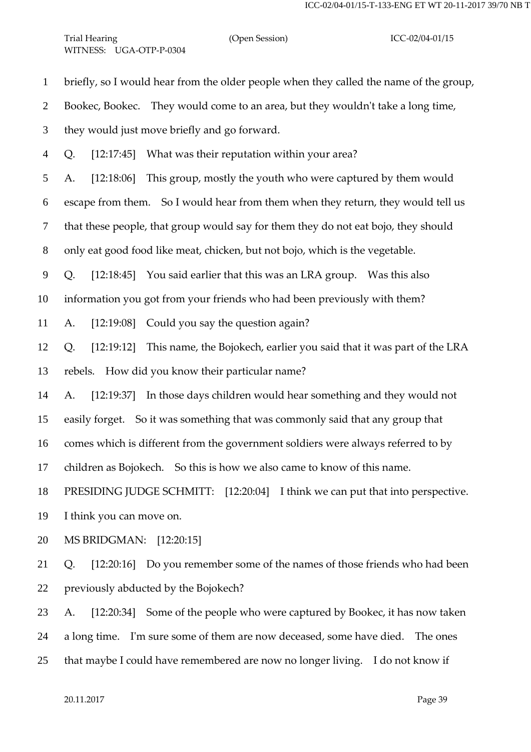1 briefly, so I would hear from the older people when they called the name of the group,

2 Bookec, Bookec. They would come to an area, but they wouldn't take a long time,

3 they would just move briefly and go forward.

4 Q. [12:17:45] What was their reputation within your area?

5 A. [12:18:06] This group, mostly the youth who were captured by them would

6 escape from them. So I would hear from them when they return, they would tell us

7 that these people, that group would say for them they do not eat bojo, they should

8 only eat good food like meat, chicken, but not bojo, which is the vegetable.

9 Q. [12:18:45] You said earlier that this was an LRA group. Was this also

10 information you got from your friends who had been previously with them?

11 A. [12:19:08] Could you say the question again?

12 Q. [12:19:12] This name, the Bojokech, earlier you said that it was part of the LRA

13 rebels. How did you know their particular name?

14 A. [12:19:37] In those days children would hear something and they would not

15 easily forget. So it was something that was commonly said that any group that

16 comes which is different from the government soldiers were always referred to by

17 children as Bojokech. So this is how we also came to know of this name.

18 PRESIDING JUDGE SCHMITT: [12:20:04] I think we can put that into perspective.

19 I think you can move on.

20 MS BRIDGMAN: [12:20:15]

21 Q. [12:20:16] Do you remember some of the names of those friends who had been

22 previously abducted by the Bojokech?

23 A. [12:20:34] Some of the people who were captured by Bookec, it has now taken

24 a long time. I'm sure some of them are now deceased, some have died. The ones

25 that maybe I could have remembered are now no longer living. I do not know if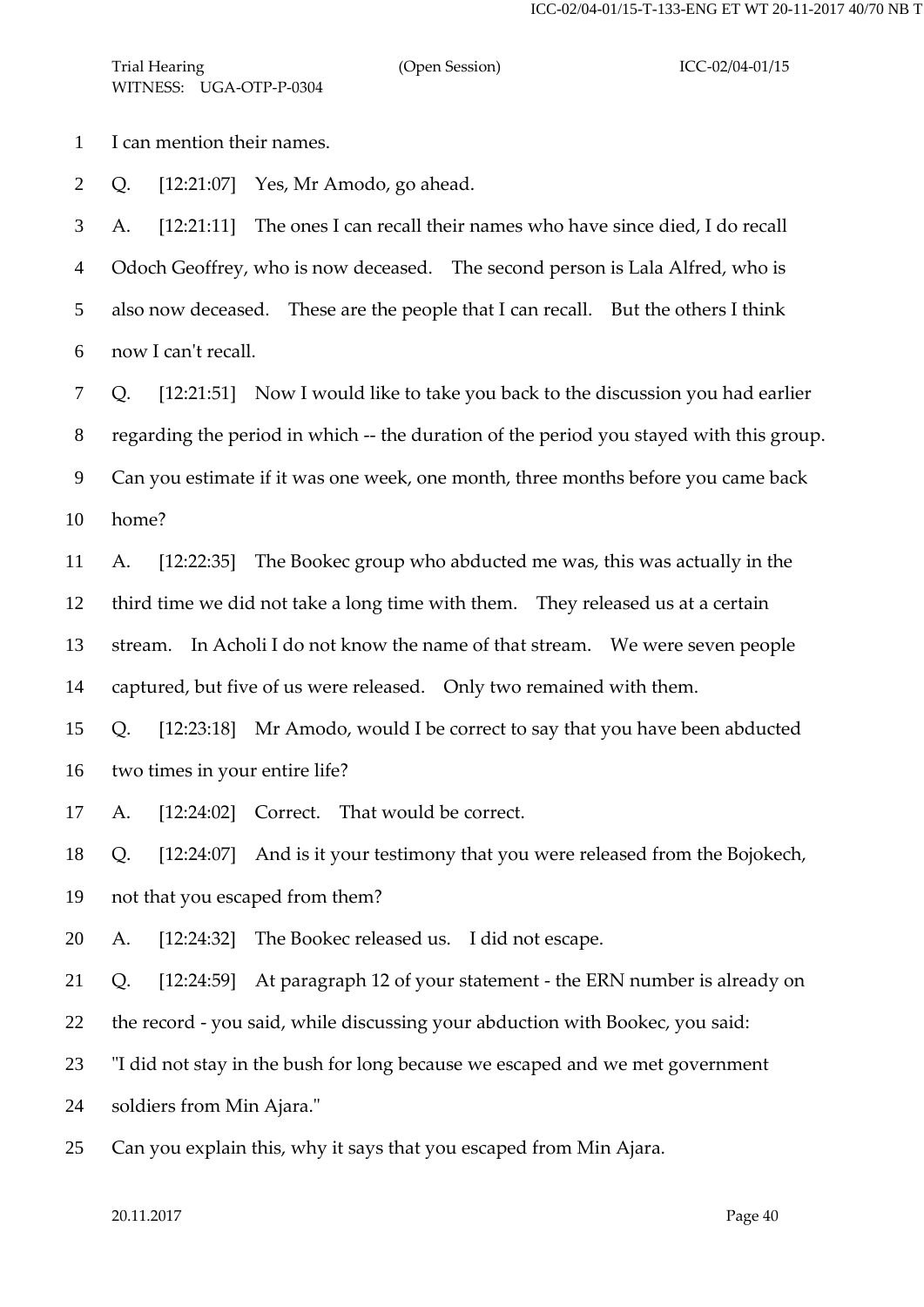I can mention their names.

Q. [12:21:07] Yes, Mr Amodo, go ahead.

A. [12:21:11] The ones I can recall their names who have since died, I do recall Odoch Geoffrey, who is now deceased. The second person is Lala Alfred, who is also now deceased. These are the people that I can recall. But the others I think now I can't recall.

Q. [12:21:51] Now I would like to take you back to the discussion you had earlier regarding the period in which -- the duration of the period you stayed with this group. Can you estimate if it was one week, one month, three months before you came back home?

A. [12:22:35] The Bookec group who abducted me was, this was actually in the third time we did not take a long time with them. They released us at a certain stream. In Acholi I do not know the name of that stream. We were seven people captured, but five of us were released. Only two remained with them.

Q. [12:23:18] Mr Amodo, would I be correct to say that you have been abducted two times in your entire life?

A. [12:24:02] Correct. That would be correct.

Q. [12:24:07] And is it your testimony that you were released from the Bojokech, not that you escaped from them?

A. [12:24:32] The Bookec released us. I did not escape.

Q. [12:24:59] At paragraph 12 of your statement - the ERN number is already on the record - you said, while discussing your abduction with Bookec, you said:

"I did not stay in the bush for long because we escaped and we met government soldiers from Min Ajara."

Can you explain this, why it says that you escaped from Min Ajara.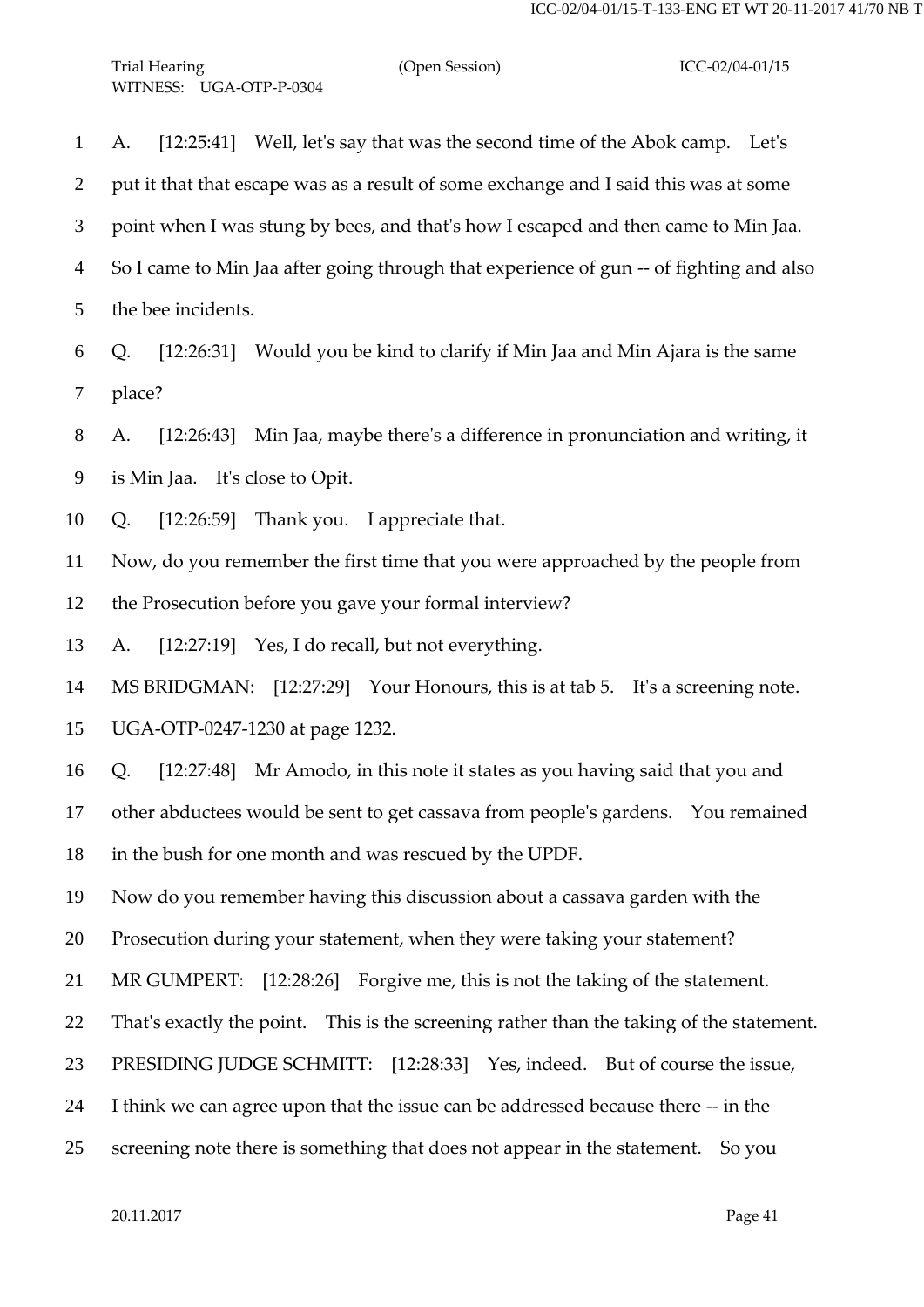A. [12:25:41] Well, let's say that was the second time of the Abok camp. Let's put it that that escape was as a result of some exchange and I said this was at some point when I was stung by bees, and that's how I escaped and then came to Min Jaa. So I came to Min Jaa after going through that experience of gun -- of fighting and also the bee incidents.

Q. [12:26:31] Would you be kind to clarify if Min Jaa and Min Ajara is the same place?

A. [12:26:43] Min Jaa, maybe there's a difference in pronunciation and writing, it is Min Jaa. It's close to Opit.

Q. [12:26:59] Thank you. I appreciate that.

Now, do you remember the first time that you were approached by the people from the Prosecution before you gave your formal interview?

A. [12:27:19] Yes, I do recall, but not everything.

MS BRIDGMAN: [12:27:29] Your Honours, this is at tab 5. It's a screening note. UGA-OTP-0247-1230 at page 1232.

Q. [12:27:48] Mr Amodo, in this note it states as you having said that you and other abductees would be sent to get cassava from people's gardens. You remained in the bush for one month and was rescued by the UPDF.

Now do you remember having this discussion about a cassava garden with the Prosecution during your statement, when they were taking your statement?

MR GUMPERT: [12:28:26] Forgive me, this is not the taking of the statement. That's exactly the point. This is the screening rather than the taking of the statement.

PRESIDING JUDGE SCHMITT: [12:28:33] Yes, indeed. But of course the issue, I think we can agree upon that the issue can be addressed because there -- in the screening note there is something that does not appear in the statement. So you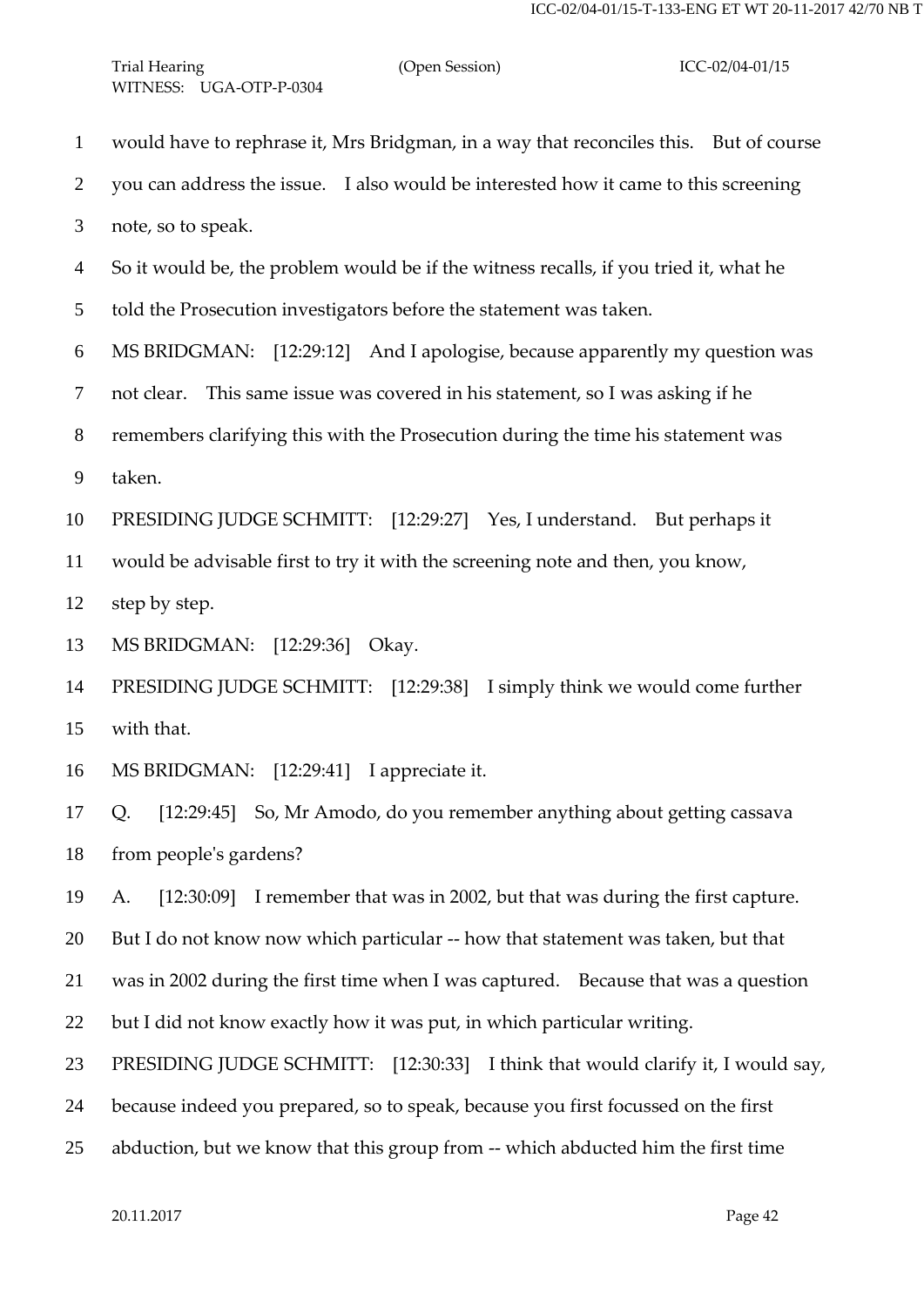would have to rephrase it, Mrs Bridgman, in a way that reconciles this. But of course you can address the issue. I also would be interested how it came to this screening note, so to speak.

So it would be, the problem would be if the witness recalls, if you tried it, what he told the Prosecution investigators before the statement was taken.

MS BRIDGMAN: [12:29:12] And I apologise, because apparently my question was not clear. This same issue was covered in his statement, so I was asking if he remembers clarifying this with the Prosecution during the time his statement was taken.

PRESIDING JUDGE SCHMITT: [12:29:27] Yes, I understand. But perhaps it would be advisable first to try it with the screening note and then, you know, step by step.

MS BRIDGMAN: [12:29:36] Okay.

PRESIDING JUDGE SCHMITT: [12:29:38] I simply think we would come further with that.

MS BRIDGMAN: [12:29:41] I appreciate it.

Q. [12:29:45] So, Mr Amodo, do you remember anything about getting cassava from people's gardens?

A. [12:30:09] I remember that was in 2002, but that was during the first capture. But I do not know now which particular -- how that statement was taken, but that was in 2002 during the first time when I was captured. Because that was a question but I did not know exactly how it was put, in which particular writing.

PRESIDING JUDGE SCHMITT: [12:30:33] I think that would clarify it, I would say, because indeed you prepared, so to speak, because you first focussed on the first abduction, but we know that this group from -- which abducted him the first time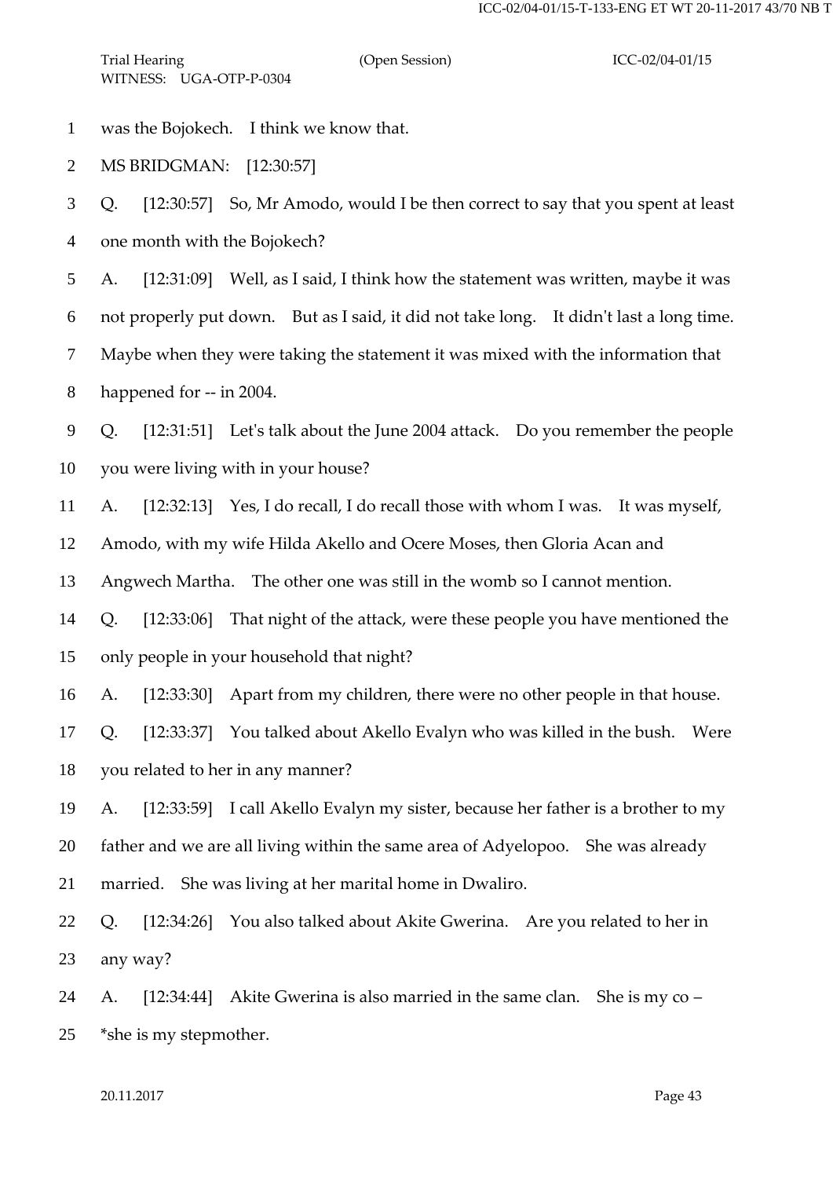1 was the Bojokech. I think we know that.

2 MS BRIDGMAN: [12:30:57]

3 Q. [12:30:57] So, Mr Amodo, would I be then correct to say that you spent at least

4 one month with the Bojokech?

5 A. [12:31:09] Well, as I said, I think how the statement was written, maybe it was

6 not properly put down. But as I said, it did not take long. It didn't last a long time.

7 Maybe when they were taking the statement it was mixed with the information that

8 happened for -- in 2004.

9 Q. [12:31:51] Let's talk about the June 2004 attack. Do you remember the people

10 you were living with in your house?

11 A. [12:32:13] Yes, I do recall, I do recall those with whom I was. It was myself,

12 Amodo, with my wife Hilda Akello and Ocere Moses, then Gloria Acan and

13 Angwech Martha. The other one was still in the womb so I cannot mention.

14 Q. [12:33:06] That night of the attack, were these people you have mentioned the

15 only people in your household that night?

16 A. [12:33:30] Apart from my children, there were no other people in that house.

17 Q. [12:33:37] You talked about Akello Evalyn who was killed in the bush. Were

18 you related to her in any manner?

19 A. [12:33:59] I call Akello Evalyn my sister, because her father is a brother to my

20 father and we are all living within the same area of Adyelopoo. She was already

21 married. She was living at her marital home in Dwaliro.

22 Q. [12:34:26] You also talked about Akite Gwerina. Are you related to her in

23 any way?

24 A. [12:34:44] Akite Gwerina is also married in the same clan. She is my co –

25 *she is my stepmother.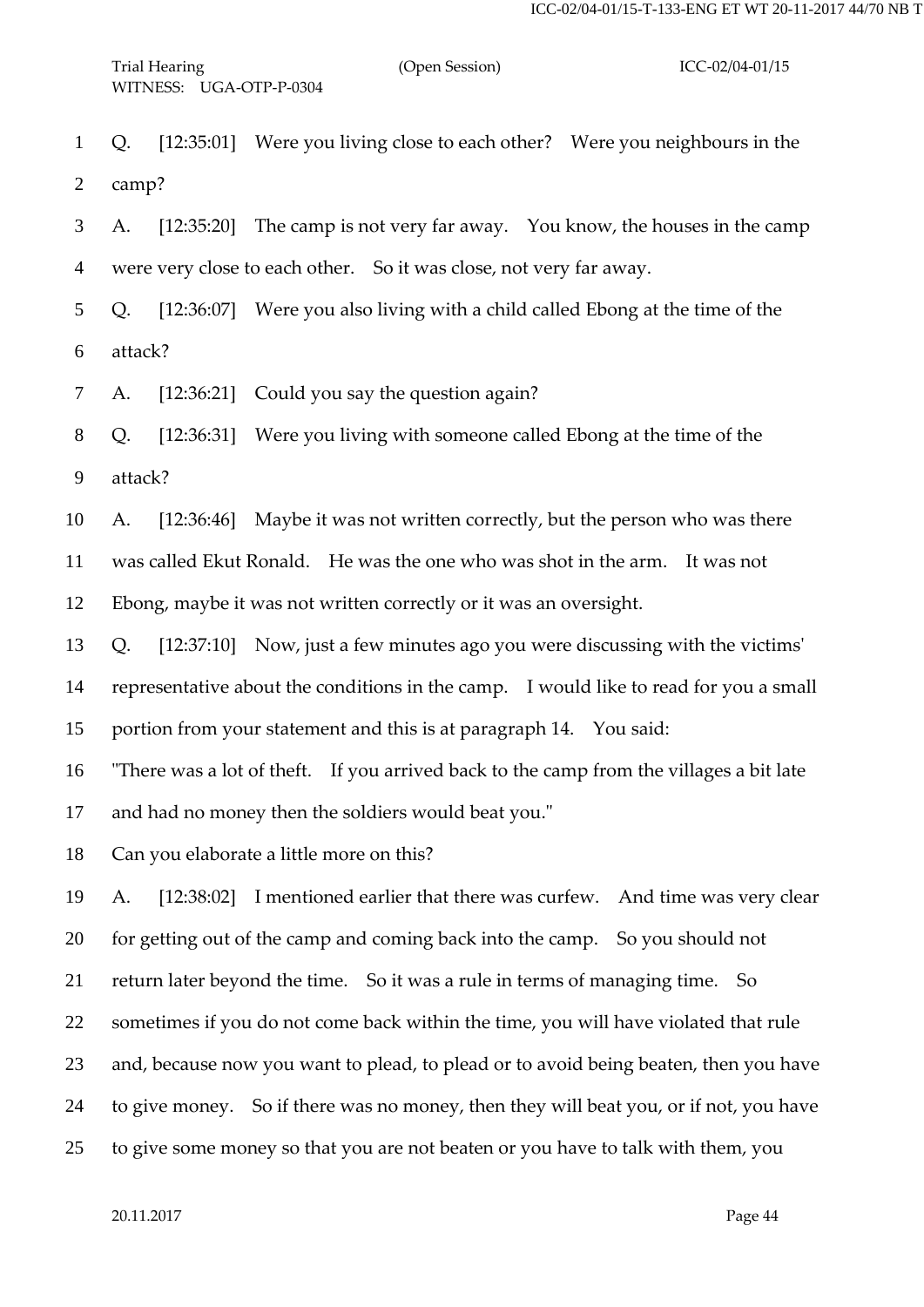Q. [12:35:01] Were you living close to each other? Were you neighbours in the camp?

A. [12:35:20] The camp is not very far away. You know, the houses in the camp were very close to each other. So it was close, not very far away.

Q. [12:36:07] Were you also living with a child called Ebong at the time of the attack?

A. [12:36:21] Could you say the question again?

Q. [12:36:31] Were you living with someone called Ebong at the time of the attack?

A. [12:36:46] Maybe it was not written correctly, but the person who was there was called Ekut Ronald. He was the one who was shot in the arm. It was not Ebong, maybe it was not written correctly or it was an oversight.

Q. [12:37:10] Now, just a few minutes ago you were discussing with the victims' representative about the conditions in the camp. I would like to read for you a small portion from your statement and this is at paragraph 14. You said:

"There was a lot of theft. If you arrived back to the camp from the villages a bit late and had no money then the soldiers would beat you."

Can you elaborate a little more on this?

A. [12:38:02] I mentioned earlier that there was curfew. And time was very clear for getting out of the camp and coming back into the camp. So you should not return later beyond the time. So it was a rule in terms of managing time. So sometimes if you do not come back within the time, you will have violated that rule and, because now you want to plead, to plead or to avoid being beaten, then you have to give money. So if there was no money, then they will beat you, or if not, you have to give some money so that you are not beaten or you have to talk with them, you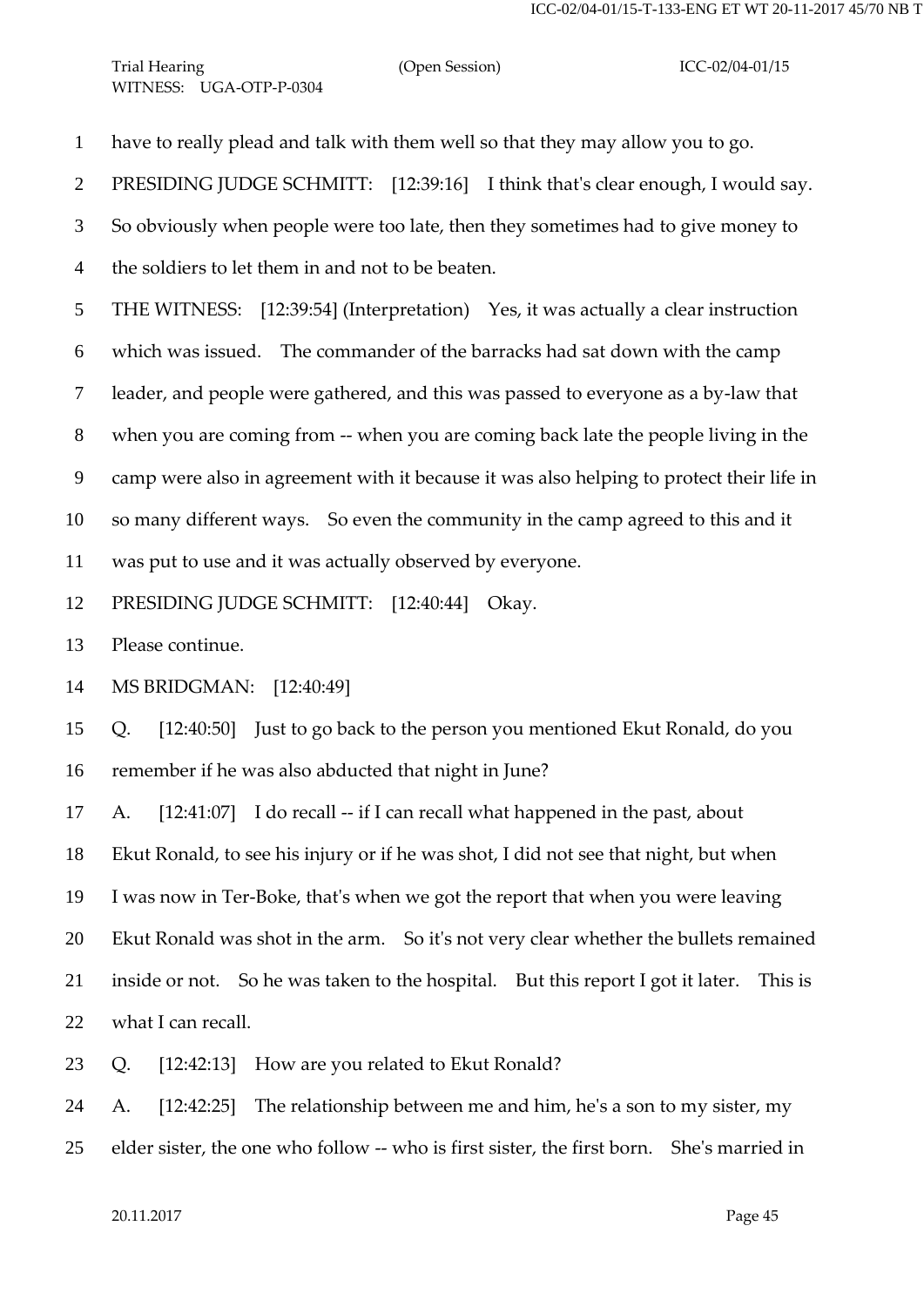have to really plead and talk with them well so that they may allow you to go.

PRESIDING JUDGE SCHMITT: [12:39:16] I think that's clear enough, I would say. So obviously when people were too late, then they sometimes had to give money to the soldiers to let them in and not to be beaten.

THE WITNESS: [12:39:54] (Interpretation) Yes, it was actually a clear instruction which was issued. The commander of the barracks had sat down with the camp leader, and people were gathered, and this was passed to everyone as a by-law that when you are coming from -- when you are coming back late the people living in the camp were also in agreement with it because it was also helping to protect their life in so many different ways. So even the community in the camp agreed to this and it was put to use and it was actually observed by everyone.

PRESIDING JUDGE SCHMITT: [12:40:44] Okay.

Please continue.

MS BRIDGMAN: [12:40:49]

Q. [12:40:50] Just to go back to the person you mentioned Ekut Ronald, do you remember if he was also abducted that night in June?

A. [12:41:07] I do recall -- if I can recall what happened in the past, about Ekut Ronald, to see his injury or if he was shot, I did not see that night, but when I was now in Ter-Boke, that's when we got the report that when you were leaving Ekut Ronald was shot in the arm. So it's not very clear whether the bullets remained inside or not. So he was taken to the hospital. But this report I got it later. This is what I can recall.

Q. [12:42:13] How are you related to Ekut Ronald?

A. [12:42:25] The relationship between me and him, he's a son to my sister, my elder sister, the one who follow -- who is first sister, the first born. She's married in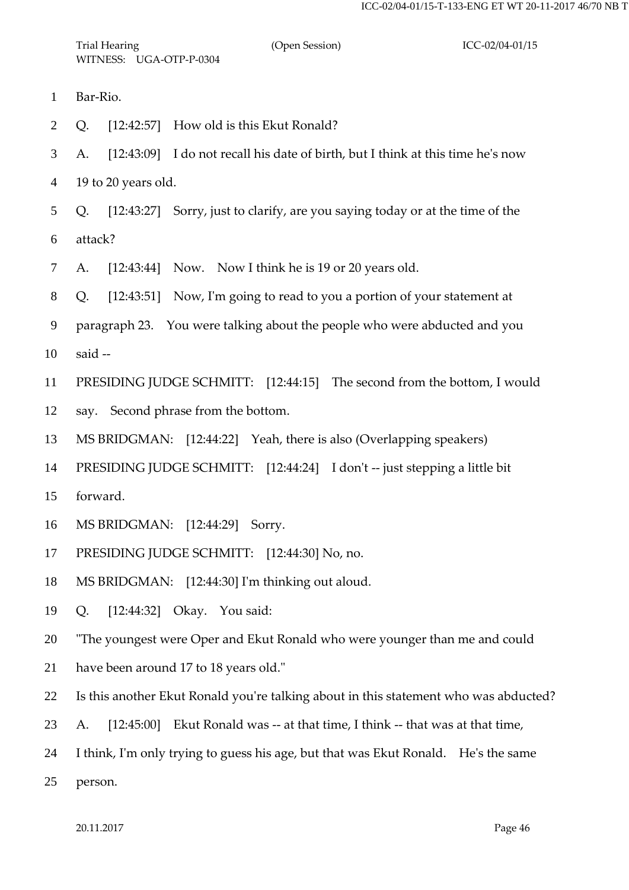Bar-Rio.

Q. [12:42:57] How old is this Ekut Ronald?

A. [12:43:09] I do not recall his date of birth, but I think at this time he's now 19 to 20 years old.

Q. [12:43:27] Sorry, just to clarify, are you saying today or at the time of the attack?

A. [12:43:44] Now. Now I think he is 19 or 20 years old.

Q. [12:43:51] Now, I'm going to read to you a portion of your statement at paragraph 23. You were talking about the people who were abducted and you said --

PRESIDING JUDGE SCHMITT: [12:44:15] The second from the bottom, I would say. Second phrase from the bottom.

MS BRIDGMAN: [12:44:22] Yeah, there is also (Overlapping speakers)

PRESIDING JUDGE SCHMITT: [12:44:24] I don't -- just stepping a little bit forward.

MS BRIDGMAN: [12:44:29] Sorry.

PRESIDING JUDGE SCHMITT: [12:44:30] No, no.

MS BRIDGMAN: [12:44:30] I'm thinking out aloud.

Q. [12:44:32] Okay. You said:

"The youngest were Oper and Ekut Ronald who were younger than me and could have been around 17 to 18 years old."

Is this another Ekut Ronald you're talking about in this statement who was abducted?

A. [12:45:00] Ekut Ronald was -- at that time, I think -- that was at that time, I think, I'm only trying to guess his age, but that was Ekut Ronald. He's the same person.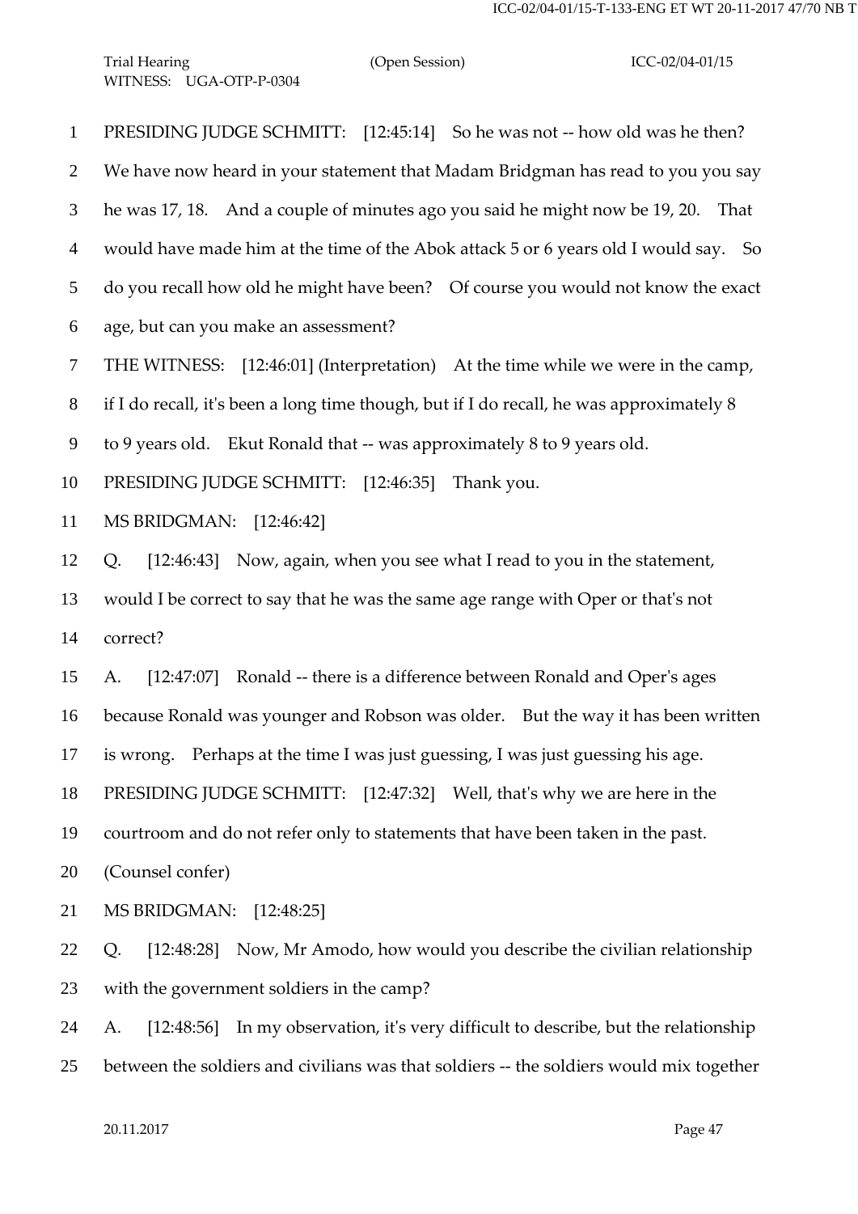PRESIDING JUDGE SCHMITT: [12:45:14] So he was not -- how old was he then? We have now heard in your statement that Madam Bridgman has read to you you say he was 17, 18. And a couple of minutes ago you said he might now be 19, 20. That would have made him at the time of the Abok attack 5 or 6 years old I would say. So do you recall how old he might have been? Of course you would not know the exact age, but can you make an assessment?

THE WITNESS: [12:46:01] (Interpretation) At the time while we were in the camp, if I do recall, it's been a long time though, but if I do recall, he was approximately 8 to 9 years old. Ekut Ronald that -- was approximately 8 to 9 years old.

PRESIDING JUDGE SCHMITT: [12:46:35] Thank you.

MS BRIDGMAN: [12:46:42]

Q. [12:46:43] Now, again, when you see what I read to you in the statement, would I be correct to say that he was the same age range with Oper or that's not correct?

A. [12:47:07] Ronald -- there is a difference between Ronald and Oper's ages because Ronald was younger and Robson was older. But the way it has been written is wrong. Perhaps at the time I was just guessing, I was just guessing his age.

PRESIDING JUDGE SCHMITT: [12:47:32] Well, that's why we are here in the courtroom and do not refer only to statements that have been taken in the past.

(Counsel confer)

MS BRIDGMAN: [12:48:25]

Q. [12:48:28] Now, Mr Amodo, how would you describe the civilian relationship with the government soldiers in the camp?

A. [12:48:56] In my observation, it's very difficult to describe, but the relationship between the soldiers and civilians was that soldiers -- the soldiers would mix together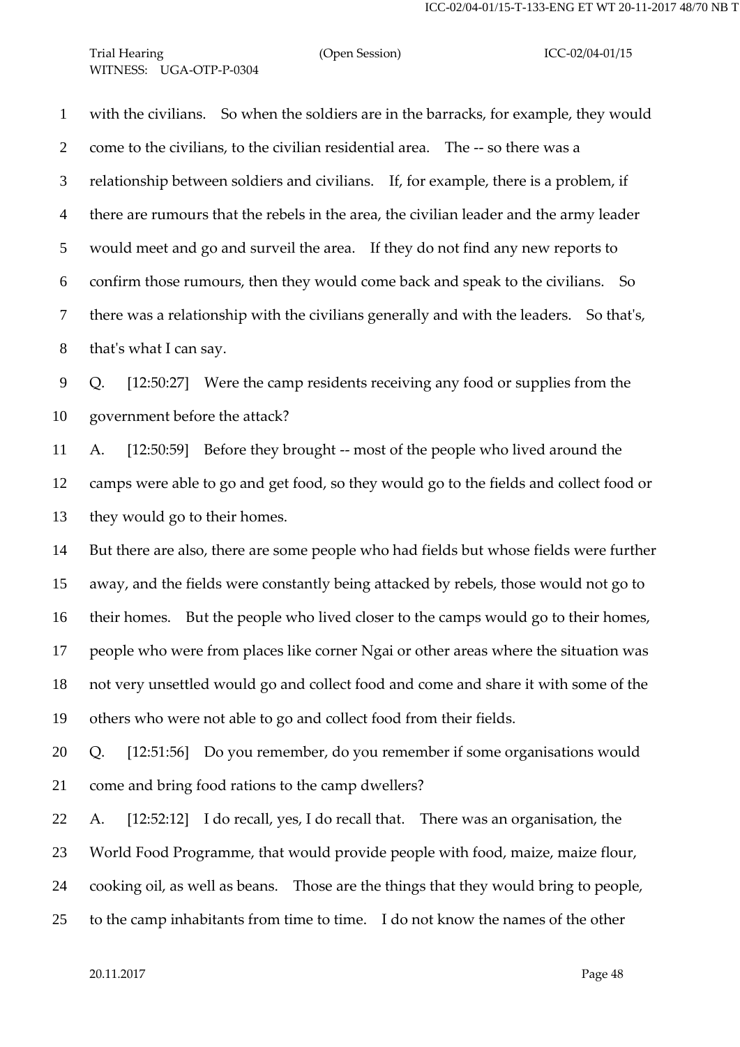with the civilians. So when the soldiers are in the barracks, for example, they would come to the civilians, to the civilian residential area. The -- so there was a relationship between soldiers and civilians. If, for example, there is a problem, if there are rumours that the rebels in the area, the civilian leader and the army leader would meet and go and surveil the area. If they do not find any new reports to confirm those rumours, then they would come back and speak to the civilians. So there was a relationship with the civilians generally and with the leaders. So that's, that's what I can say.

Q. [12:50:27] Were the camp residents receiving any food or supplies from the government before the attack?

A. [12:50:59] Before they brought -- most of the people who lived around the camps were able to go and get food, so they would go to the fields and collect food or they would go to their homes.

But there are also, there are some people who had fields but whose fields were further away, and the fields were constantly being attacked by rebels, those would not go to their homes. But the people who lived closer to the camps would go to their homes, people who were from places like corner Ngai or other areas where the situation was not very unsettled would go and collect food and come and share it with some of the others who were not able to go and collect food from their fields.

Q. [12:51:56] Do you remember, do you remember if some organisations would come and bring food rations to the camp dwellers?

A. [12:52:12] I do recall, yes, I do recall that. There was an organisation, the World Food Programme, that would provide people with food, maize, maize flour, cooking oil, as well as beans. Those are the things that they would bring to people, to the camp inhabitants from time to time. I do not know the names of the other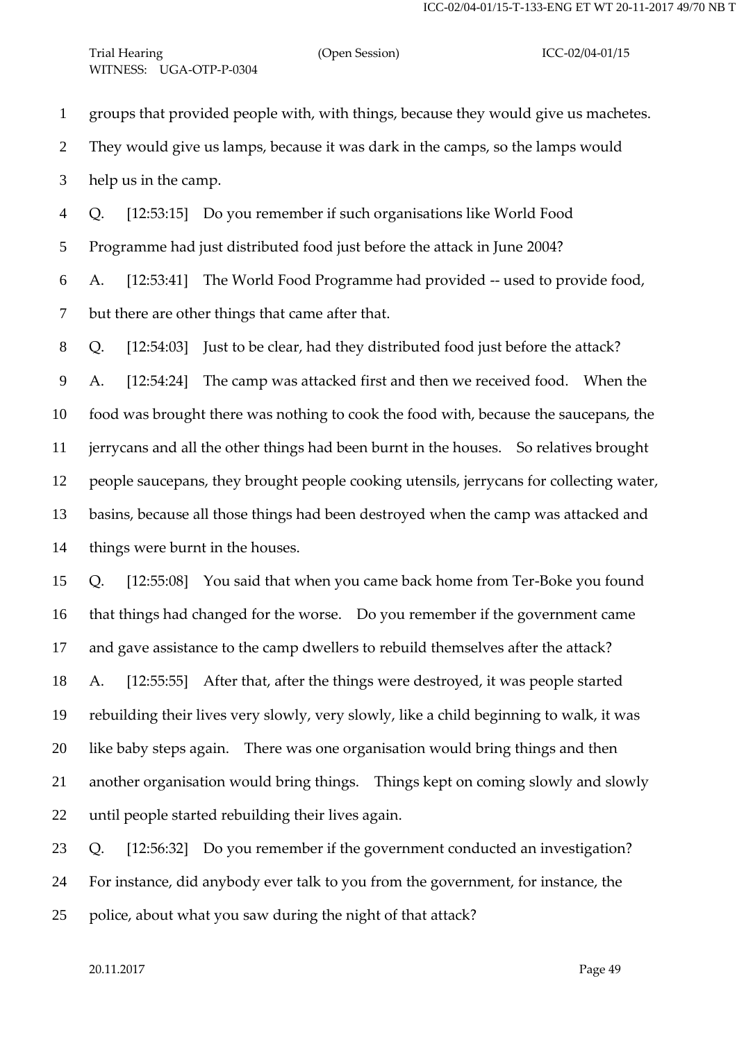groups that provided people with, with things, because they would give us machetes. They would give us lamps, because it was dark in the camps, so the lamps would help us in the camp.

Q. [12:53:15] Do you remember if such organisations like World Food Programme had just distributed food just before the attack in June 2004?

A. [12:53:41] The World Food Programme had provided -- used to provide food, but there are other things that came after that.

Q. [12:54:03] Just to be clear, had they distributed food just before the attack?

A. [12:54:24] The camp was attacked first and then we received food. When the food was brought there was nothing to cook the food with, because the saucepans, the jerrycans and all the other things had been burnt in the houses. So relatives brought people saucepans, they brought people cooking utensils, jerrycans for collecting water, basins, because all those things had been destroyed when the camp was attacked and things were burnt in the houses.

Q. [12:55:08] You said that when you came back home from Ter-Boke you found that things had changed for the worse. Do you remember if the government came and gave assistance to the camp dwellers to rebuild themselves after the attack?

A. [12:55:55] After that, after the things were destroyed, it was people started rebuilding their lives very slowly, very slowly, like a child beginning to walk, it was like baby steps again. There was one organisation would bring things and then another organisation would bring things. Things kept on coming slowly and slowly until people started rebuilding their lives again.

Q. [12:56:32] Do you remember if the government conducted an investigation? For instance, did anybody ever talk to you from the government, for instance, the police, about what you saw during the night of that attack?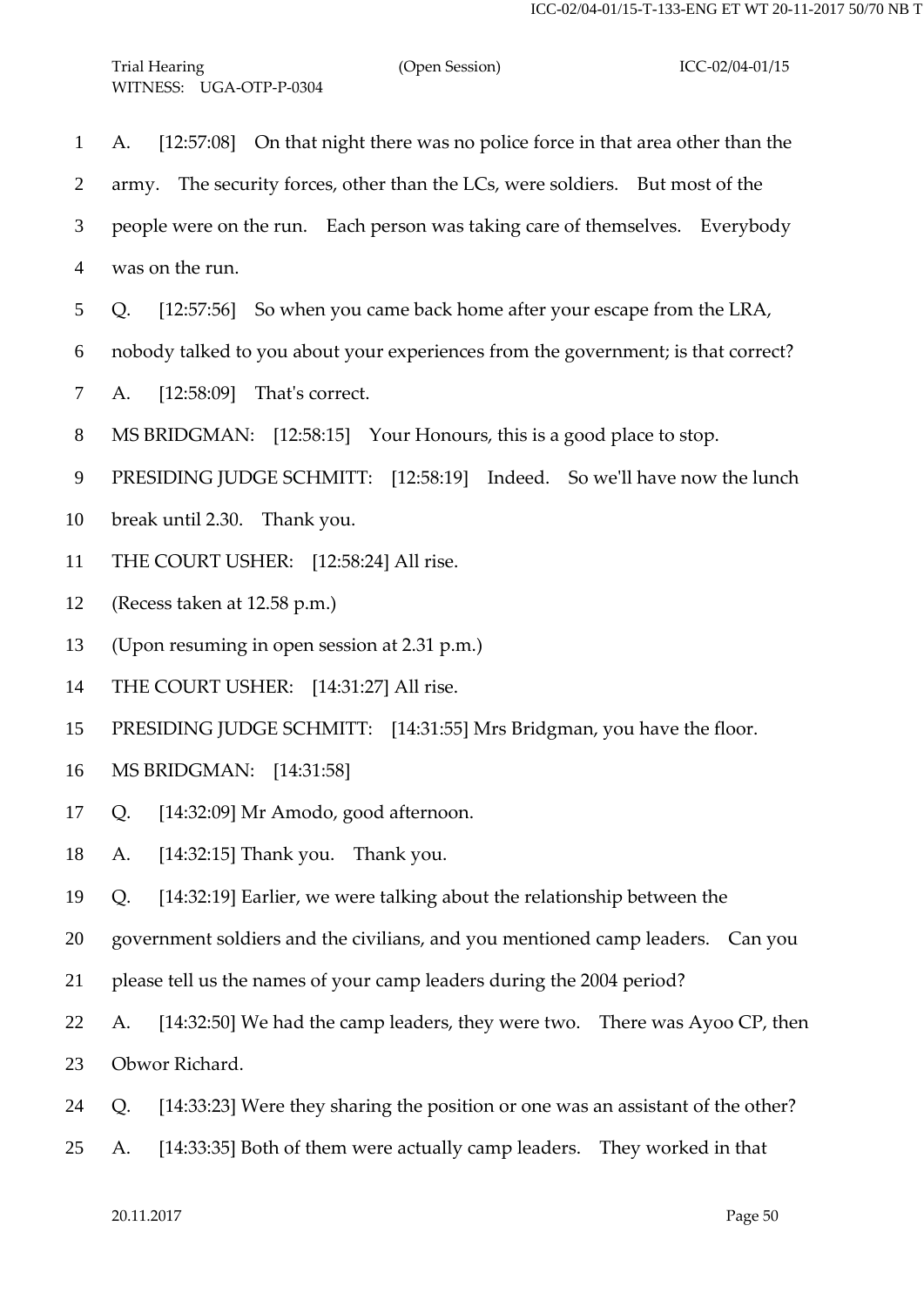A. [12:57:08] On that night there was no police force in that area other than the army. The security forces, other than the LCs, were soldiers. But most of the people were on the run. Each person was taking care of themselves. Everybody was on the run.

Q. [12:57:56] So when you came back home after your escape from the LRA, nobody talked to you about your experiences from the government; is that correct?

A. [12:58:09] That's correct.

MS BRIDGMAN: [12:58:15] Your Honours, this is a good place to stop.

PRESIDING JUDGE SCHMITT: [12:58:19] Indeed. So we'll have now the lunch break until 2.30. Thank you.

THE COURT USHER: [12:58:24] All rise.

(Recess taken at 12.58 p.m.)

(Upon resuming in open session at 2.31 p.m.)

THE COURT USHER: [14:31:27] All rise.

PRESIDING JUDGE SCHMITT: [14:31:55] Mrs Bridgman, you have the floor.

MS BRIDGMAN: [14:31:58]

Q. [14:32:09] Mr Amodo, good afternoon.

A. [14:32:15] Thank you. Thank you.

Q. [14:32:19] Earlier, we were talking about the relationship between the government soldiers and the civilians, and you mentioned camp leaders. Can you please tell us the names of your camp leaders during the 2004 period?

A. [14:32:50] We had the camp leaders, they were two. There was Ayoo CP, then Obwor Richard.

Q. [14:33:23] Were they sharing the position or one was an assistant of the other?

A. [14:33:35] Both of them were actually camp leaders. They worked in that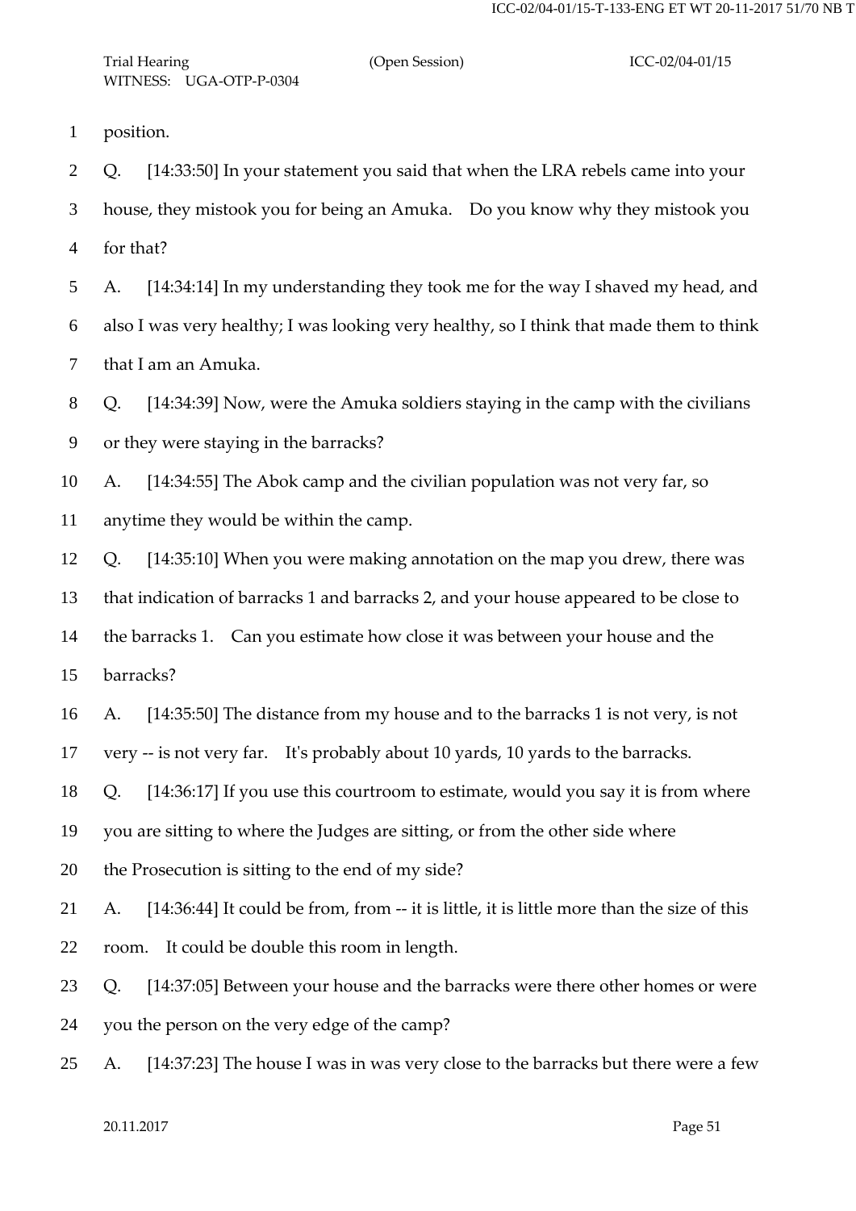position.

Q. [14:33:50] In your statement you said that when the LRA rebels came into your house, they mistook you for being an Amuka. Do you know why they mistook you for that?

A. [14:34:14] In my understanding they took me for the way I shaved my head, and also I was very healthy; I was looking very healthy, so I think that made them to think that I am an Amuka.

Q. [14:34:39] Now, were the Amuka soldiers staying in the camp with the civilians or they were staying in the barracks?

A. [14:34:55] The Abok camp and the civilian population was not very far, so anytime they would be within the camp.

Q. [14:35:10] When you were making annotation on the map you drew, there was that indication of barracks 1 and barracks 2, and your house appeared to be close to the barracks 1. Can you estimate how close it was between your house and the barracks?

A. [14:35:50] The distance from my house and to the barracks 1 is not very, is not very -- is not very far. It's probably about 10 yards, 10 yards to the barracks.

Q. [14:36:17] If you use this courtroom to estimate, would you say it is from where you are sitting to where the Judges are sitting, or from the other side where the Prosecution is sitting to the end of my side?

A. [14:36:44] It could be from, from -- it is little, it is little more than the size of this room. It could be double this room in length.

Q. [14:37:05] Between your house and the barracks were there other homes or were you the person on the very edge of the camp?

A. [14:37:23] The house I was in was very close to the barracks but there were a few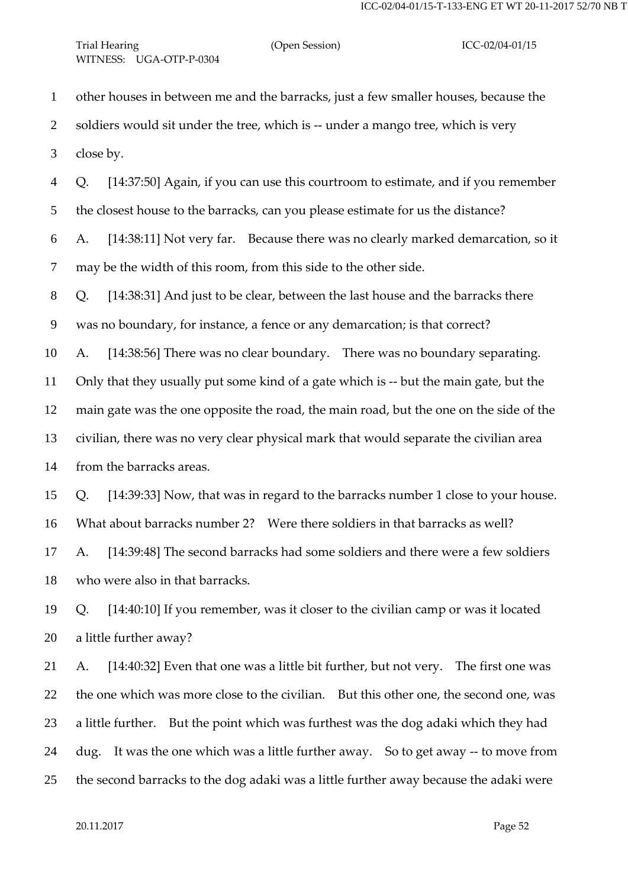other houses in between me and the barracks, just a few smaller houses, because the soldiers would sit under the tree, which is -- under a mango tree, which is very close by.

Q. [14:37:50] Again, if you can use this courtroom to estimate, and if you remember the closest house to the barracks, can you please estimate for us the distance?

A. [14:38:11] Not very far. Because there was no clearly marked demarcation, so it may be the width of this room, from this side to the other side.

Q. [14:38:31] And just to be clear, between the last house and the barracks there was no boundary, for instance, a fence or any demarcation; is that correct?

A. [14:38:56] There was no clear boundary. There was no boundary separating. Only that they usually put some kind of a gate which is -- but the main gate, but the main gate was the one opposite the road, the main road, but the one on the side of the civilian, there was no very clear physical mark that would separate the civilian area from the barracks areas.

Q. [14:39:33] Now, that was in regard to the barracks number 1 close to your house. What about barracks number 2? Were there soldiers in that barracks as well?

A. [14:39:48] The second barracks had some soldiers and there were a few soldiers who were also in that barracks.

Q. [14:40:10] If you remember, was it closer to the civilian camp or was it located a little further away?

A. [14:40:32] Even that one was a little bit further, but not very. The first one was the one which was more close to the civilian. But this other one, the second one, was a little further. But the point which was furthest was the dog adaki which they had dug. It was the one which was a little further away. So to get away -- to move from the second barracks to the dog adaki was a little further away because the adaki were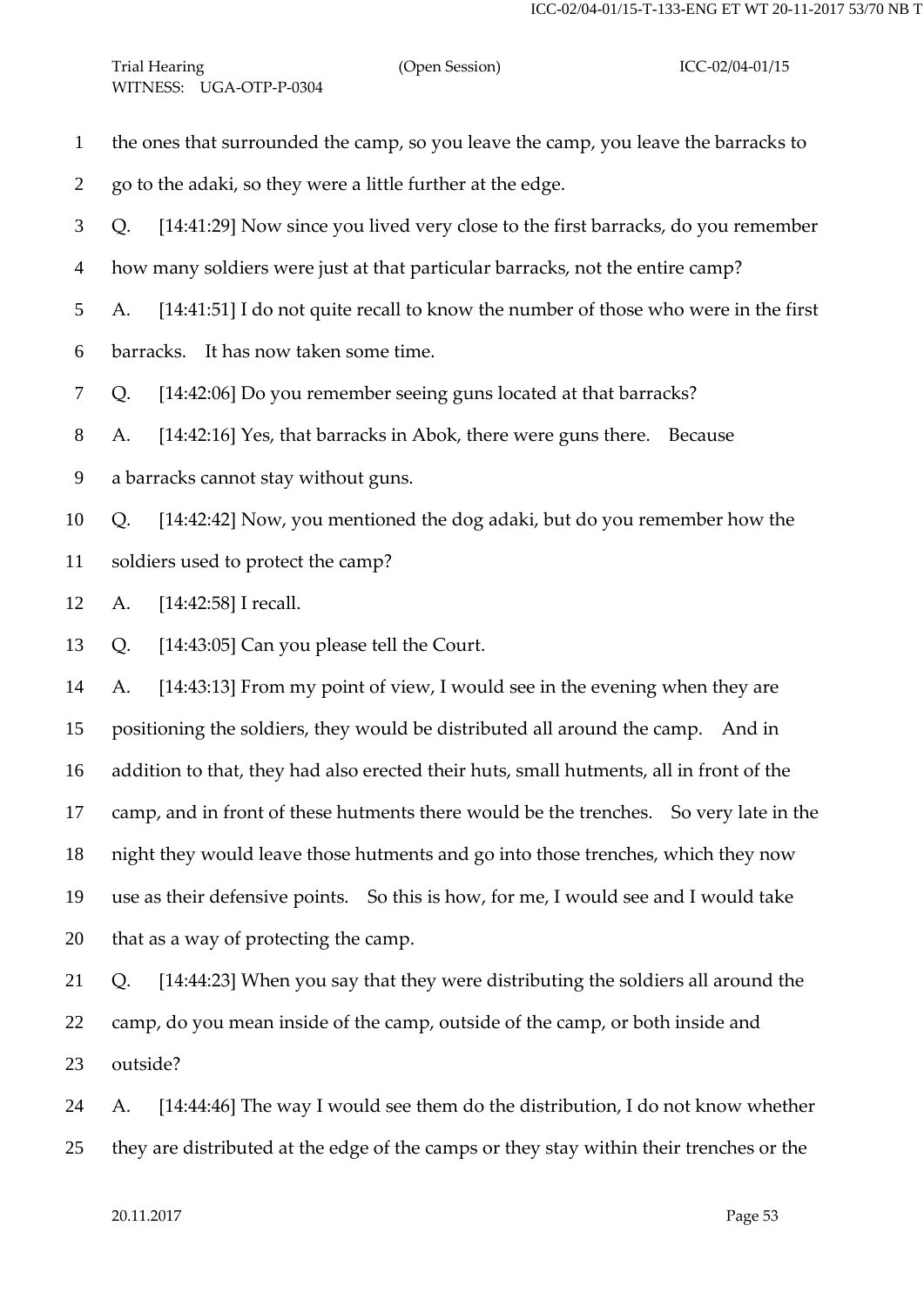1 the ones that surrounded the camp, so you leave the camp, you leave the barracks to

2 go to the adaki, so they were a little further at the edge.

3 Q. [14:41:29] Now since you lived very close to the first barracks, do you remember

4 how many soldiers were just at that particular barracks, not the entire camp?

5 A. [14:41:51] I do not quite recall to know the number of those who were in the first

6 barracks. It has now taken some time.

7 Q. [14:42:06] Do you remember seeing guns located at that barracks?

8 A. [14:42:16] Yes, that barracks in Abok, there were guns there. Because

9 a barracks cannot stay without guns.

10 Q. [14:42:42] Now, you mentioned the dog adaki, but do you remember how the

11 soldiers used to protect the camp?

12 A. [14:42:58] I recall.

13 Q. [14:43:05] Can you please tell the Court.

14 A. [14:43:13] From my point of view, I would see in the evening when they are

15 positioning the soldiers, they would be distributed all around the camp. And in

16 addition to that, they had also erected their huts, small hutments, all in front of the

17 camp, and in front of these hutments there would be the trenches. So very late in the

18 night they would leave those hutments and go into those trenches, which they now

19 use as their defensive points. So this is how, for me, I would see and I would take

20 that as a way of protecting the camp.

21 Q. [14:44:23] When you say that they were distributing the soldiers all around the

22 camp, do you mean inside of the camp, outside of the camp, or both inside and

23 outside?

24 A. [14:44:46] The way I would see them do the distribution, I do not know whether

25 they are distributed at the edge of the camps or they stay within their trenches or the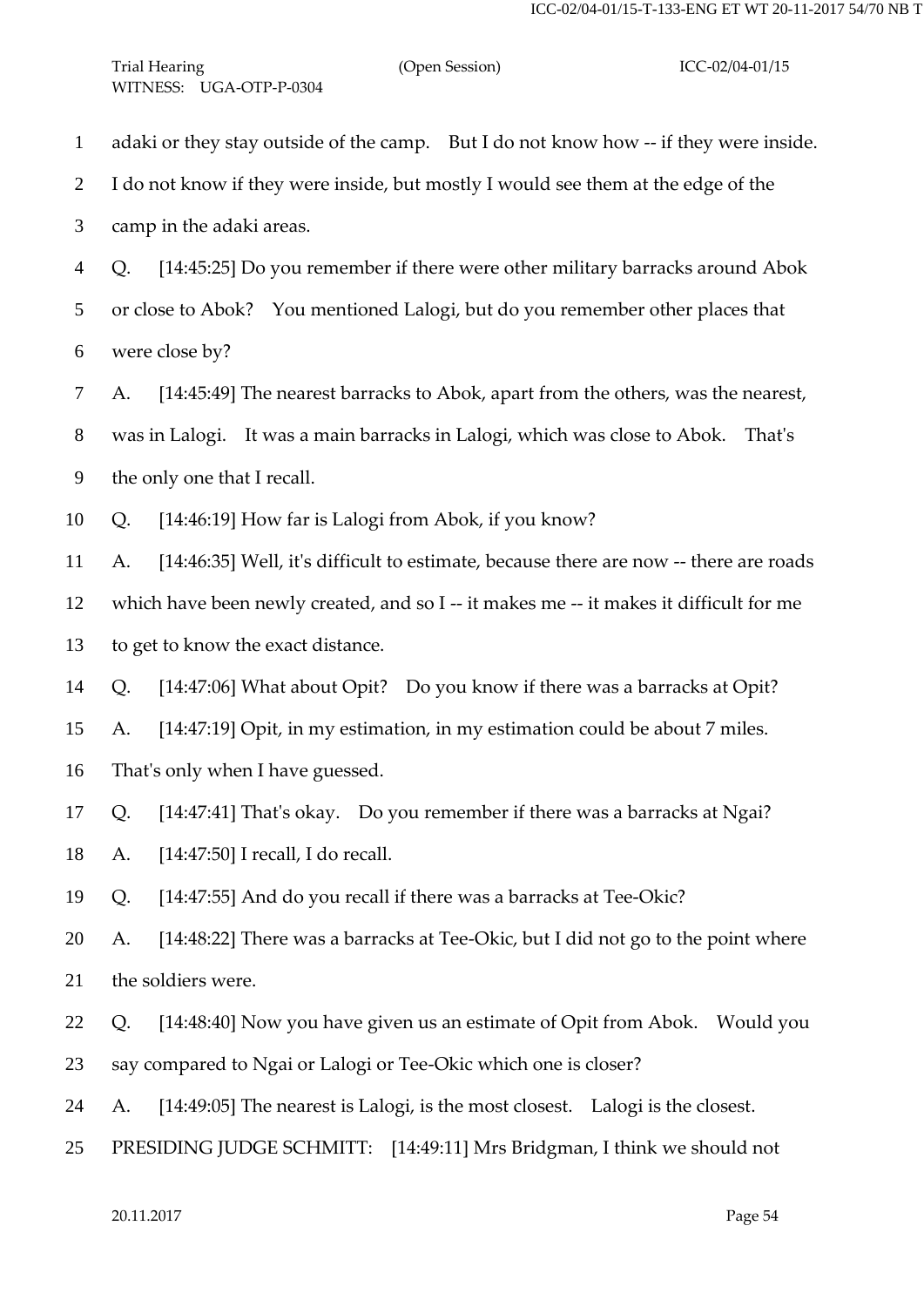1 adaki or they stay outside of the camp. But I do not know how -- if they were inside.

2 I do not know if they were inside, but mostly I would see them at the edge of the

3 camp in the adaki areas.

4 Q. [14:45:25] Do you remember if there were other military barracks around Abok

5 or close to Abok? You mentioned Lalogi, but do you remember other places that

6 were close by?

7 A. [14:45:49] The nearest barracks to Abok, apart from the others, was the nearest,

8 was in Lalogi. It was a main barracks in Lalogi, which was close to Abok. That's

9 the only one that I recall.

10 Q. [14:46:19] How far is Lalogi from Abok, if you know?

11 A. [14:46:35] Well, it's difficult to estimate, because there are now -- there are roads

12 which have been newly created, and so I -- it makes me -- it makes it difficult for me

13 to get to know the exact distance.

14 Q. [14:47:06] What about Opit? Do you know if there was a barracks at Opit?

15 A. [14:47:19] Opit, in my estimation, in my estimation could be about 7 miles.

16 That's only when I have guessed.

17 Q. [14:47:41] That's okay. Do you remember if there was a barracks at Ngai?

18 A. [14:47:50] I recall, I do recall.

19 Q. [14:47:55] And do you recall if there was a barracks at Tee-Okic?

20 A. [14:48:22] There was a barracks at Tee-Okic, but I did not go to the point where

21 the soldiers were.

22 Q. [14:48:40] Now you have given us an estimate of Opit from Abok. Would you

23 say compared to Ngai or Lalogi or Tee-Okic which one is closer?

24 A. [14:49:05] The nearest is Lalogi, is the most closest. Lalogi is the closest.

25 PRESIDING JUDGE SCHMITT: [14:49:11] Mrs Bridgman, I think we should not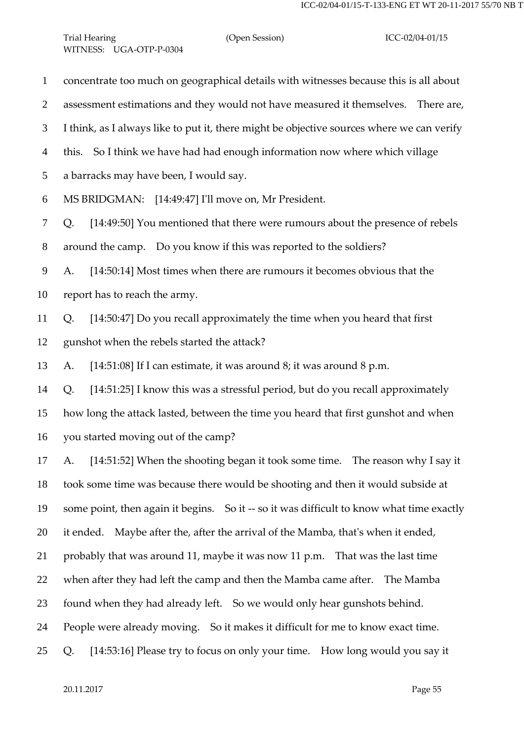concentrate too much on geographical details with witnesses because this is all about assessment estimations and they would not have measured it themselves. There are, I think, as I always like to put it, there might be objective sources where we can verify this. So I think we have had had enough information now where which village a barracks may have been, I would say.

MS BRIDGMAN: [14:49:47] I'll move on, Mr President.

Q. [14:49:50] You mentioned that there were rumours about the presence of rebels around the camp. Do you know if this was reported to the soldiers?

A. [14:50:14] Most times when there are rumours it becomes obvious that the report has to reach the army.

Q. [14:50:47] Do you recall approximately the time when you heard that first gunshot when the rebels started the attack?

A. [14:51:08] If I can estimate, it was around 8; it was around 8 p.m.

Q. [14:51:25] I know this was a stressful period, but do you recall approximately how long the attack lasted, between the time you heard that first gunshot and when you started moving out of the camp?

A. [14:51:52] When the shooting began it took some time. The reason why I say it took some time was because there would be shooting and then it would subside at some point, then again it begins. So it -- so it was difficult to know what time exactly it ended. Maybe after the, after the arrival of the Mamba, that's when it ended, probably that was around 11, maybe it was now 11 p.m. That was the last time when after they had left the camp and then the Mamba came after. The Mamba found when they had already left. So we would only hear gunshots behind. People were already moving. So it makes it difficult for me to know exact time.

Q. [14:53:16] Please try to focus on only your time. How long would you say it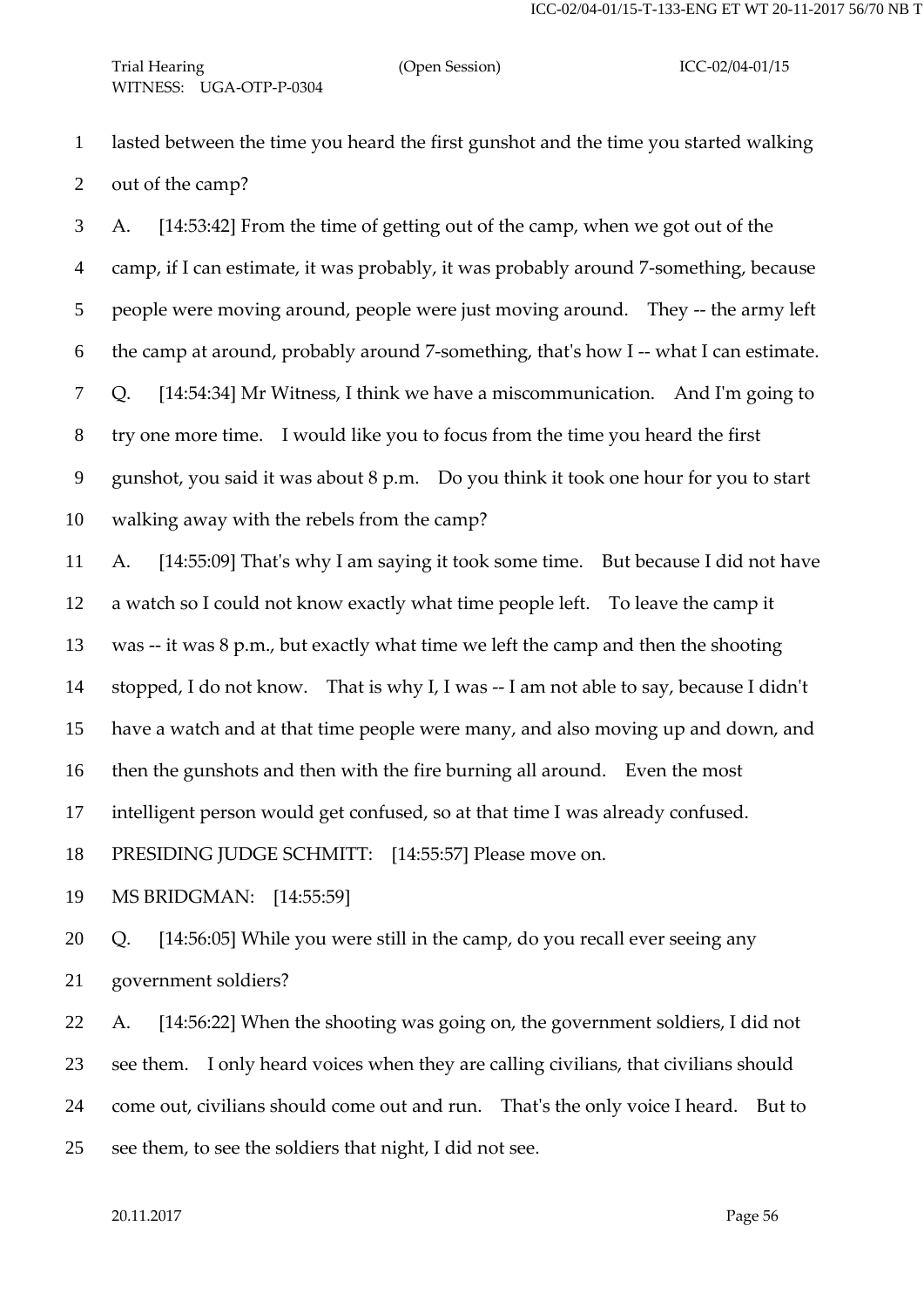lasted between the time you heard the first gunshot and the time you started walking out of the camp?

A. [14:53:42] From the time of getting out of the camp, when we got out of the camp, if I can estimate, it was probably, it was probably around 7-something, because people were moving around, people were just moving around. They -- the army left the camp at around, probably around 7-something, that's how I -- what I can estimate.

Q. [14:54:34] Mr Witness, I think we have a miscommunication. And I'm going to try one more time. I would like you to focus from the time you heard the first gunshot, you said it was about 8 p.m. Do you think it took one hour for you to start walking away with the rebels from the camp?

A. [14:55:09] That's why I am saying it took some time. But because I did not have a watch so I could not know exactly what time people left. To leave the camp it was -- it was 8 p.m., but exactly what time we left the camp and then the shooting stopped, I do not know. That is why I, I was -- I am not able to say, because I didn't have a watch and at that time people were many, and also moving up and down, and then the gunshots and then with the fire burning all around. Even the most intelligent person would get confused, so at that time I was already confused.

PRESIDING JUDGE SCHMITT: [14:55:57] Please move on.

MS BRIDGMAN: [14:55:59]

Q. [14:56:05] While you were still in the camp, do you recall ever seeing any government soldiers?

A. [14:56:22] When the shooting was going on, the government soldiers, I did not see them. I only heard voices when they are calling civilians, that civilians should come out, civilians should come out and run. That's the only voice I heard. But to see them, to see the soldiers that night, I did not see.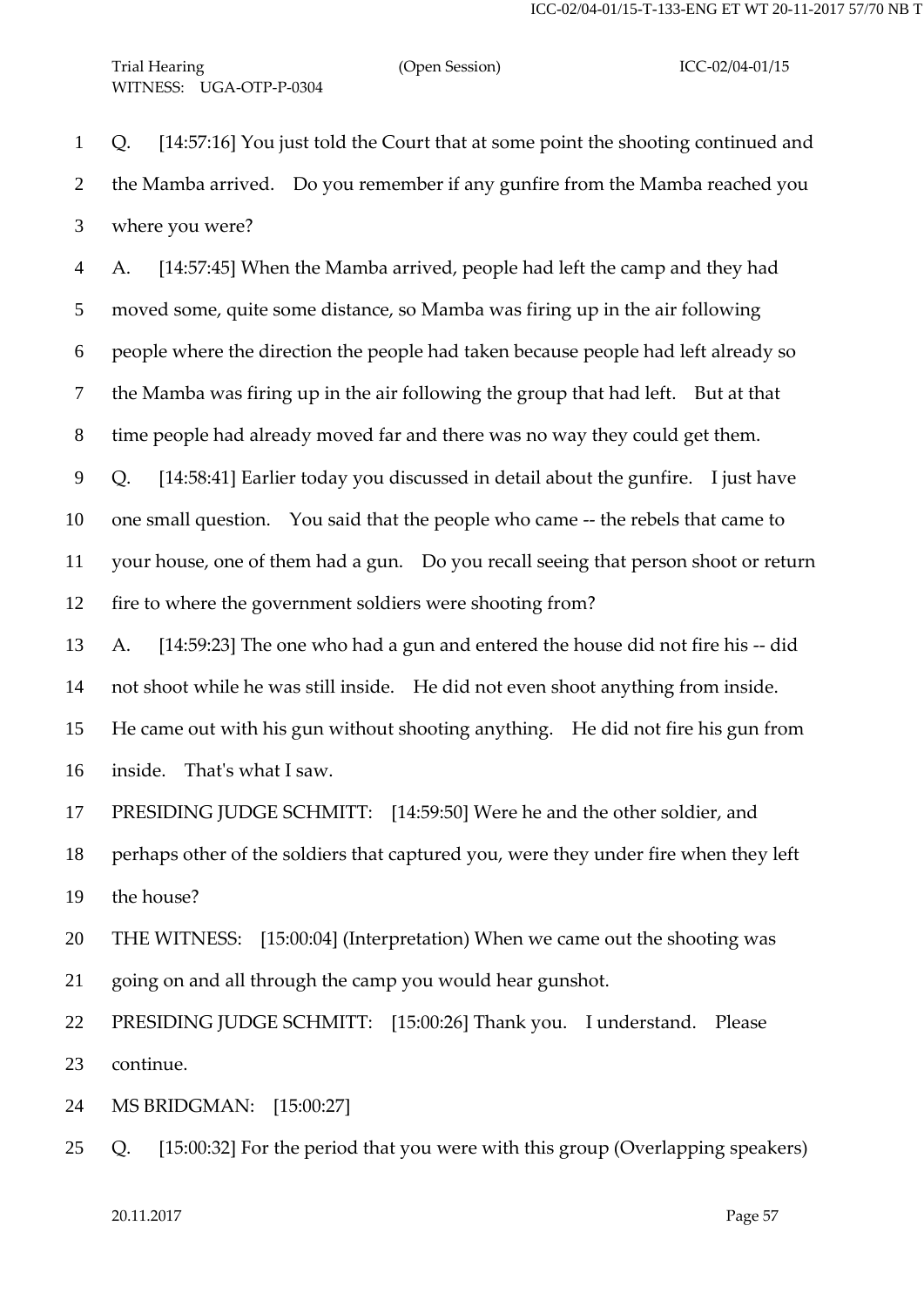Q. [14:57:16] You just told the Court that at some point the shooting continued and the Mamba arrived. Do you remember if any gunfire from the Mamba reached you where you were?

A. [14:57:45] When the Mamba arrived, people had left the camp and they had moved some, quite some distance, so Mamba was firing up in the air following people where the direction the people had taken because people had left already so the Mamba was firing up in the air following the group that had left. But at that time people had already moved far and there was no way they could get them.

Q. [14:58:41] Earlier today you discussed in detail about the gunfire. I just have one small question. You said that the people who came -- the rebels that came to your house, one of them had a gun. Do you recall seeing that person shoot or return fire to where the government soldiers were shooting from?

A. [14:59:23] The one who had a gun and entered the house did not fire his -- did not shoot while he was still inside. He did not even shoot anything from inside. He came out with his gun without shooting anything. He did not fire his gun from inside. That's what I saw.

PRESIDING JUDGE SCHMITT: [14:59:50] Were he and the other soldier, and perhaps other of the soldiers that captured you, were they under fire when they left the house?

THE WITNESS: [15:00:04] (Interpretation) When we came out the shooting was going on and all through the camp you would hear gunshot.

PRESIDING JUDGE SCHMITT: [15:00:26] Thank you. I understand. Please continue.

MS BRIDGMAN: [15:00:27]

Q. [15:00:32] For the period that you were with this group (Overlapping speakers)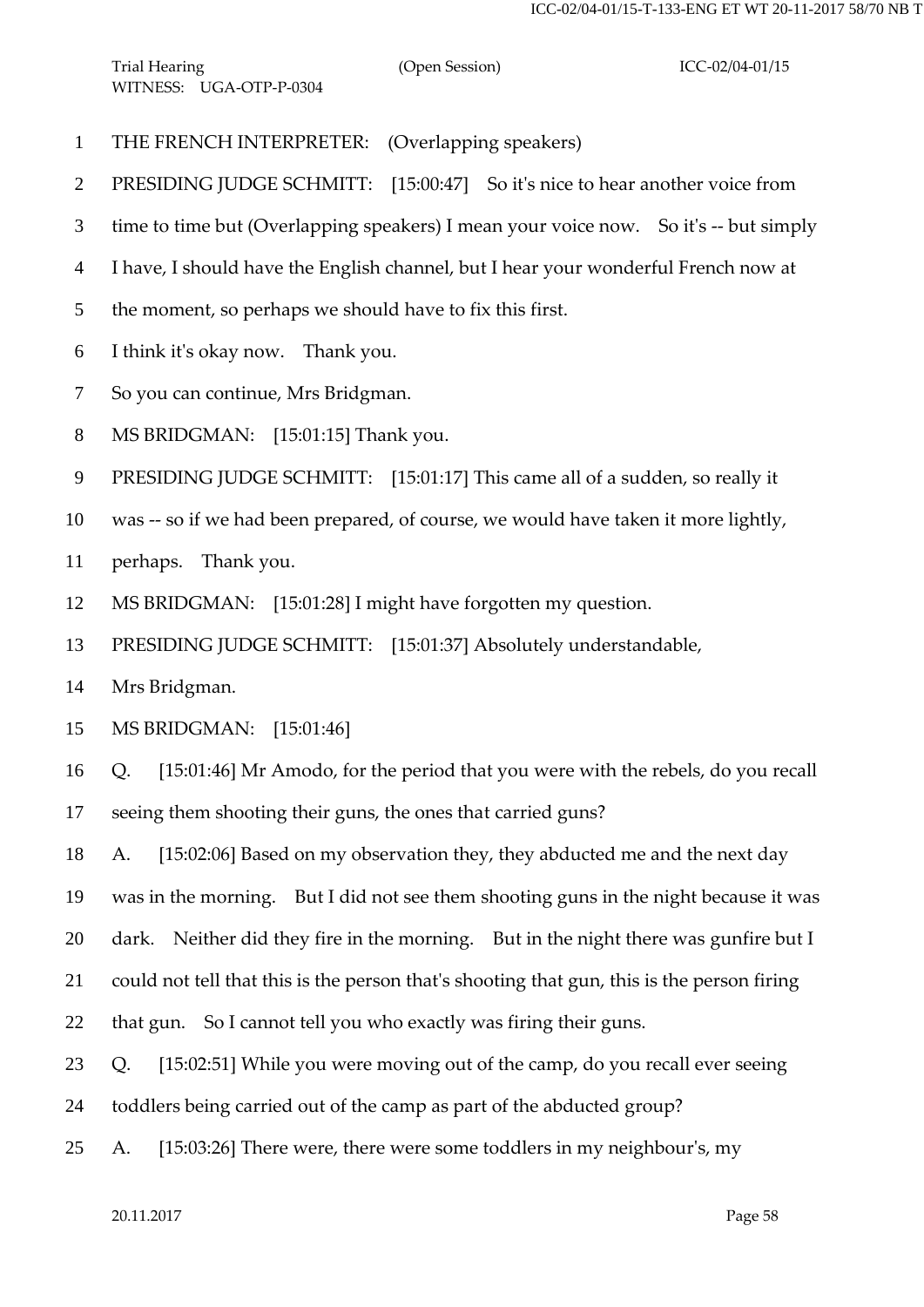1 THE FRENCH INTERPRETER: (Overlapping speakers)

2 PRESIDING JUDGE SCHMITT: [15:00:47] So it's nice to hear another voice from

3 time to time but (Overlapping speakers) I mean your voice now. So it's -- but simply

4 I have, I should have the English channel, but I hear your wonderful French now at

5 the moment, so perhaps we should have to fix this first.

6 I think it's okay now. Thank you.

7 So you can continue, Mrs Bridgman.

8 MS BRIDGMAN: [15:01:15] Thank you.

9 PRESIDING JUDGE SCHMITT: [15:01:17] This came all of a sudden, so really it

10 was -- so if we had been prepared, of course, we would have taken it more lightly,

11 perhaps. Thank you.

12 MS BRIDGMAN: [15:01:28] I might have forgotten my question.

13 PRESIDING JUDGE SCHMITT: [15:01:37] Absolutely understandable,

14 Mrs Bridgman.

15 MS BRIDGMAN: [15:01:46]

16 Q. [15:01:46] Mr Amodo, for the period that you were with the rebels, do you recall

17 seeing them shooting their guns, the ones that carried guns?

18 A. [15:02:06] Based on my observation they, they abducted me and the next day

19 was in the morning. But I did not see them shooting guns in the night because it was

20 dark. Neither did they fire in the morning. But in the night there was gunfire but I

21 could not tell that this is the person that's shooting that gun, this is the person firing

22 that gun. So I cannot tell you who exactly was firing their guns.

23 Q. [15:02:51] While you were moving out of the camp, do you recall ever seeing

24 toddlers being carried out of the camp as part of the abducted group?

25 A. [15:03:26] There were, there were some toddlers in my neighbour's, my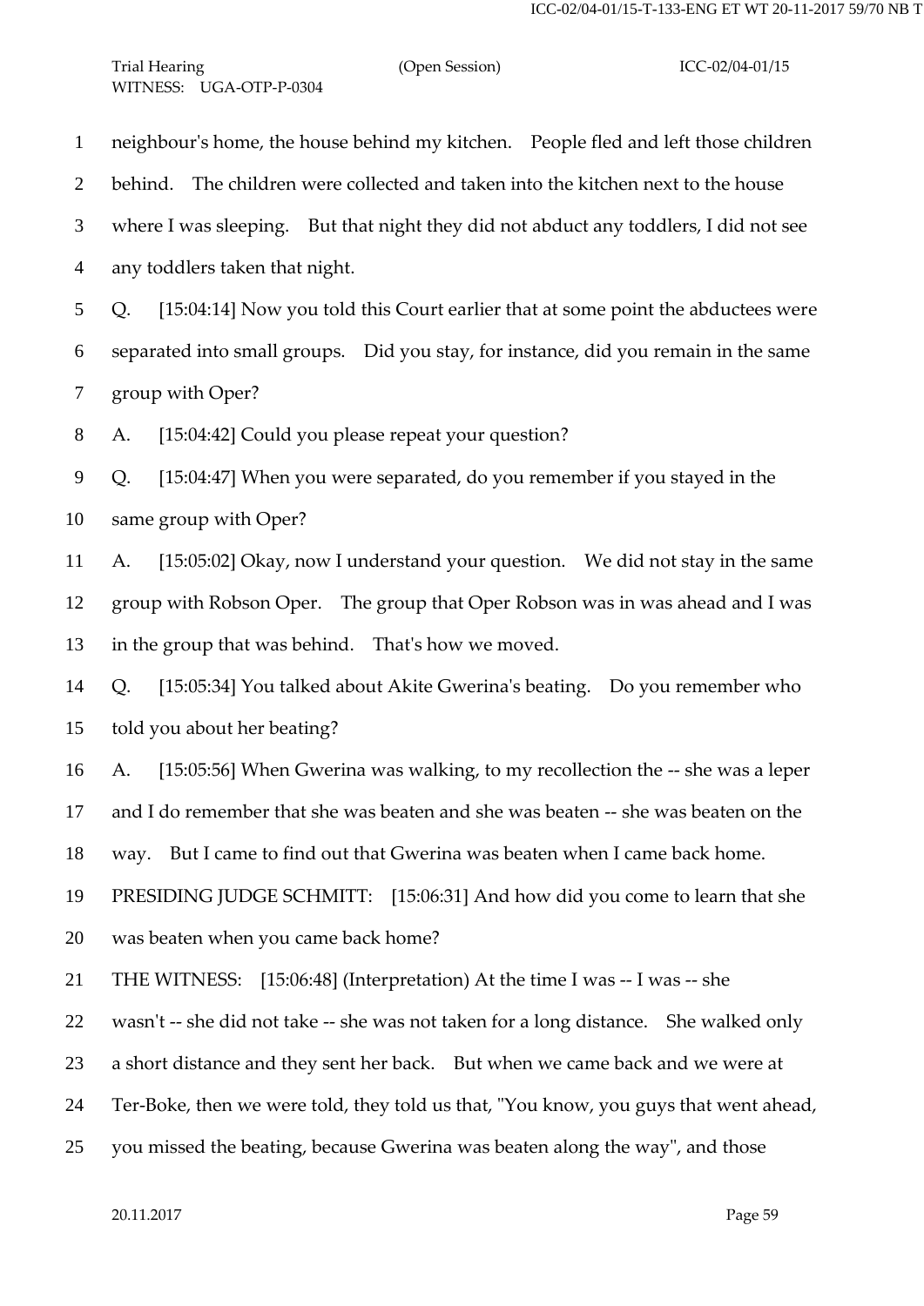neighbour's home, the house behind my kitchen. People fled and left those children behind. The children were collected and taken into the kitchen next to the house where I was sleeping. But that night they did not abduct any toddlers, I did not see any toddlers taken that night.

Q. [15:04:14] Now you told this Court earlier that at some point the abductees were separated into small groups. Did you stay, for instance, did you remain in the same group with Oper?

A. [15:04:42] Could you please repeat your question?

Q. [15:04:47] When you were separated, do you remember if you stayed in the same group with Oper?

A. [15:05:02] Okay, now I understand your question. We did not stay in the same group with Robson Oper. The group that Oper Robson was in was ahead and I was in the group that was behind. That's how we moved.

Q. [15:05:34] You talked about Akite Gwerina's beating. Do you remember who told you about her beating?

A. [15:05:56] When Gwerina was walking, to my recollection the -- she was a leper and I do remember that she was beaten and she was beaten -- she was beaten on the way. But I came to find out that Gwerina was beaten when I came back home.

PRESIDING JUDGE SCHMITT: [15:06:31] And how did you come to learn that she was beaten when you came back home?

THE WITNESS: [15:06:48] (Interpretation) At the time I was -- I was -- she wasn't -- she did not take -- she was not taken for a long distance. She walked only a short distance and they sent her back. But when we came back and we were at Ter-Boke, then we were told, they told us that, "You know, you guys that went ahead, you missed the beating, because Gwerina was beaten along the way", and those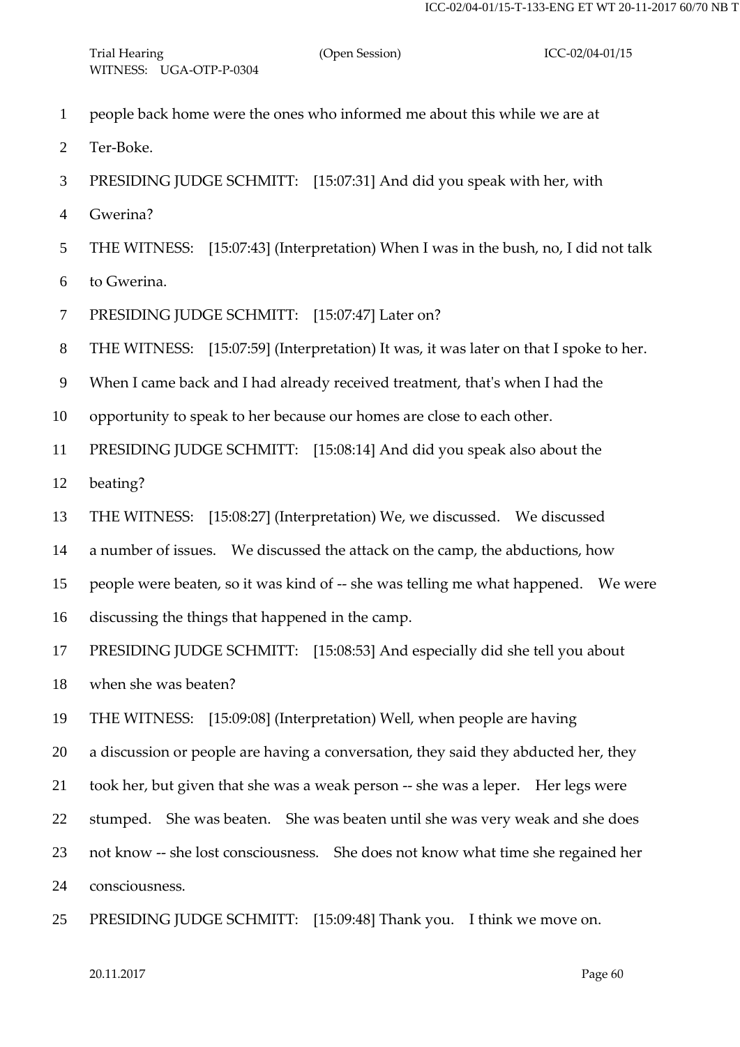people back home were the ones who informed me about this while we are at Ter-Boke.

PRESIDING JUDGE SCHMITT: [15:07:31] And did you speak with her, with Gwerina?

THE WITNESS: [15:07:43] (Interpretation) When I was in the bush, no, I did not talk to Gwerina.

PRESIDING JUDGE SCHMITT: [15:07:47] Later on?

THE WITNESS: [15:07:59] (Interpretation) It was, it was later on that I spoke to her. When I came back and I had already received treatment, that's when I had the opportunity to speak to her because our homes are close to each other.

PRESIDING JUDGE SCHMITT: [15:08:14] And did you speak also about the beating?

THE WITNESS: [15:08:27] (Interpretation) We, we discussed. We discussed a number of issues. We discussed the attack on the camp, the abductions, how people were beaten, so it was kind of -- she was telling me what happened. We were discussing the things that happened in the camp.

PRESIDING JUDGE SCHMITT: [15:08:53] And especially did she tell you about when she was beaten?

THE WITNESS: [15:09:08] (Interpretation) Well, when people are having a discussion or people are having a conversation, they said they abducted her, they took her, but given that she was a weak person -- she was a leper. Her legs were stumped. She was beaten. She was beaten until she was very weak and she does not know -- she lost consciousness. She does not know what time she regained her consciousness.

PRESIDING JUDGE SCHMITT: [15:09:48] Thank you. I think we move on.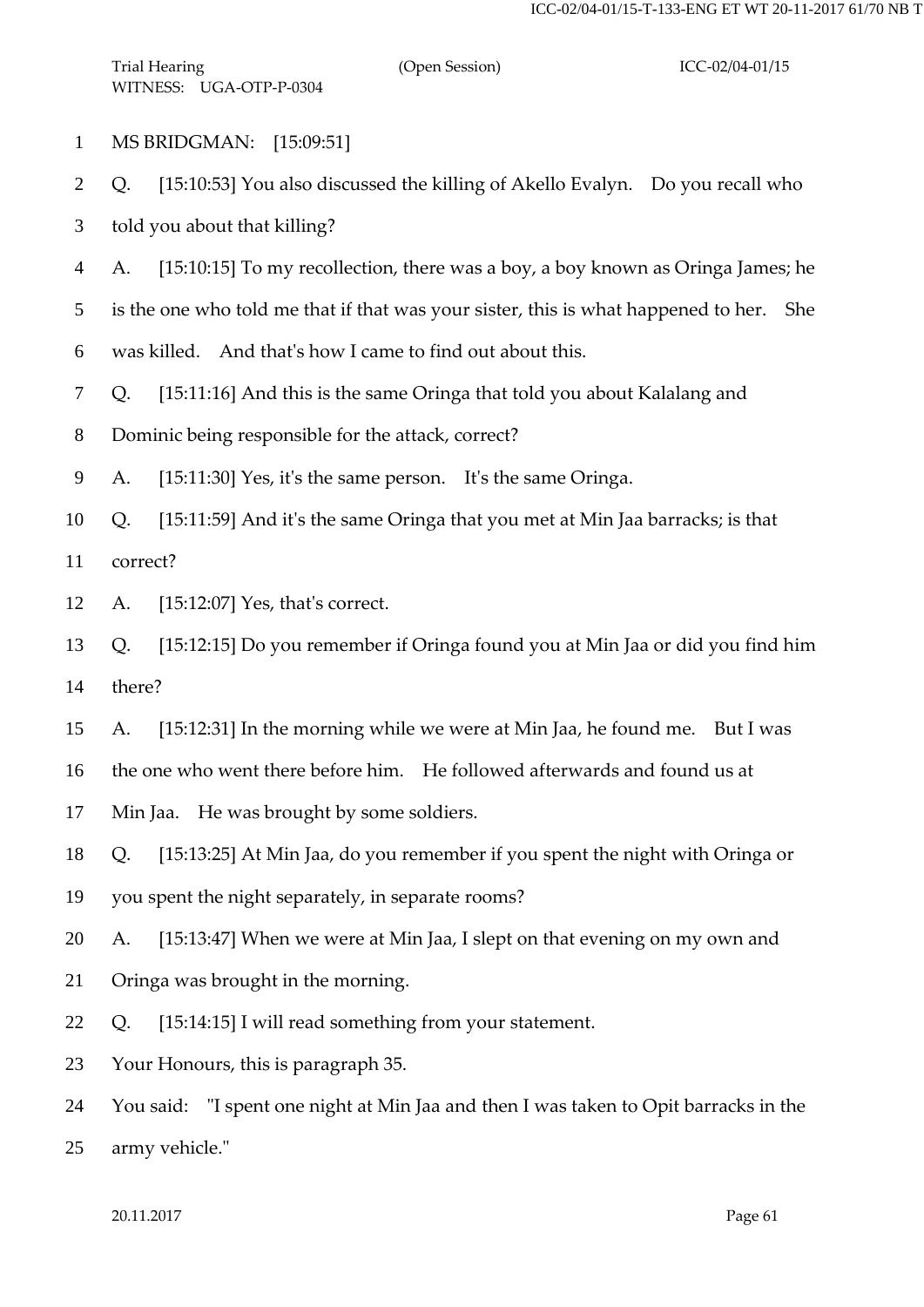MS BRIDGMAN: [15:09:51]

Q. [15:10:53] You also discussed the killing of Akello Evalyn. Do you recall who told you about that killing?

A. [15:10:15] To my recollection, there was a boy, a boy known as Oringa James; he is the one who told me that if that was your sister, this is what happened to her. She was killed. And that's how I came to find out about this.

Q. [15:11:16] And this is the same Oringa that told you about Kalalang and Dominic being responsible for the attack, correct?

A. [15:11:30] Yes, it's the same person. It's the same Oringa.

Q. [15:11:59] And it's the same Oringa that you met at Min Jaa barracks; is that correct?

A. [15:12:07] Yes, that's correct.

Q. [15:12:15] Do you remember if Oringa found you at Min Jaa or did you find him there?

A. [15:12:31] In the morning while we were at Min Jaa, he found me. But I was the one who went there before him. He followed afterwards and found us at Min Jaa. He was brought by some soldiers.

Q. [15:13:25] At Min Jaa, do you remember if you spent the night with Oringa or you spent the night separately, in separate rooms?

A. [15:13:47] When we were at Min Jaa, I slept on that evening on my own and Oringa was brought in the morning.

Q. [15:14:15] I will read something from your statement.

Your Honours, this is paragraph 35.

You said: "I spent one night at Min Jaa and then I was taken to Opit barracks in the army vehicle."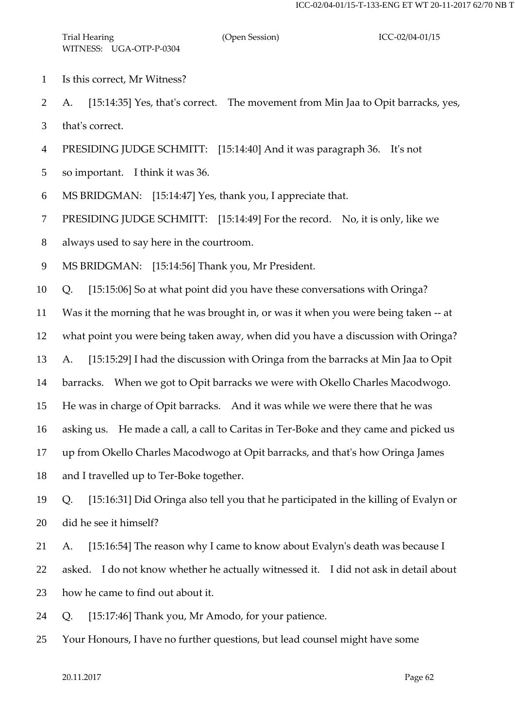Is this correct, Mr Witness?

A. [15:14:35] Yes, that's correct. The movement from Min Jaa to Opit barracks, yes, that's correct.

PRESIDING JUDGE SCHMITT: [15:14:40] And it was paragraph 36. It's not so important. I think it was 36.

MS BRIDGMAN: [15:14:47] Yes, thank you, I appreciate that.

PRESIDING JUDGE SCHMITT: [15:14:49] For the record. No, it is only, like we always used to say here in the courtroom.

MS BRIDGMAN: [15:14:56] Thank you, Mr President.

Q. [15:15:06] So at what point did you have these conversations with Oringa? Was it the morning that he was brought in, or was it when you were being taken -- at what point you were being taken away, when did you have a discussion with Oringa?

A. [15:15:29] I had the discussion with Oringa from the barracks at Min Jaa to Opit barracks. When we got to Opit barracks we were with Okello Charles Macodwogo. He was in charge of Opit barracks. And it was while we were there that he was asking us. He made a call, a call to Caritas in Ter-Boke and they came and picked us up from Okello Charles Macodwogo at Opit barracks, and that's how Oringa James and I travelled up to Ter-Boke together.

Q. [15:16:31] Did Oringa also tell you that he participated in the killing of Evalyn or did he see it himself?

A. [15:16:54] The reason why I came to know about Evalyn's death was because I asked. I do not know whether he actually witnessed it. I did not ask in detail about how he came to find out about it.

Q. [15:17:46] Thank you, Mr Amodo, for your patience.

Your Honours, I have no further questions, but lead counsel might have some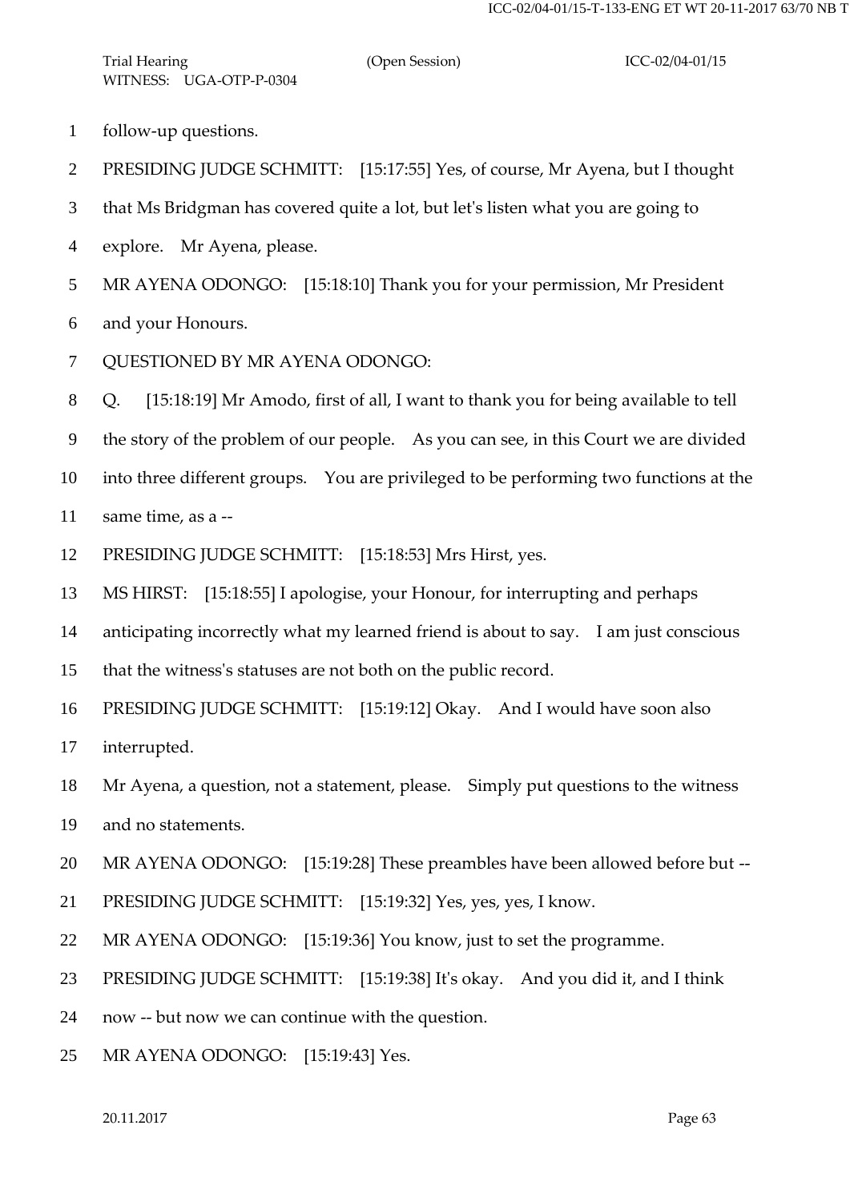follow-up questions.

PRESIDING JUDGE SCHMITT: [15:17:55] Yes, of course, Mr Ayena, but I thought that Ms Bridgman has covered quite a lot, but let's listen what you are going to explore. Mr Ayena, please.

MR AYENA ODONGO: [15:18:10] Thank you for your permission, Mr President and your Honours.

QUESTIONED BY MR AYENA ODONGO:

Q. [15:18:19] Mr Amodo, first of all, I want to thank you for being available to tell the story of the problem of our people. As you can see, in this Court we are divided into three different groups. You are privileged to be performing two functions at the same time, as a --

PRESIDING JUDGE SCHMITT: [15:18:53] Mrs Hirst, yes.

MS HIRST: [15:18:55] I apologise, your Honour, for interrupting and perhaps anticipating incorrectly what my learned friend is about to say. I am just conscious that the witness's statuses are not both on the public record.

PRESIDING JUDGE SCHMITT: [15:19:12] Okay. And I would have soon also interrupted.

Mr Ayena, a question, not a statement, please. Simply put questions to the witness and no statements.

MR AYENA ODONGO: [15:19:28] These preambles have been allowed before but --

PRESIDING JUDGE SCHMITT: [15:19:32] Yes, yes, yes, I know.

MR AYENA ODONGO: [15:19:36] You know, just to set the programme.

PRESIDING JUDGE SCHMITT: [15:19:38] It's okay. And you did it, and I think now -- but now we can continue with the question.

MR AYENA ODONGO: [15:19:43] Yes.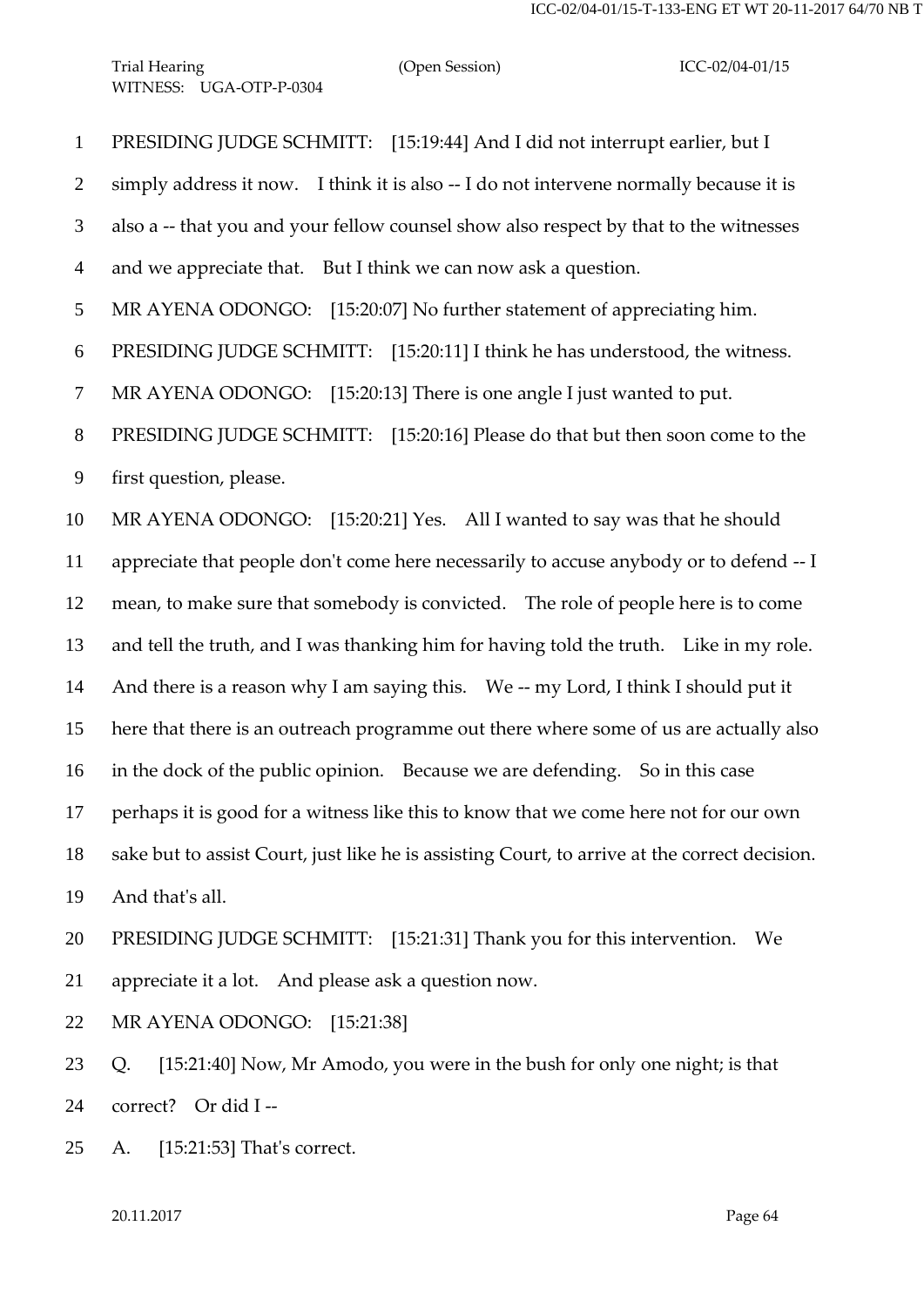PRESIDING JUDGE SCHMITT: [15:19:44] And I did not interrupt earlier, but I simply address it now. I think it is also -- I do not intervene normally because it is also a -- that you and your fellow counsel show also respect by that to the witnesses and we appreciate that. But I think we can now ask a question.

MR AYENA ODONGO: [15:20:07] No further statement of appreciating him.

PRESIDING JUDGE SCHMITT: [15:20:11] I think he has understood, the witness.

MR AYENA ODONGO: [15:20:13] There is one angle I just wanted to put.

PRESIDING JUDGE SCHMITT: [15:20:16] Please do that but then soon come to the first question, please.

MR AYENA ODONGO: [15:20:21] Yes. All I wanted to say was that he should appreciate that people don't come here necessarily to accuse anybody or to defend -- I mean, to make sure that somebody is convicted. The role of people here is to come and tell the truth, and I was thanking him for having told the truth. Like in my role. And there is a reason why I am saying this. We -- my Lord, I think I should put it here that there is an outreach programme out there where some of us are actually also in the dock of the public opinion. Because we are defending. So in this case perhaps it is good for a witness like this to know that we come here not for our own sake but to assist Court, just like he is assisting Court, to arrive at the correct decision. And that's all.

PRESIDING JUDGE SCHMITT: [15:21:31] Thank you for this intervention. We appreciate it a lot. And please ask a question now.

MR AYENA ODONGO: [15:21:38]

Q. [15:21:40] Now, Mr Amodo, you were in the bush for only one night; is that correct? Or did I --

A. [15:21:53] That's correct.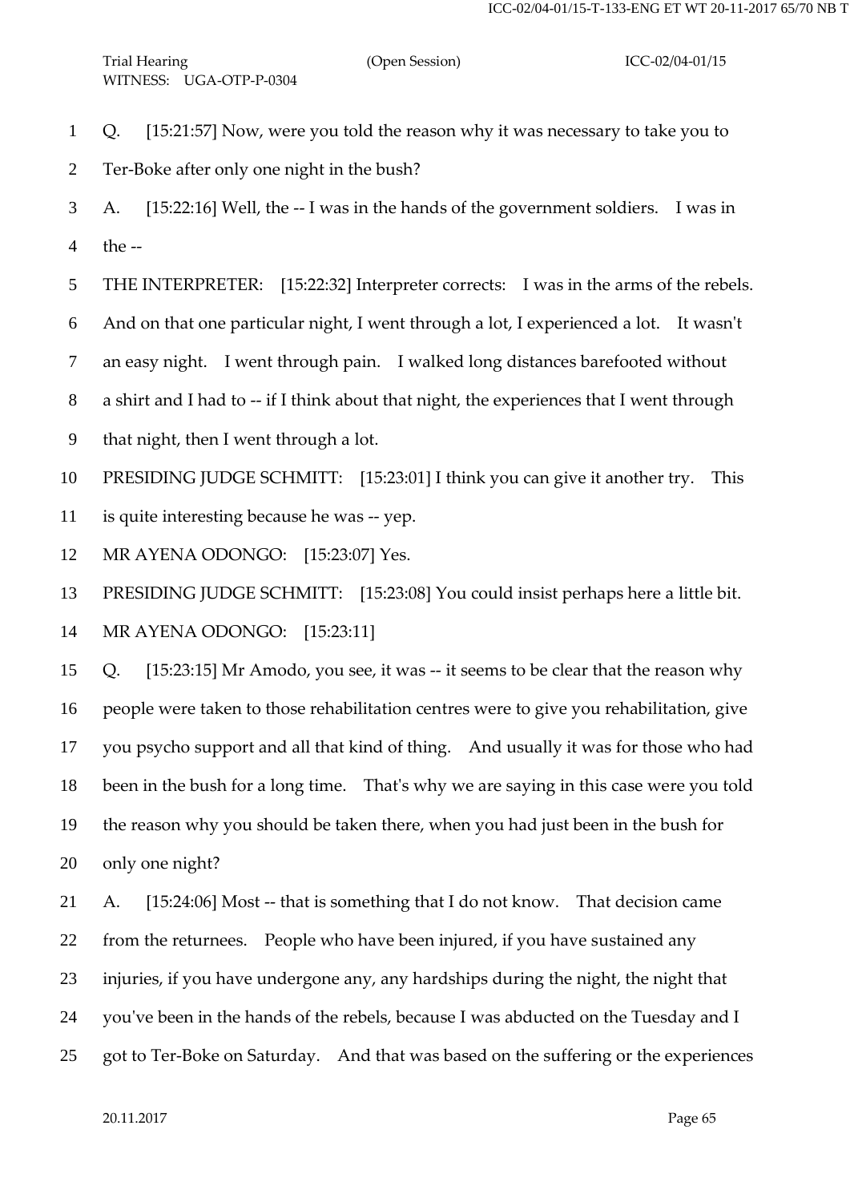Q. [15:21:57] Now, were you told the reason why it was necessary to take you to Ter-Boke after only one night in the bush?

A. [15:22:16] Well, the -- I was in the hands of the government soldiers. I was in the --

THE INTERPRETER: [15:22:32] Interpreter corrects: I was in the arms of the rebels. And on that one particular night, I went through a lot, I experienced a lot. It wasn't an easy night. I went through pain. I walked long distances barefooted without a shirt and I had to -- if I think about that night, the experiences that I went through that night, then I went through a lot.

PRESIDING JUDGE SCHMITT: [15:23:01] I think you can give it another try. This is quite interesting because he was -- yep.

MR AYENA ODONGO: [15:23:07] Yes.

PRESIDING JUDGE SCHMITT: [15:23:08] You could insist perhaps here a little bit.

MR AYENA ODONGO: [15:23:11]

Q. [15:23:15] Mr Amodo, you see, it was -- it seems to be clear that the reason why people were taken to those rehabilitation centres were to give you rehabilitation, give you psycho support and all that kind of thing. And usually it was for those who had been in the bush for a long time. That's why we are saying in this case were you told the reason why you should be taken there, when you had just been in the bush for only one night?

A. [15:24:06] Most -- that is something that I do not know. That decision came from the returnees. People who have been injured, if you have sustained any injuries, if you have undergone any, any hardships during the night, the night that you've been in the hands of the rebels, because I was abducted on the Tuesday and I got to Ter-Boke on Saturday. And that was based on the suffering or the experiences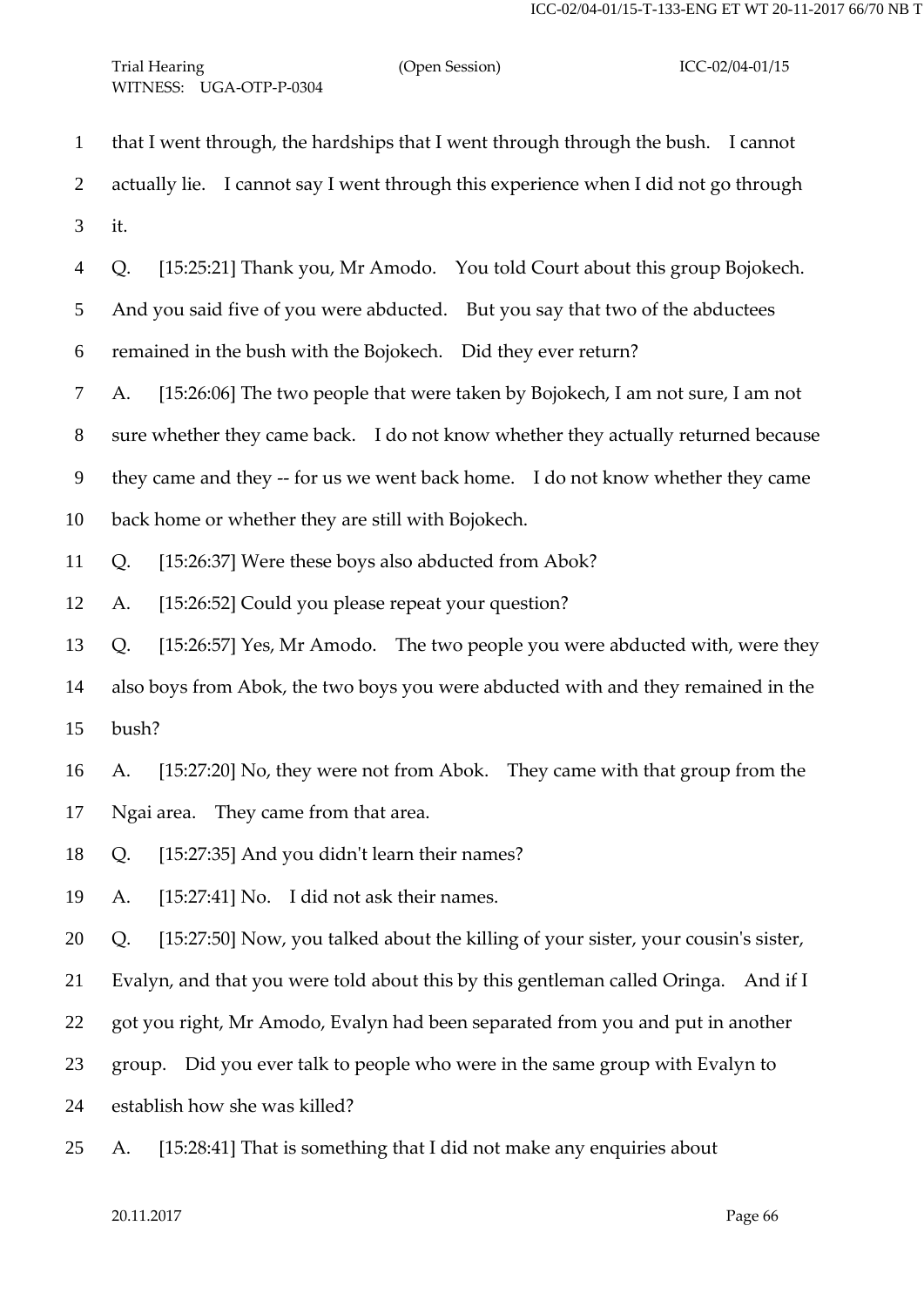that I went through, the hardships that I went through through the bush. I cannot actually lie. I cannot say I went through this experience when I did not go through it.

Q. [15:25:21] Thank you, Mr Amodo. You told Court about this group Bojokech. And you said five of you were abducted. But you say that two of the abductees remained in the bush with the Bojokech. Did they ever return?

A. [15:26:06] The two people that were taken by Bojokech, I am not sure, I am not sure whether they came back. I do not know whether they actually returned because they came and they -- for us we went back home. I do not know whether they came back home or whether they are still with Bojokech.

Q. [15:26:37] Were these boys also abducted from Abok?

A. [15:26:52] Could you please repeat your question?

Q. [15:26:57] Yes, Mr Amodo. The two people you were abducted with, were they also boys from Abok, the two boys you were abducted with and they remained in the bush?

A. [15:27:20] No, they were not from Abok. They came with that group from the Ngai area. They came from that area.

Q. [15:27:35] And you didn't learn their names?

A. [15:27:41] No. I did not ask their names.

Q. [15:27:50] Now, you talked about the killing of your sister, your cousin's sister, Evalyn, and that you were told about this by this gentleman called Oringa. And if I got you right, Mr Amodo, Evalyn had been separated from you and put in another group. Did you ever talk to people who were in the same group with Evalyn to establish how she was killed?

A. [15:28:41] That is something that I did not make any enquiries about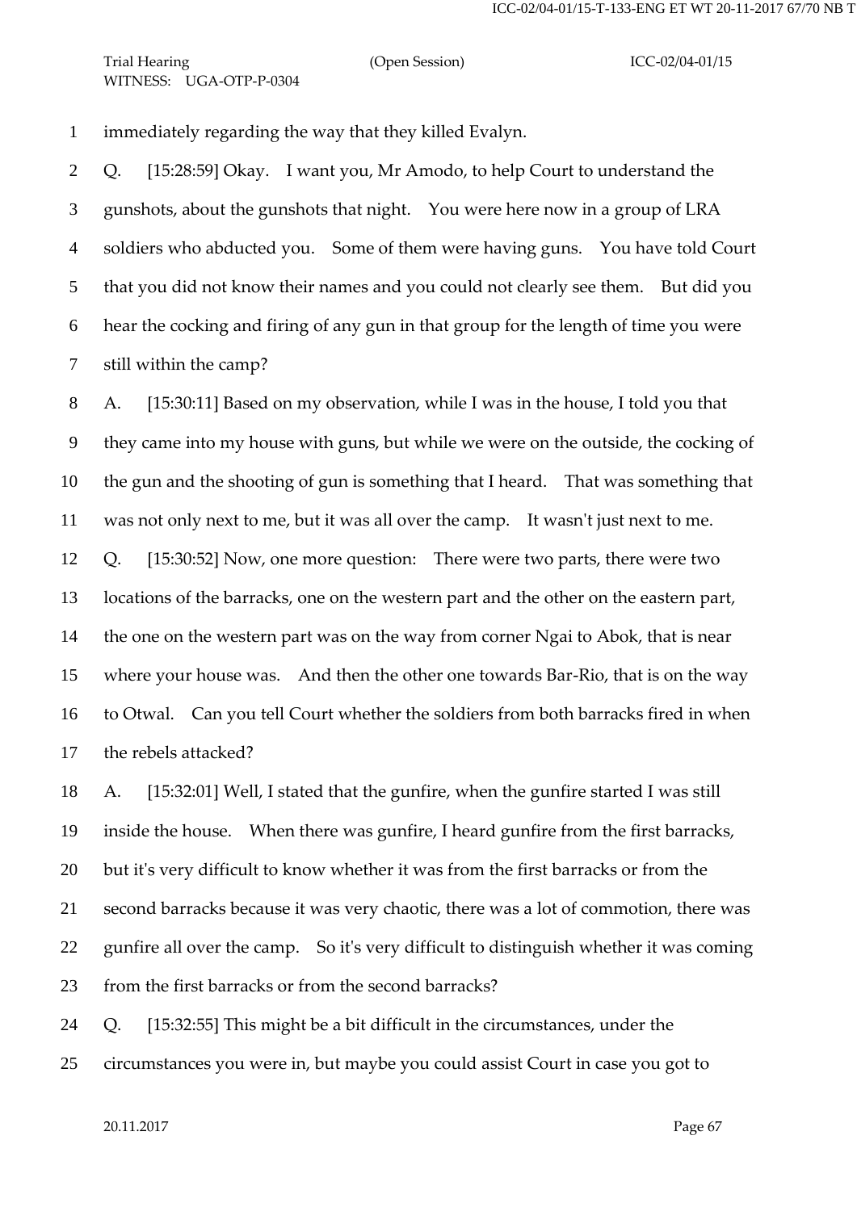immediately regarding the way that they killed Evalyn.

Q. [15:28:59] Okay. I want you, Mr Amodo, to help Court to understand the gunshots, about the gunshots that night. You were here now in a group of LRA soldiers who abducted you. Some of them were having guns. You have told Court that you did not know their names and you could not clearly see them. But did you hear the cocking and firing of any gun in that group for the length of time you were still within the camp?

A. [15:30:11] Based on my observation, while I was in the house, I told you that they came into my house with guns, but while we were on the outside, the cocking of the gun and the shooting of gun is something that I heard. That was something that was not only next to me, but it was all over the camp. It wasn't just next to me.

Q. [15:30:52] Now, one more question: There were two parts, there were two locations of the barracks, one on the western part and the other on the eastern part, the one on the western part was on the way from corner Ngai to Abok, that is near where your house was. And then the other one towards Bar-Rio, that is on the way to Otwal. Can you tell Court whether the soldiers from both barracks fired in when the rebels attacked?

A. [15:32:01] Well, I stated that the gunfire, when the gunfire started I was still inside the house. When there was gunfire, I heard gunfire from the first barracks, but it's very difficult to know whether it was from the first barracks or from the second barracks because it was very chaotic, there was a lot of commotion, there was gunfire all over the camp. So it's very difficult to distinguish whether it was coming from the first barracks or from the second barracks?

Q. [15:32:55] This might be a bit difficult in the circumstances, under the circumstances you were in, but maybe you could assist Court in case you got to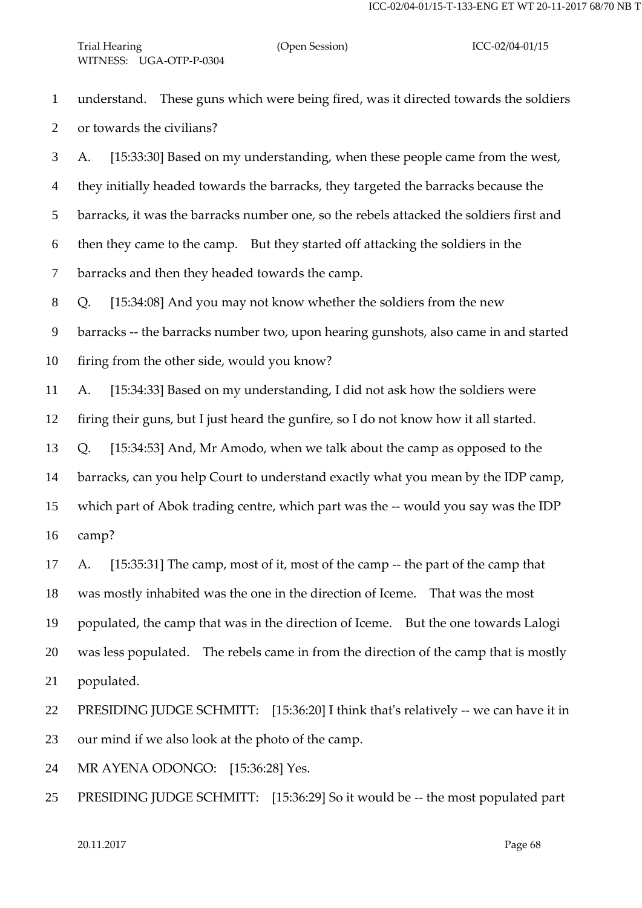understand. These guns which were being fired, was it directed towards the soldiers or towards the civilians?

A. [15:33:30] Based on my understanding, when these people came from the west, they initially headed towards the barracks, they targeted the barracks because the barracks, it was the barracks number one, so the rebels attacked the soldiers first and then they came to the camp. But they started off attacking the soldiers in the barracks and then they headed towards the camp.

Q. [15:34:08] And you may not know whether the soldiers from the new barracks -- the barracks number two, upon hearing gunshots, also came in and started firing from the other side, would you know?

A. [15:34:33] Based on my understanding, I did not ask how the soldiers were firing their guns, but I just heard the gunfire, so I do not know how it all started.

Q. [15:34:53] And, Mr Amodo, when we talk about the camp as opposed to the barracks, can you help Court to understand exactly what you mean by the IDP camp, which part of Abok trading centre, which part was the -- would you say was the IDP camp?

A. [15:35:31] The camp, most of it, most of the camp -- the part of the camp that was mostly inhabited was the one in the direction of Iceme. That was the most populated, the camp that was in the direction of Iceme. But the one towards Lalogi was less populated. The rebels came in from the direction of the camp that is mostly populated.

PRESIDING JUDGE SCHMITT: [15:36:20] I think that's relatively -- we can have it in our mind if we also look at the photo of the camp.

MR AYENA ODONGO: [15:36:28] Yes.

PRESIDING JUDGE SCHMITT: [15:36:29] So it would be -- the most populated part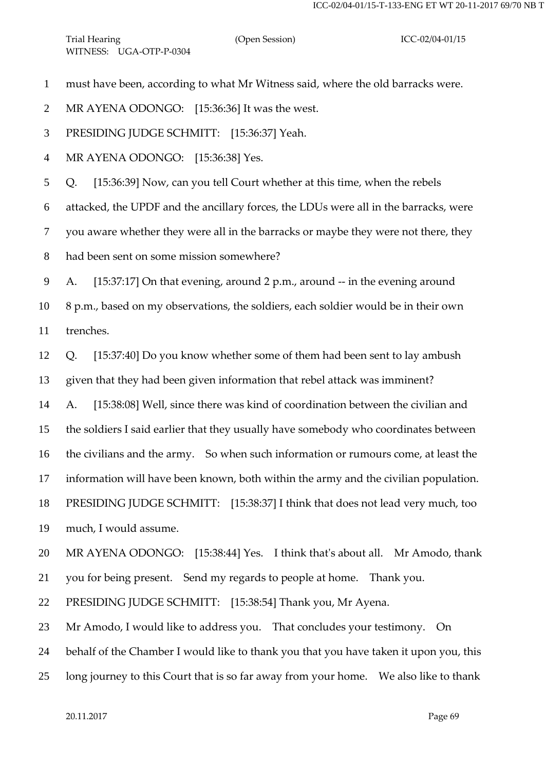must have been, according to what Mr Witness said, where the old barracks were.

MR AYENA ODONGO: [15:36:36] It was the west.

PRESIDING JUDGE SCHMITT: [15:36:37] Yeah.

MR AYENA ODONGO: [15:36:38] Yes.

Q. [15:36:39] Now, can you tell Court whether at this time, when the rebels attacked, the UPDF and the ancillary forces, the LDUs were all in the barracks, were you aware whether they were all in the barracks or maybe they were not there, they had been sent on some mission somewhere?

A. [15:37:17] On that evening, around 2 p.m., around -- in the evening around 8 p.m., based on my observations, the soldiers, each soldier would be in their own trenches.

Q. [15:37:40] Do you know whether some of them had been sent to lay ambush given that they had been given information that rebel attack was imminent?

A. [15:38:08] Well, since there was kind of coordination between the civilian and the soldiers I said earlier that they usually have somebody who coordinates between the civilians and the army. So when such information or rumours come, at least the information will have been known, both within the army and the civilian population.

PRESIDING JUDGE SCHMITT: [15:38:37] I think that does not lead very much, too much, I would assume.

MR AYENA ODONGO: [15:38:44] Yes. I think that's about all. Mr Amodo, thank you for being present. Send my regards to people at home. Thank you.

PRESIDING JUDGE SCHMITT: [15:38:54] Thank you, Mr Ayena.

Mr Amodo, I would like to address you. That concludes your testimony. On behalf of the Chamber I would like to thank you that you have taken it upon you, this long journey to this Court that is so far away from your home. We also like to thank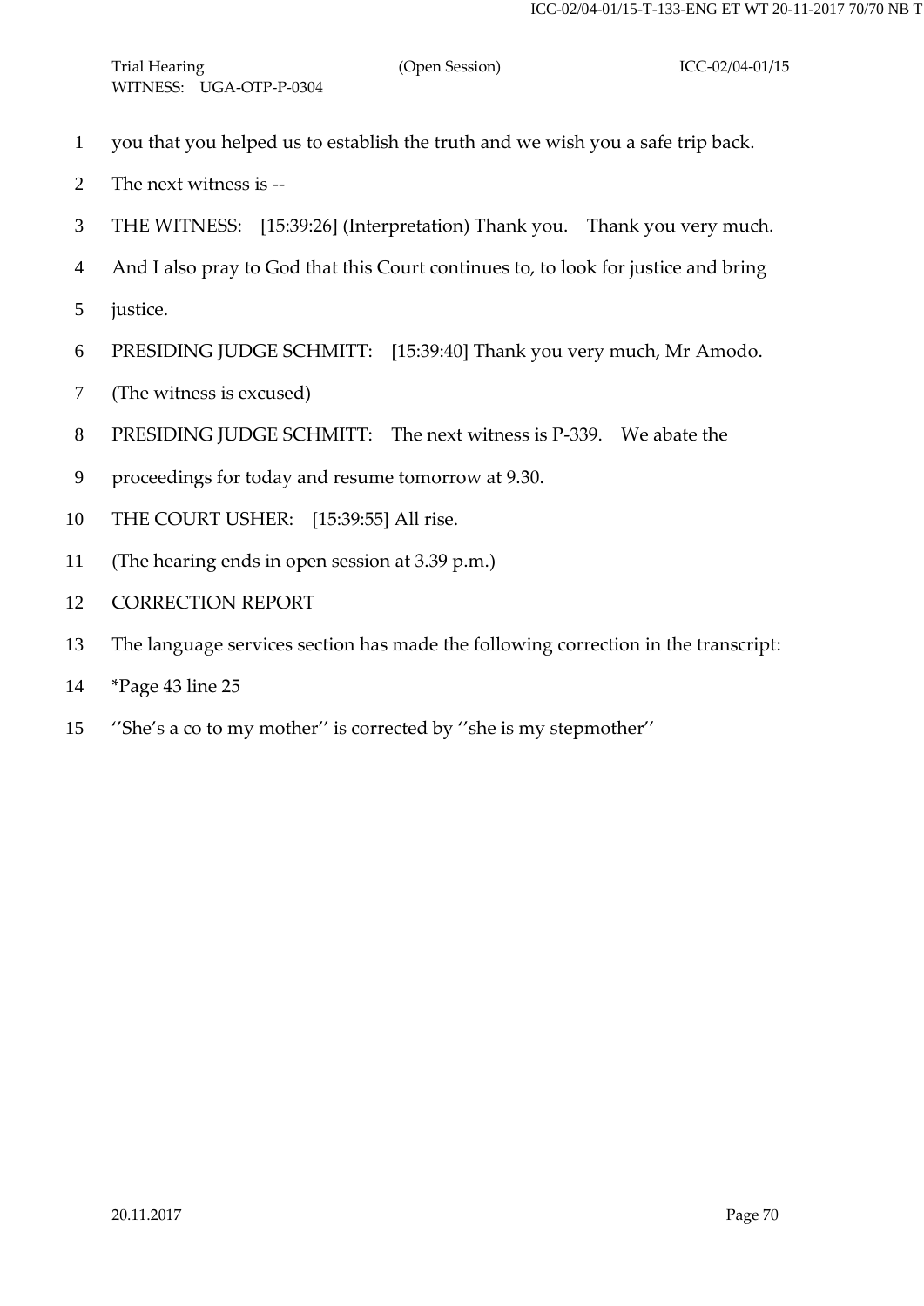you that you helped us to establish the truth and we wish you a safe trip back.

The next witness is --

THE WITNESS: [15:39:26] (Interpretation) Thank you. Thank you very much.

And I also pray to God that this Court continues to, to look for justice and bring justice.

PRESIDING JUDGE SCHMITT: [15:39:40] Thank you very much, Mr Amodo.

(The witness is excused)

PRESIDING JUDGE SCHMITT: The next witness is P-339. We abate the proceedings for today and resume tomorrow at 9.30.

THE COURT USHER: [15:39:55] All rise.

(The hearing ends in open session at 3.39 p.m.)

CORRECTION REPORT

The language services section has made the following correction in the transcript:

*Page 43 line 25

''She's a co to my mother'' is corrected by ''she is my stepmother''